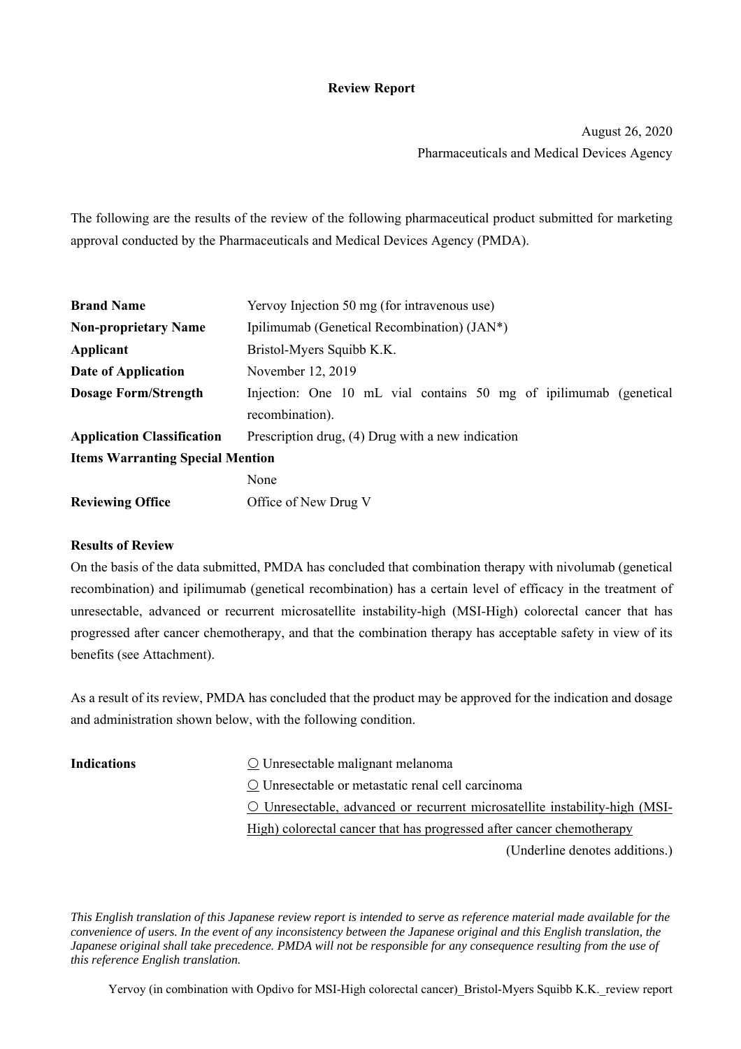# Review Report

August 26, 2020
Pharmaceuticals and Medical Devices Agency

The following are the results of the review of the following pharmaceutical product submitted for marketing approval conducted by the Pharmaceuticals and Medical Devices Agency (PMDA).

| | |
|---|---|
| **Brand Name** | Yervoy Injection 50 mg (for intravenous use) |
| **Non-proprietary Name** | Ipilimumab (Genetical Recombination) (JAN*) |
| **Applicant** | Bristol-Myers Squibb K.K. |
| **Date of Application** | November 12, 2019 |
| **Dosage Form/Strength** | Injection: One 10 mL vial contains 50 mg of ipilimumab (genetical recombination). |
| **Application Classification** | Prescription drug, (4) Drug with a new indication |
| **Items Warranting Special Mention** | None |
| **Reviewing Office** | Office of New Drug V |

**Results of Review**

On the basis of the data submitted, PMDA has concluded that combination therapy with nivolumab (genetical recombination) and ipilimumab (genetical recombination) has a certain level of efficacy in the treatment of unresectable, advanced or recurrent microsatellite instability-high (MSI-High) colorectal cancer that has progressed after cancer chemotherapy, and that the combination therapy has acceptable safety in view of its benefits (see Attachment).

As a result of its review, PMDA has concluded that the product may be approved for the indication and dosage and administration shown below, with the following condition.

**Indications**

○ Unresectable malignant melanoma
○ Unresectable or metastatic renal cell carcinoma
<u>○ Unresectable, advanced or recurrent microsatellite instability-high (MSI-High) colorectal cancer that has progressed after cancer chemotherapy</u>

(Underline denotes additions.)

*This English translation of this Japanese review report is intended to serve as reference material made available for the convenience of users. In the event of any inconsistency between the Japanese original and this English translation, the Japanese original shall take precedence. PMDA will not be responsible for any consequence resulting from the use of this reference English translation.*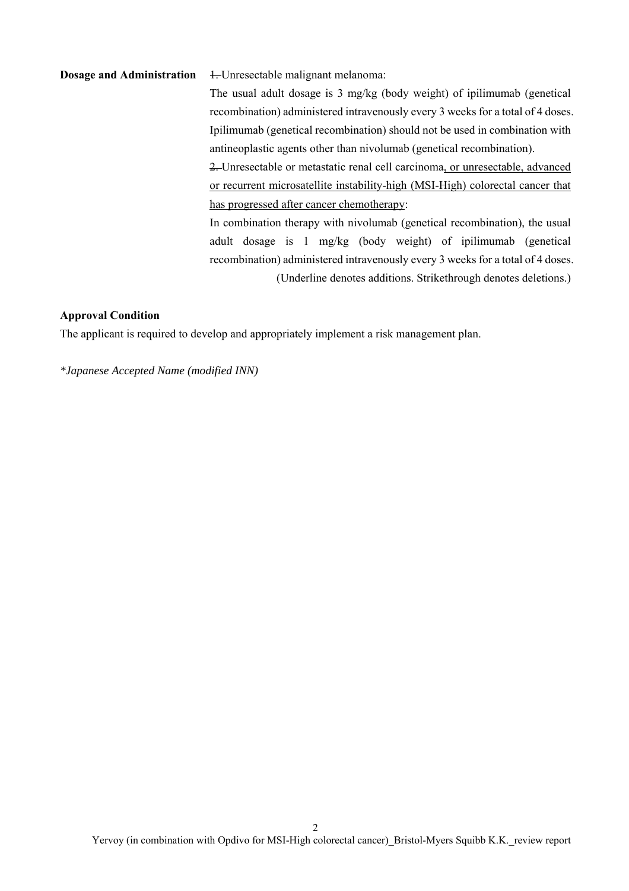**Dosage and Administration**

~~1.~~ Unresectable malignant melanoma:

The usual adult dosage is 3 mg/kg (body weight) of ipilimumab (genetical recombination) administered intravenously every 3 weeks for a total of 4 doses. Ipilimumab (genetical recombination) should not be used in combination with antineoplastic agents other than nivolumab (genetical recombination).

~~2.~~ Unresectable or metastatic renal cell carcinoma<u>, or unresectable, advanced or recurrent microsatellite instability-high (MSI-High) colorectal cancer that has progressed after cancer chemotherapy</u>:

In combination therapy with nivolumab (genetical recombination), the usual adult dosage is 1 mg/kg (body weight) of ipilimumab (genetical recombination) administered intravenously every 3 weeks for a total of 4 doses.

(Underline denotes additions. Strikethrough denotes deletions.)

**Approval Condition**

The applicant is required to develop and appropriately implement a risk management plan.

*\*Japanese Accepted Name (modified INN)*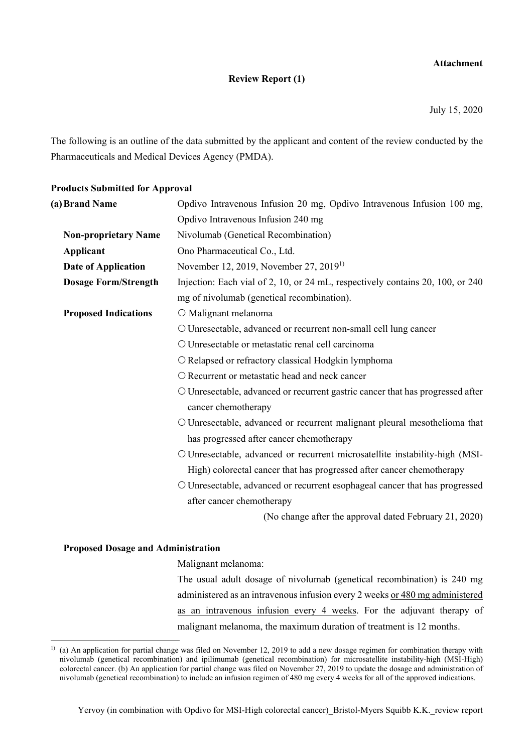**Attachment**

**Review Report (1)**

July 15, 2020

The following is an outline of the data submitted by the applicant and content of the review conducted by the Pharmaceuticals and Medical Devices Agency (PMDA).

**Products Submitted for Approval**

| | |
|---|---|
| **(a) Brand Name** | Opdivo Intravenous Infusion 20 mg, Opdivo Intravenous Infusion 100 mg, Opdivo Intravenous Infusion 240 mg |
| **Non-proprietary Name** | Nivolumab (Genetical Recombination) |
| **Applicant** | Ono Pharmaceutical Co., Ltd. |
| **Date of Application** | November 12, 2019, November 27, 2019[1] |
| **Dosage Form/Strength** | Injection: Each vial of 2, 10, or 24 mL, respectively contains 20, 100, or 240 mg of nivolumab (genetical recombination). |

**Proposed Indications**

- ○ Malignant melanoma
- ○ Unresectable, advanced or recurrent non-small cell lung cancer
- ○ Unresectable or metastatic renal cell carcinoma
- ○ Relapsed or refractory classical Hodgkin lymphoma
- ○ Recurrent or metastatic head and neck cancer
- ○ Unresectable, advanced or recurrent gastric cancer that has progressed after cancer chemotherapy
- ○ Unresectable, advanced or recurrent malignant pleural mesothelioma that has progressed after cancer chemotherapy
- ○ Unresectable, advanced or recurrent microsatellite instability-high (MSI-High) colorectal cancer that has progressed after cancer chemotherapy
- ○ Unresectable, advanced or recurrent esophageal cancer that has progressed after cancer chemotherapy

(No change after the approval dated February 21, 2020)

**Proposed Dosage and Administration**

Malignant melanoma:

The usual adult dosage of nivolumab (genetical recombination) is 240 mg administered as an intravenous infusion every 2 weeks <u>or 480 mg administered as an intravenous infusion every 4 weeks</u>. For the adjuvant therapy of malignant melanoma, the maximum duration of treatment is 12 months.

---

[1] (a) An application for partial change was filed on November 12, 2019 to add a new dosage regimen for combination therapy with nivolumab (genetical recombination) and ipilimumab (genetical recombination) for microsatellite instability-high (MSI-High) colorectal cancer. (b) An application for partial change was filed on November 27, 2019 to update the dosage and administration of nivolumab (genetical recombination) to include an infusion regimen of 480 mg every 4 weeks for all of the approved indications.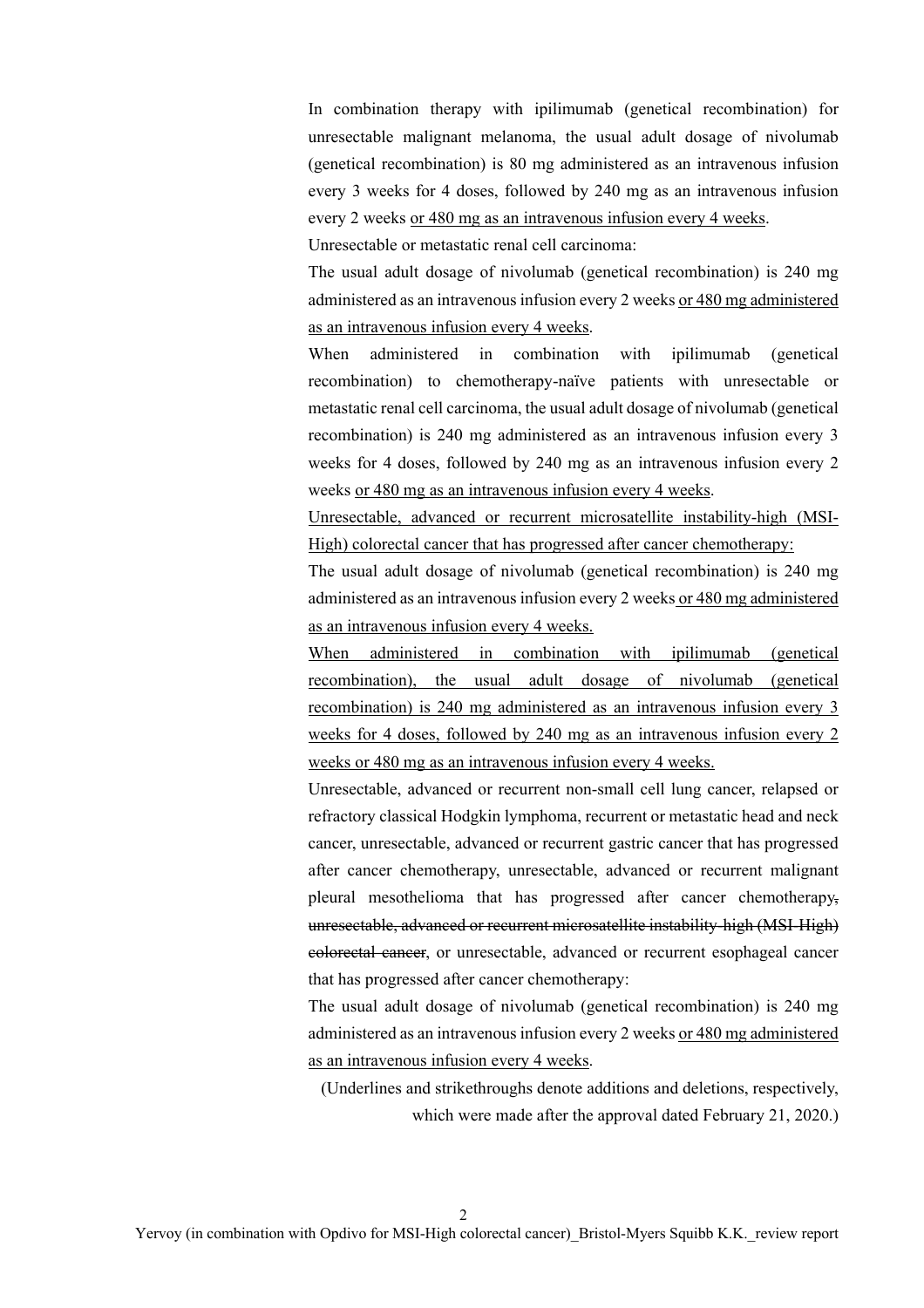In combination therapy with ipilimumab (genetical recombination) for unresectable malignant melanoma, the usual adult dosage of nivolumab (genetical recombination) is 80 mg administered as an intravenous infusion every 3 weeks for 4 doses, followed by 240 mg as an intravenous infusion every 2 weeks <u>or 480 mg as an intravenous infusion every 4 weeks</u>.

Unresectable or metastatic renal cell carcinoma:

The usual adult dosage of nivolumab (genetical recombination) is 240 mg administered as an intravenous infusion every 2 weeks <u>or 480 mg administered as an intravenous infusion every 4 weeks</u>.

When administered in combination with ipilimumab (genetical recombination) to chemotherapy-naïve patients with unresectable or metastatic renal cell carcinoma, the usual adult dosage of nivolumab (genetical recombination) is 240 mg administered as an intravenous infusion every 3 weeks for 4 doses, followed by 240 mg as an intravenous infusion every 2 weeks <u>or 480 mg as an intravenous infusion every 4 weeks</u>.

<u>Unresectable, advanced or recurrent microsatellite instability-high (MSI-High) colorectal cancer that has progressed after cancer chemotherapy:</u>

The usual adult dosage of nivolumab (genetical recombination) is 240 mg administered as an intravenous infusion every 2 weeks <u>or 480 mg administered as an intravenous infusion every 4 weeks.</u>

<u>When administered in combination with ipilimumab (genetical recombination), the usual adult dosage of nivolumab (genetical recombination) is 240 mg administered as an intravenous infusion every 3 weeks for 4 doses, followed by 240 mg as an intravenous infusion every 2 weeks or 480 mg as an intravenous infusion every 4 weeks.</u>

Unresectable, advanced or recurrent non-small cell lung cancer, relapsed or refractory classical Hodgkin lymphoma, recurrent or metastatic head and neck cancer, unresectable, advanced or recurrent gastric cancer that has progressed after cancer chemotherapy, unresectable, advanced or recurrent malignant pleural mesothelioma that has progressed after cancer chemotherapy~~, unresectable, advanced or recurrent microsatellite instability-high (MSI-High) colorectal cancer~~, or unresectable, advanced or recurrent esophageal cancer that has progressed after cancer chemotherapy:

The usual adult dosage of nivolumab (genetical recombination) is 240 mg administered as an intravenous infusion every 2 weeks <u>or 480 mg administered as an intravenous infusion every 4 weeks</u>.

(Underlines and strikethroughs denote additions and deletions, respectively, which were made after the approval dated February 21, 2020.)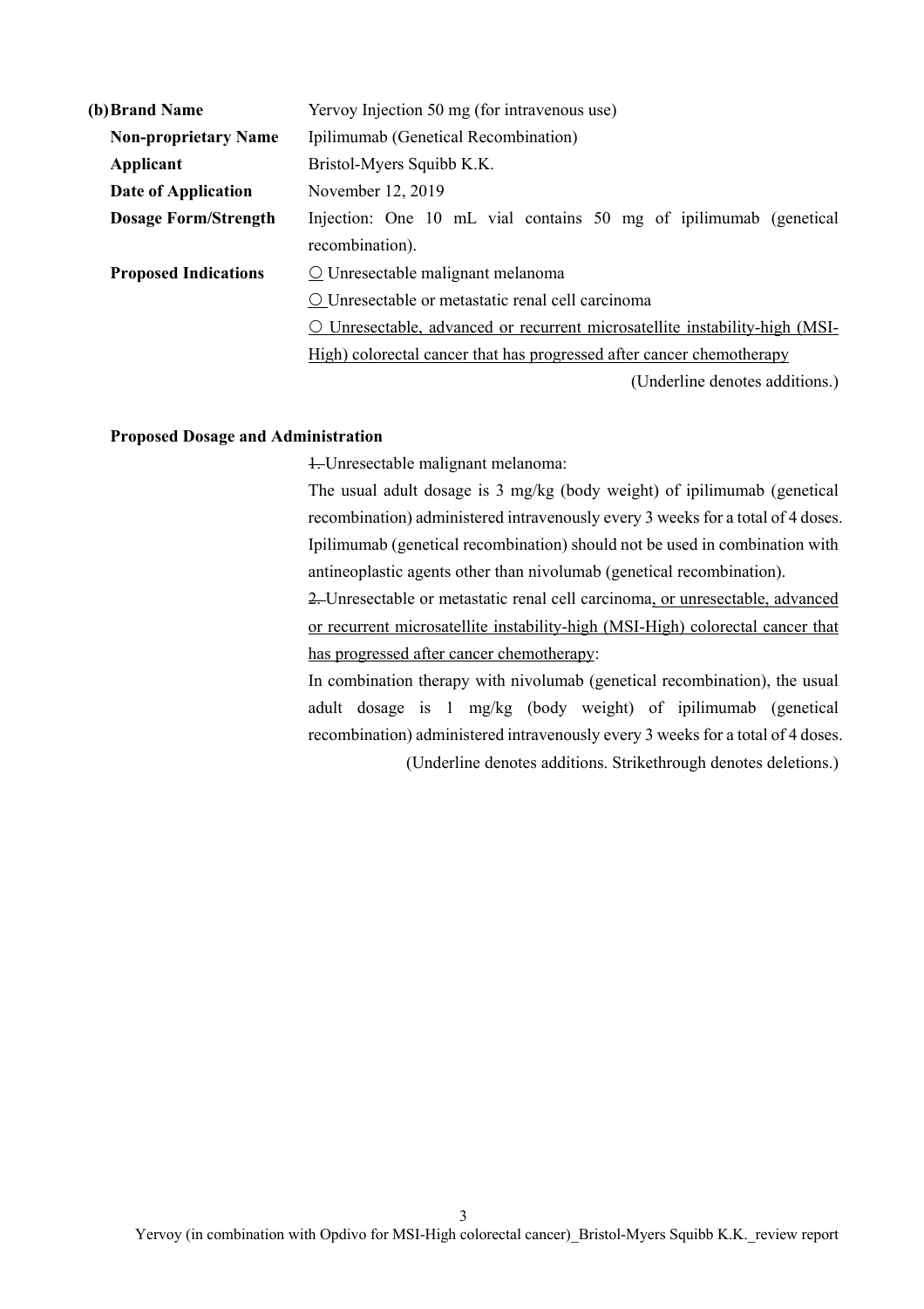**(b) Brand Name** Yervoy Injection 50 mg (for intravenous use)

**Non-proprietary Name** Ipilimumab (Genetical Recombination)

**Applicant** Bristol-Myers Squibb K.K.

**Date of Application** November 12, 2019

**Dosage Form/Strength** Injection: One 10 mL vial contains 50 mg of ipilimumab (genetical recombination).

**Proposed Indications**

○ Unresectable malignant melanoma

○ Unresectable or metastatic renal cell carcinoma

<u>○ Unresectable, advanced or recurrent microsatellite instability-high (MSI-High) colorectal cancer that has progressed after cancer chemotherapy</u>

(Underline denotes additions.)

**Proposed Dosage and Administration**

~~1.~~ Unresectable malignant melanoma:

The usual adult dosage is 3 mg/kg (body weight) of ipilimumab (genetical recombination) administered intravenously every 3 weeks for a total of 4 doses. Ipilimumab (genetical recombination) should not be used in combination with antineoplastic agents other than nivolumab (genetical recombination).

~~2.~~ Unresectable or metastatic renal cell carcinoma<u>, or unresectable, advanced or recurrent microsatellite instability-high (MSI-High) colorectal cancer that has progressed after cancer chemotherapy</u>:

In combination therapy with nivolumab (genetical recombination), the usual adult dosage is 1 mg/kg (body weight) of ipilimumab (genetical recombination) administered intravenously every 3 weeks for a total of 4 doses.

(Underline denotes additions. Strikethrough denotes deletions.)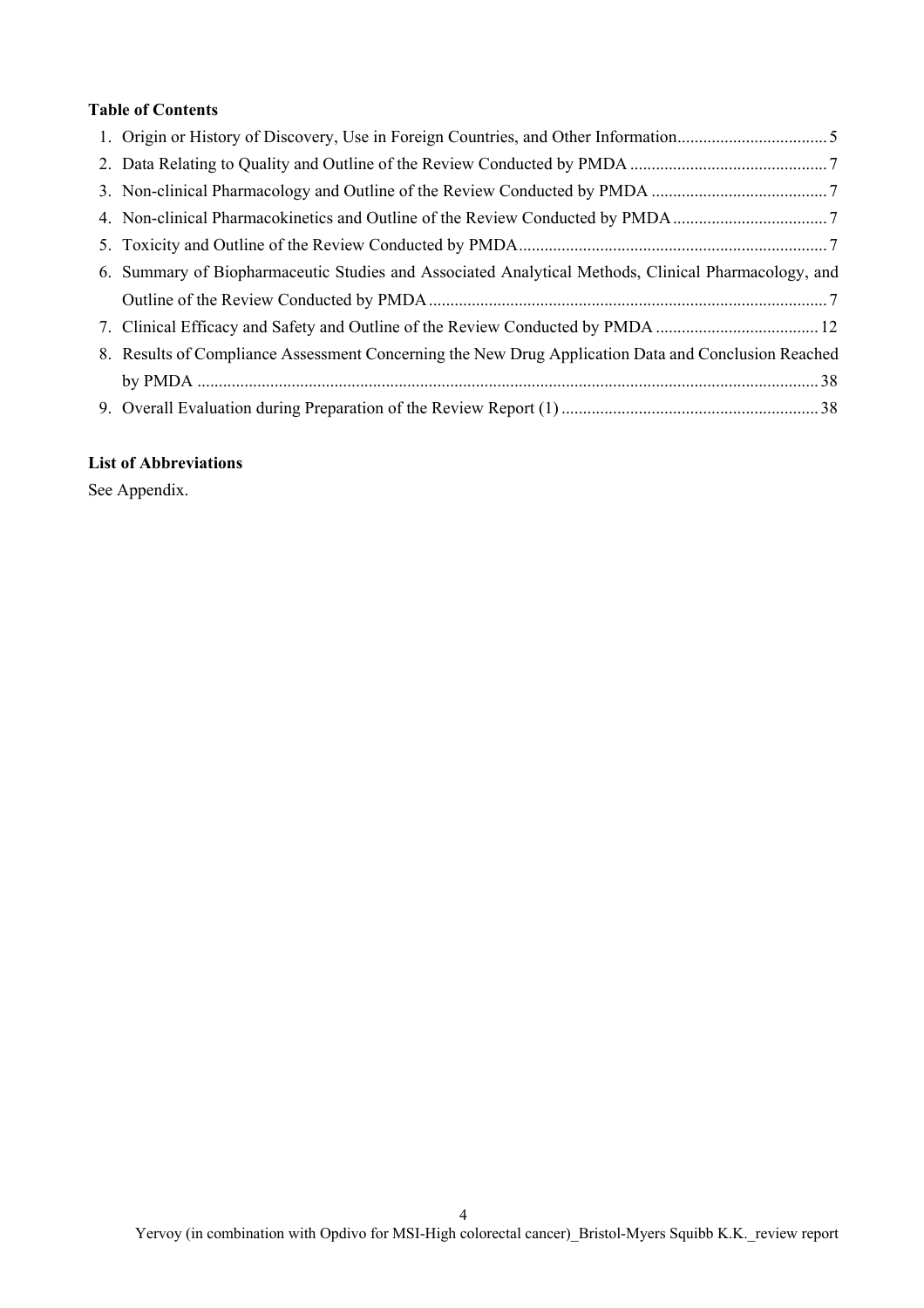**Table of Contents**

1. Origin or History of Discovery, Use in Foreign Countries, and Other Information .................................. 5
2. Data Relating to Quality and Outline of the Review Conducted by PMDA ............................................. 7
3. Non-clinical Pharmacology and Outline of the Review Conducted by PMDA ........................................ 7
4. Non-clinical Pharmacokinetics and Outline of the Review Conducted by PMDA ................................... 7
5. Toxicity and Outline of the Review Conducted by PMDA ....................................................................... 7
6. Summary of Biopharmaceutic Studies and Associated Analytical Methods, Clinical Pharmacology, and Outline of the Review Conducted by PMDA ........................................................................................... 7
7. Clinical Efficacy and Safety and Outline of the Review Conducted by PMDA ..................................... 12
8. Results of Compliance Assessment Concerning the New Drug Application Data and Conclusion Reached by PMDA ............................................................................................................................................... 38
9. Overall Evaluation during Preparation of the Review Report (1) ........................................................... 38

**List of Abbreviations**

See Appendix.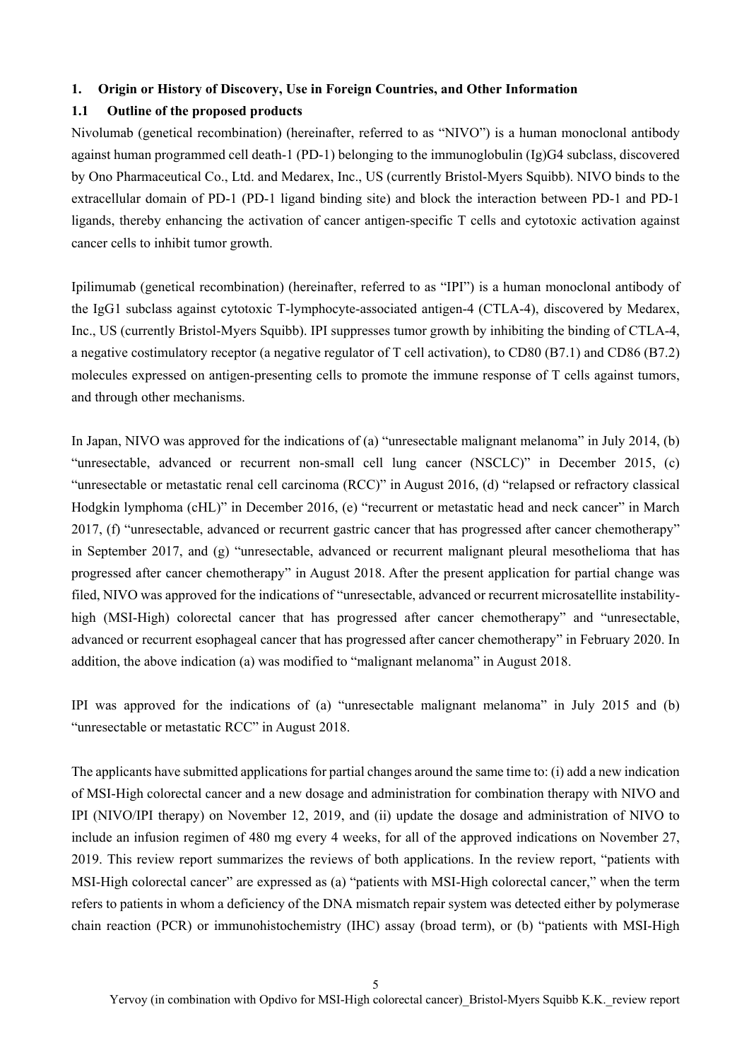## 1. Origin or History of Discovery, Use in Foreign Countries, and Other Information

### 1.1 Outline of the proposed products

Nivolumab (genetical recombination) (hereinafter, referred to as "NIVO") is a human monoclonal antibody against human programmed cell death-1 (PD-1) belonging to the immunoglobulin (Ig)G4 subclass, discovered by Ono Pharmaceutical Co., Ltd. and Medarex, Inc., US (currently Bristol-Myers Squibb). NIVO binds to the extracellular domain of PD-1 (PD-1 ligand binding site) and block the interaction between PD-1 and PD-1 ligands, thereby enhancing the activation of cancer antigen-specific T cells and cytotoxic activation against cancer cells to inhibit tumor growth.

Ipilimumab (genetical recombination) (hereinafter, referred to as "IPI") is a human monoclonal antibody of the IgG1 subclass against cytotoxic T-lymphocyte-associated antigen-4 (CTLA-4), discovered by Medarex, Inc., US (currently Bristol-Myers Squibb). IPI suppresses tumor growth by inhibiting the binding of CTLA-4, a negative costimulatory receptor (a negative regulator of T cell activation), to CD80 (B7.1) and CD86 (B7.2) molecules expressed on antigen-presenting cells to promote the immune response of T cells against tumors, and through other mechanisms.

In Japan, NIVO was approved for the indications of (a) "unresectable malignant melanoma" in July 2014, (b) "unresectable, advanced or recurrent non-small cell lung cancer (NSCLC)" in December 2015, (c) "unresectable or metastatic renal cell carcinoma (RCC)" in August 2016, (d) "relapsed or refractory classical Hodgkin lymphoma (cHL)" in December 2016, (e) "recurrent or metastatic head and neck cancer" in March 2017, (f) "unresectable, advanced or recurrent gastric cancer that has progressed after cancer chemotherapy" in September 2017, and (g) "unresectable, advanced or recurrent malignant pleural mesothelioma that has progressed after cancer chemotherapy" in August 2018. After the present application for partial change was filed, NIVO was approved for the indications of "unresectable, advanced or recurrent microsatellite instability-high (MSI-High) colorectal cancer that has progressed after cancer chemotherapy" and "unresectable, advanced or recurrent esophageal cancer that has progressed after cancer chemotherapy" in February 2020. In addition, the above indication (a) was modified to "malignant melanoma" in August 2018.

IPI was approved for the indications of (a) "unresectable malignant melanoma" in July 2015 and (b) "unresectable or metastatic RCC" in August 2018.

The applicants have submitted applications for partial changes around the same time to: (i) add a new indication of MSI-High colorectal cancer and a new dosage and administration for combination therapy with NIVO and IPI (NIVO/IPI therapy) on November 12, 2019, and (ii) update the dosage and administration of NIVO to include an infusion regimen of 480 mg every 4 weeks, for all of the approved indications on November 27, 2019. This review report summarizes the reviews of both applications. In the review report, "patients with MSI-High colorectal cancer" are expressed as (a) "patients with MSI-High colorectal cancer," when the term refers to patients in whom a deficiency of the DNA mismatch repair system was detected either by polymerase chain reaction (PCR) or immunohistochemistry (IHC) assay (broad term), or (b) "patients with MSI-High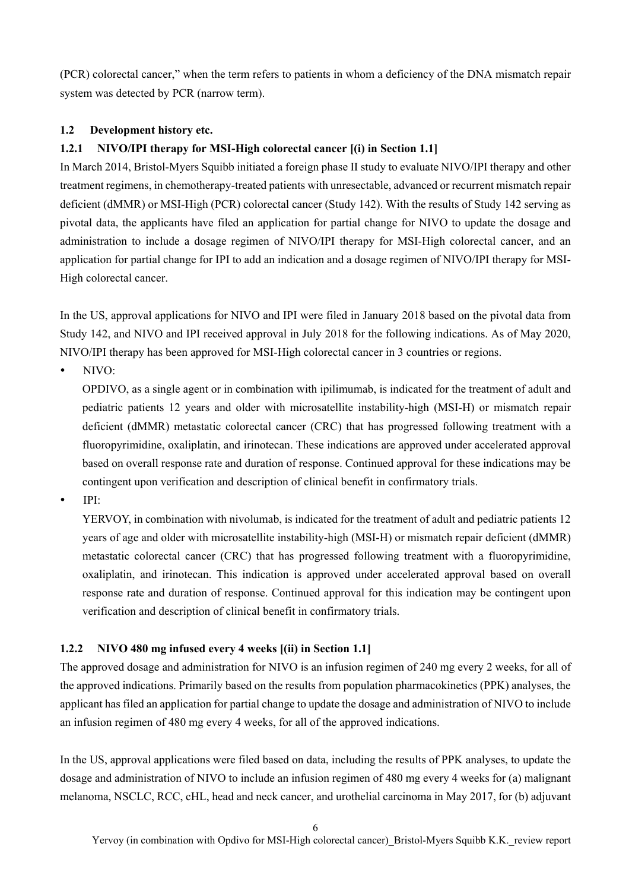(PCR) colorectal cancer," when the term refers to patients in whom a deficiency of the DNA mismatch repair system was detected by PCR (narrow term).

### 1.2 Development history etc.

#### 1.2.1 NIVO/IPI therapy for MSI-High colorectal cancer [(i) in Section 1.1]

In March 2014, Bristol-Myers Squibb initiated a foreign phase II study to evaluate NIVO/IPI therapy and other treatment regimens, in chemotherapy-treated patients with unresectable, advanced or recurrent mismatch repair deficient (dMMR) or MSI-High (PCR) colorectal cancer (Study 142). With the results of Study 142 serving as pivotal data, the applicants have filed an application for partial change for NIVO to update the dosage and administration to include a dosage regimen of NIVO/IPI therapy for MSI-High colorectal cancer, and an application for partial change for IPI to add an indication and a dosage regimen of NIVO/IPI therapy for MSI-High colorectal cancer.

In the US, approval applications for NIVO and IPI were filed in January 2018 based on the pivotal data from Study 142, and NIVO and IPI received approval in July 2018 for the following indications. As of May 2020, NIVO/IPI therapy has been approved for MSI-High colorectal cancer in 3 countries or regions.

- NIVO:

  OPDIVO, as a single agent or in combination with ipilimumab, is indicated for the treatment of adult and pediatric patients 12 years and older with microsatellite instability-high (MSI-H) or mismatch repair deficient (dMMR) metastatic colorectal cancer (CRC) that has progressed following treatment with a fluoropyrimidine, oxaliplatin, and irinotecan. These indications are approved under accelerated approval based on overall response rate and duration of response. Continued approval for these indications may be contingent upon verification and description of clinical benefit in confirmatory trials.

- IPI:

  YERVOY, in combination with nivolumab, is indicated for the treatment of adult and pediatric patients 12 years of age and older with microsatellite instability-high (MSI-H) or mismatch repair deficient (dMMR) metastatic colorectal cancer (CRC) that has progressed following treatment with a fluoropyrimidine, oxaliplatin, and irinotecan. This indication is approved under accelerated approval based on overall response rate and duration of response. Continued approval for this indication may be contingent upon verification and description of clinical benefit in confirmatory trials.

#### 1.2.2 NIVO 480 mg infused every 4 weeks [(ii) in Section 1.1]

The approved dosage and administration for NIVO is an infusion regimen of 240 mg every 2 weeks, for all of the approved indications. Primarily based on the results from population pharmacokinetics (PPK) analyses, the applicant has filed an application for partial change to update the dosage and administration of NIVO to include an infusion regimen of 480 mg every 4 weeks, for all of the approved indications.

In the US, approval applications were filed based on data, including the results of PPK analyses, to update the dosage and administration of NIVO to include an infusion regimen of 480 mg every 4 weeks for (a) malignant melanoma, NSCLC, RCC, cHL, head and neck cancer, and urothelial carcinoma in May 2017, for (b) adjuvant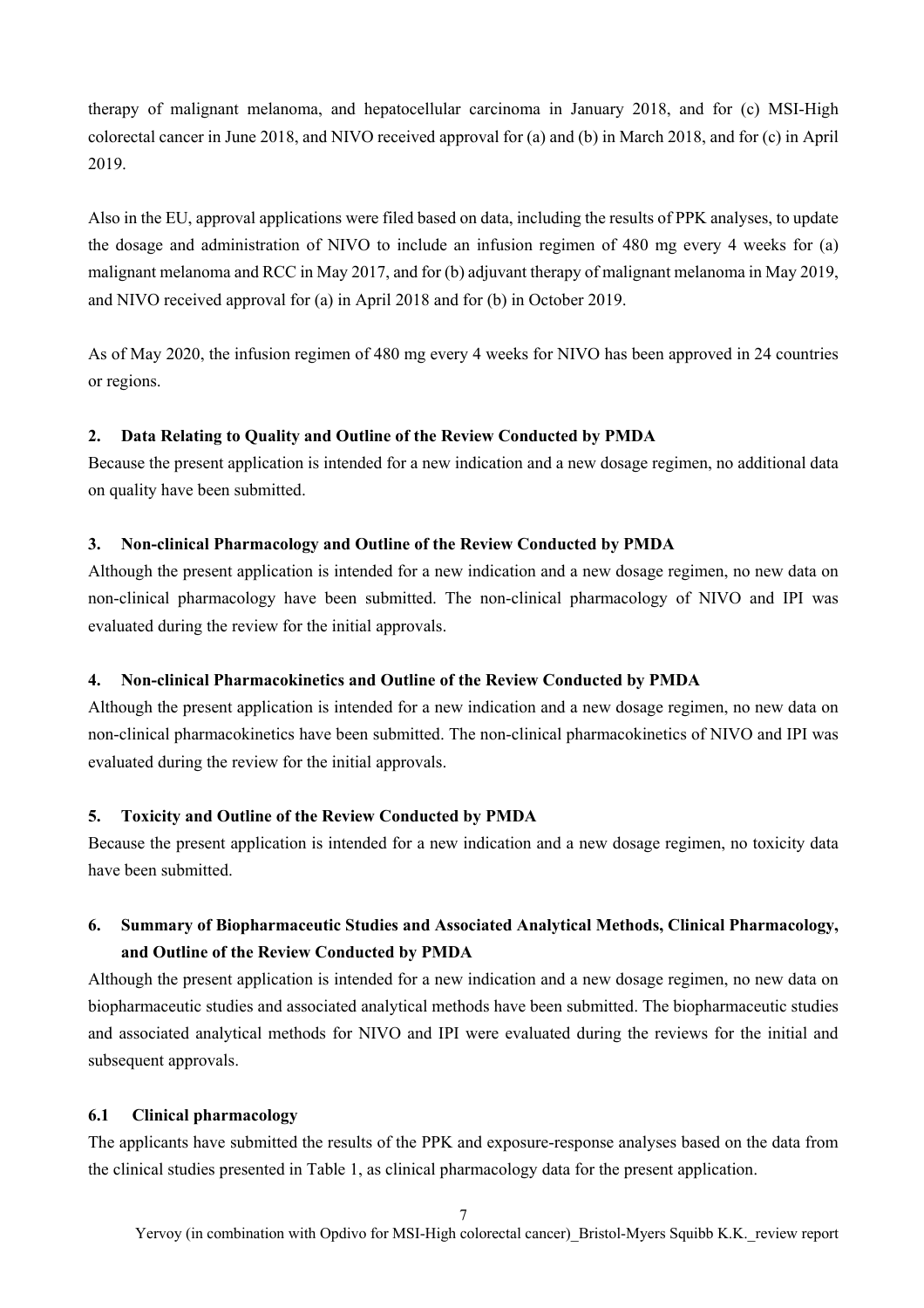therapy of malignant melanoma, and hepatocellular carcinoma in January 2018, and for (c) MSI-High colorectal cancer in June 2018, and NIVO received approval for (a) and (b) in March 2018, and for (c) in April 2019.

Also in the EU, approval applications were filed based on data, including the results of PPK analyses, to update the dosage and administration of NIVO to include an infusion regimen of 480 mg every 4 weeks for (a) malignant melanoma and RCC in May 2017, and for (b) adjuvant therapy of malignant melanoma in May 2019, and NIVO received approval for (a) in April 2018 and for (b) in October 2019.

As of May 2020, the infusion regimen of 480 mg every 4 weeks for NIVO has been approved in 24 countries or regions.

## 2. Data Relating to Quality and Outline of the Review Conducted by PMDA

Because the present application is intended for a new indication and a new dosage regimen, no additional data on quality have been submitted.

## 3. Non-clinical Pharmacology and Outline of the Review Conducted by PMDA

Although the present application is intended for a new indication and a new dosage regimen, no new data on non-clinical pharmacology have been submitted. The non-clinical pharmacology of NIVO and IPI was evaluated during the review for the initial approvals.

## 4. Non-clinical Pharmacokinetics and Outline of the Review Conducted by PMDA

Although the present application is intended for a new indication and a new dosage regimen, no new data on non-clinical pharmacokinetics have been submitted. The non-clinical pharmacokinetics of NIVO and IPI was evaluated during the review for the initial approvals.

## 5. Toxicity and Outline of the Review Conducted by PMDA

Because the present application is intended for a new indication and a new dosage regimen, no toxicity data have been submitted.

## 6. Summary of Biopharmaceutic Studies and Associated Analytical Methods, Clinical Pharmacology, and Outline of the Review Conducted by PMDA

Although the present application is intended for a new indication and a new dosage regimen, no new data on biopharmaceutic studies and associated analytical methods have been submitted. The biopharmaceutic studies and associated analytical methods for NIVO and IPI were evaluated during the reviews for the initial and subsequent approvals.

### 6.1 Clinical pharmacology

The applicants have submitted the results of the PPK and exposure-response analyses based on the data from the clinical studies presented in Table 1, as clinical pharmacology data for the present application.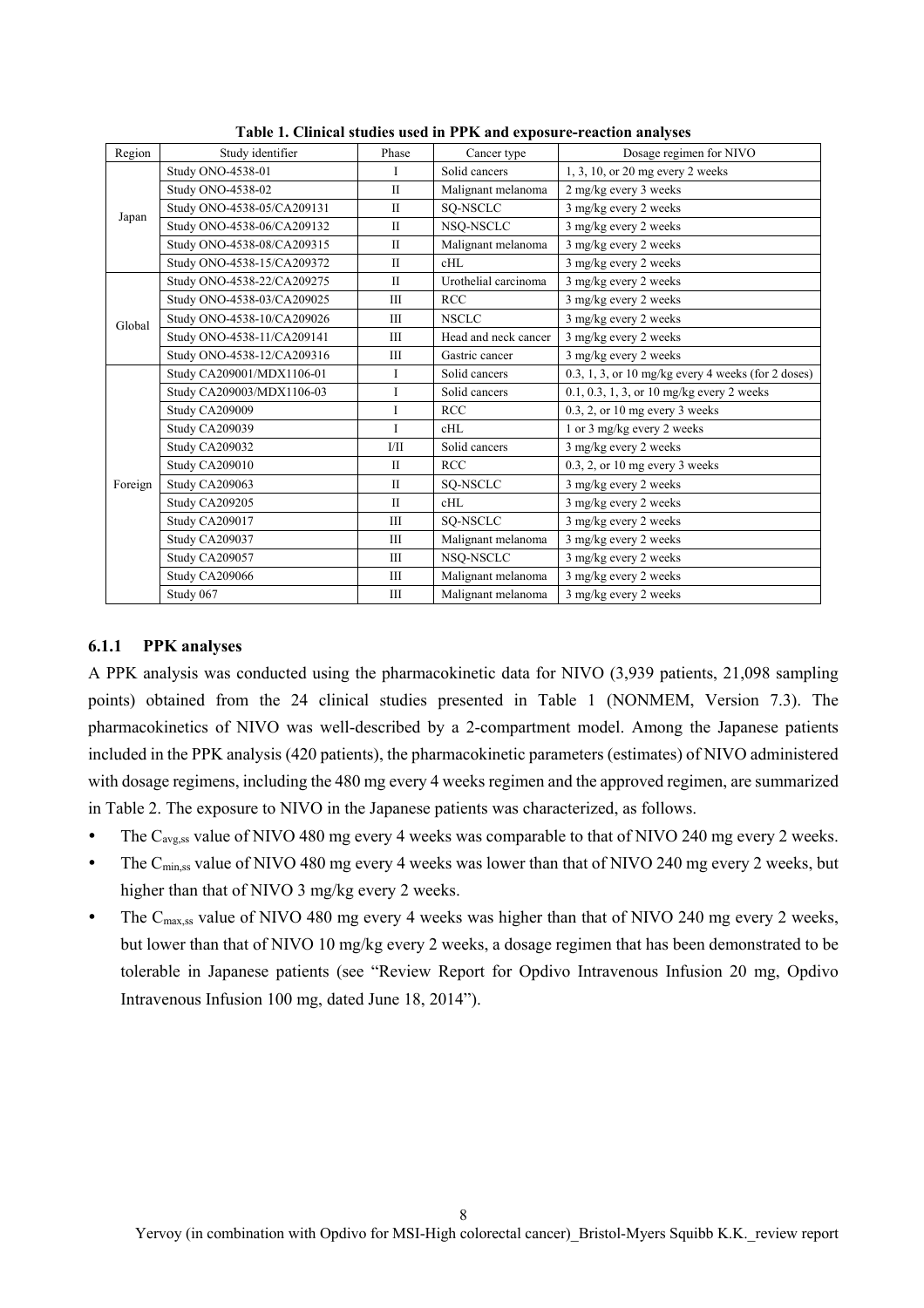**Table 1. Clinical studies used in PPK and exposure-reaction analyses**

| Region | Study identifier | Phase | Cancer type | Dosage regimen for NIVO |
|---|---|---|---|---|
| Japan | Study ONO-4538-01 | I | Solid cancers | 1, 3, 10, or 20 mg every 2 weeks |
| | Study ONO-4538-02 | II | Malignant melanoma | 2 mg/kg every 3 weeks |
| | Study ONO-4538-05/CA209131 | II | SQ-NSCLC | 3 mg/kg every 2 weeks |
| | Study ONO-4538-06/CA209132 | II | NSQ-NSCLC | 3 mg/kg every 2 weeks |
| | Study ONO-4538-08/CA209315 | II | Malignant melanoma | 3 mg/kg every 2 weeks |
| | Study ONO-4538-15/CA209372 | II | cHL | 3 mg/kg every 2 weeks |
| Global | Study ONO-4538-22/CA209275 | II | Urothelial carcinoma | 3 mg/kg every 2 weeks |
| | Study ONO-4538-03/CA209025 | III | RCC | 3 mg/kg every 2 weeks |
| | Study ONO-4538-10/CA209026 | III | NSCLC | 3 mg/kg every 2 weeks |
| | Study ONO-4538-11/CA209141 | III | Head and neck cancer | 3 mg/kg every 2 weeks |
| | Study ONO-4538-12/CA209316 | III | Gastric cancer | 3 mg/kg every 2 weeks |
| Foreign | Study CA209001/MDX1106-01 | I | Solid cancers | 0.3, 1, 3, or 10 mg/kg every 4 weeks (for 2 doses) |
| | Study CA209003/MDX1106-03 | I | Solid cancers | 0.1, 0.3, 1, 3, or 10 mg/kg every 2 weeks |
| | Study CA209009 | I | RCC | 0.3, 2, or 10 mg every 3 weeks |
| | Study CA209039 | I | cHL | 1 or 3 mg/kg every 2 weeks |
| | Study CA209032 | I/II | Solid cancers | 3 mg/kg every 2 weeks |
| | Study CA209010 | II | RCC | 0.3, 2, or 10 mg every 3 weeks |
| | Study CA209063 | II | SQ-NSCLC | 3 mg/kg every 2 weeks |
| | Study CA209205 | II | cHL | 3 mg/kg every 2 weeks |
| | Study CA209017 | III | SQ-NSCLC | 3 mg/kg every 2 weeks |
| | Study CA209037 | III | Malignant melanoma | 3 mg/kg every 2 weeks |
| | Study CA209057 | III | NSQ-NSCLC | 3 mg/kg every 2 weeks |
| | Study CA209066 | III | Malignant melanoma | 3 mg/kg every 2 weeks |
| | Study 067 | III | Malignant melanoma | 3 mg/kg every 2 weeks |

### 6.1.1 PPK analyses

A PPK analysis was conducted using the pharmacokinetic data for NIVO (3,939 patients, 21,098 sampling points) obtained from the 24 clinical studies presented in Table 1 (NONMEM, Version 7.3). The pharmacokinetics of NIVO was well-described by a 2-compartment model. Among the Japanese patients included in the PPK analysis (420 patients), the pharmacokinetic parameters (estimates) of NIVO administered with dosage regimens, including the 480 mg every 4 weeks regimen and the approved regimen, are summarized in Table 2. The exposure to NIVO in the Japanese patients was characterized, as follows.

- The $C_{avg,ss}$ value of NIVO 480 mg every 4 weeks was comparable to that of NIVO 240 mg every 2 weeks.
- The $C_{min,ss}$ value of NIVO 480 mg every 4 weeks was lower than that of NIVO 240 mg every 2 weeks, but higher than that of NIVO 3 mg/kg every 2 weeks.
- The $C_{max,ss}$ value of NIVO 480 mg every 4 weeks was higher than that of NIVO 240 mg every 2 weeks, but lower than that of NIVO 10 mg/kg every 2 weeks, a dosage regimen that has been demonstrated to be tolerable in Japanese patients (see "Review Report for Opdivo Intravenous Infusion 20 mg, Opdivo Intravenous Infusion 100 mg, dated June 18, 2014").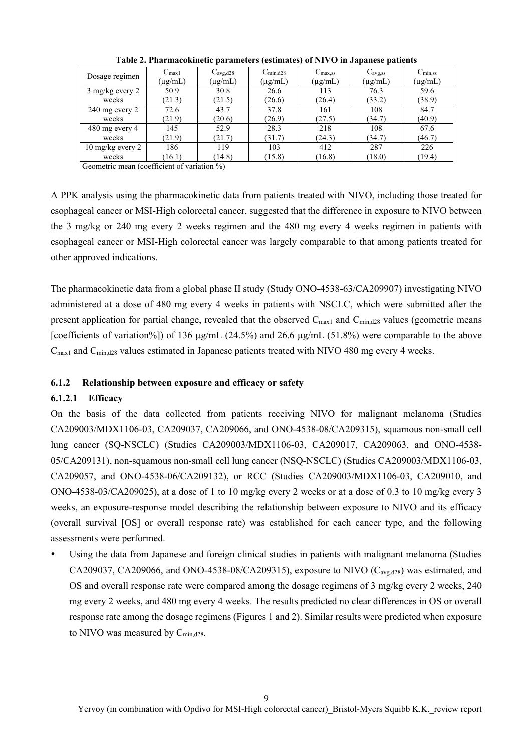**Table 2. Pharmacokinetic parameters (estimates) of NIVO in Japanese patients**

| Dosage regimen | $C_{max1}$ (μg/mL) | $C_{avg,d28}$ (μg/mL) | $C_{min,d28}$ (μg/mL) | $C_{max,ss}$ (μg/mL) | $C_{avg,ss}$ (μg/mL) | $C_{min,ss}$ (μg/mL) |
|---|---|---|---|---|---|---|
| 3 mg/kg every 2 weeks | 50.9 (21.3) | 30.8 (21.5) | 26.6 (26.6) | 113 (26.4) | 76.3 (33.2) | 59.6 (38.9) |
| 240 mg every 2 weeks | 72.6 (21.9) | 43.7 (20.6) | 37.8 (26.9) | 161 (27.5) | 108 (34.7) | 84.7 (40.9) |
| 480 mg every 4 weeks | 145 (21.9) | 52.9 (21.7) | 28.3 (31.7) | 218 (24.3) | 108 (34.7) | 67.6 (46.7) |
| 10 mg/kg every 2 weeks | 186 (16.1) | 119 (14.8) | 103 (15.8) | 412 (16.8) | 287 (18.0) | 226 (19.4) |

Geometric mean (coefficient of variation %)

A PPK analysis using the pharmacokinetic data from patients treated with NIVO, including those treated for esophageal cancer or MSI-High colorectal cancer, suggested that the difference in exposure to NIVO between the 3 mg/kg or 240 mg every 2 weeks regimen and the 480 mg every 4 weeks regimen in patients with esophageal cancer or MSI-High colorectal cancer was largely comparable to that among patients treated for other approved indications.

The pharmacokinetic data from a global phase II study (Study ONO-4538-63/CA209907) investigating NIVO administered at a dose of 480 mg every 4 weeks in patients with NSCLC, which were submitted after the present application for partial change, revealed that the observed $C_{max1}$ and $C_{min,d28}$ values (geometric means [coefficients of variation%]) of 136 μg/mL (24.5%) and 26.6 μg/mL (51.8%) were comparable to the above $C_{max1}$ and $C_{min,d28}$ values estimated in Japanese patients treated with NIVO 480 mg every 4 weeks.

### 6.1.2 Relationship between exposure and efficacy or safety

#### 6.1.2.1 Efficacy

On the basis of the data collected from patients receiving NIVO for malignant melanoma (Studies CA209003/MDX1106-03, CA209037, CA209066, and ONO-4538-08/CA209315), squamous non-small cell lung cancer (SQ-NSCLC) (Studies CA209003/MDX1106-03, CA209017, CA209063, and ONO-4538-05/CA209131), non-squamous non-small cell lung cancer (NSQ-NSCLC) (Studies CA209003/MDX1106-03, CA209057, and ONO-4538-06/CA209132), or RCC (Studies CA209003/MDX1106-03, CA209010, and ONO-4538-03/CA209025), at a dose of 1 to 10 mg/kg every 2 weeks or at a dose of 0.3 to 10 mg/kg every 3 weeks, an exposure-response model describing the relationship between exposure to NIVO and its efficacy (overall survival [OS] or overall response rate) was established for each cancer type, and the following assessments were performed.

- Using the data from Japanese and foreign clinical studies in patients with malignant melanoma (Studies CA209037, CA209066, and ONO-4538-08/CA209315), exposure to NIVO ($C_{avg,d28}$) was estimated, and OS and overall response rate were compared among the dosage regimens of 3 mg/kg every 2 weeks, 240 mg every 2 weeks, and 480 mg every 4 weeks. The results predicted no clear differences in OS or overall response rate among the dosage regimens (Figures 1 and 2). Similar results were predicted when exposure to NIVO was measured by $C_{min,d28}$.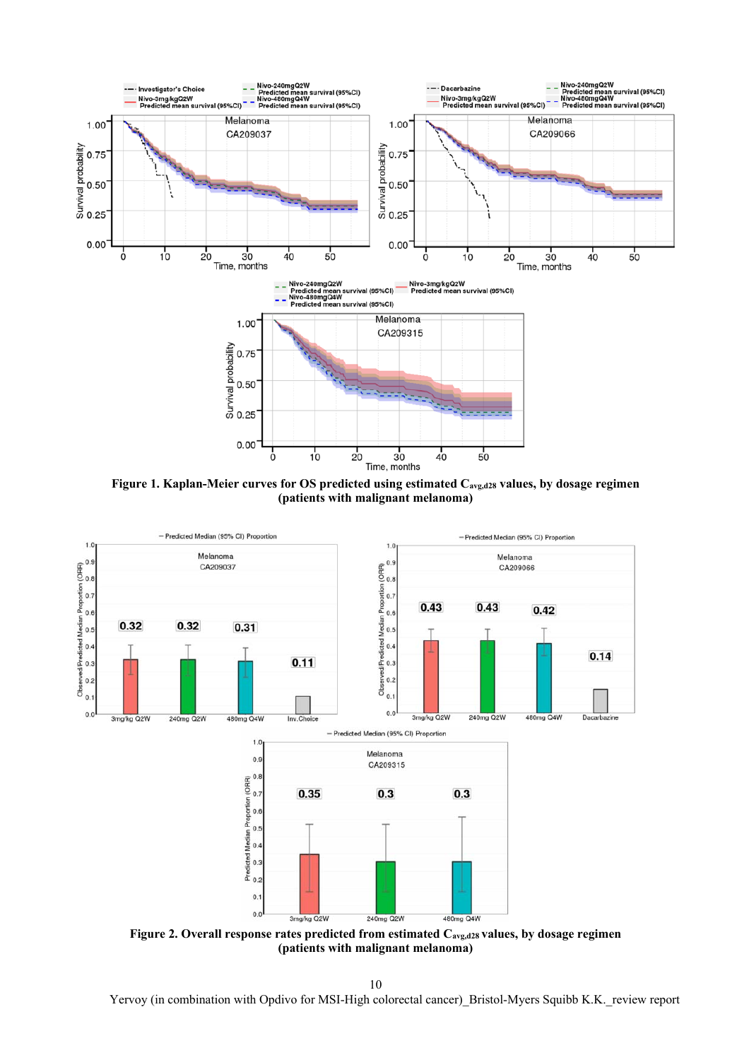**Figure 1. Kaplan-Meier curves for OS predicted using estimated $C_{avg,d28}$ values, by dosage regimen (patients with malignant melanoma)**

**Figure 2. Overall response rates predicted from estimated $C_{avg,d28}$ values, by dosage regimen (patients with malignant melanoma)**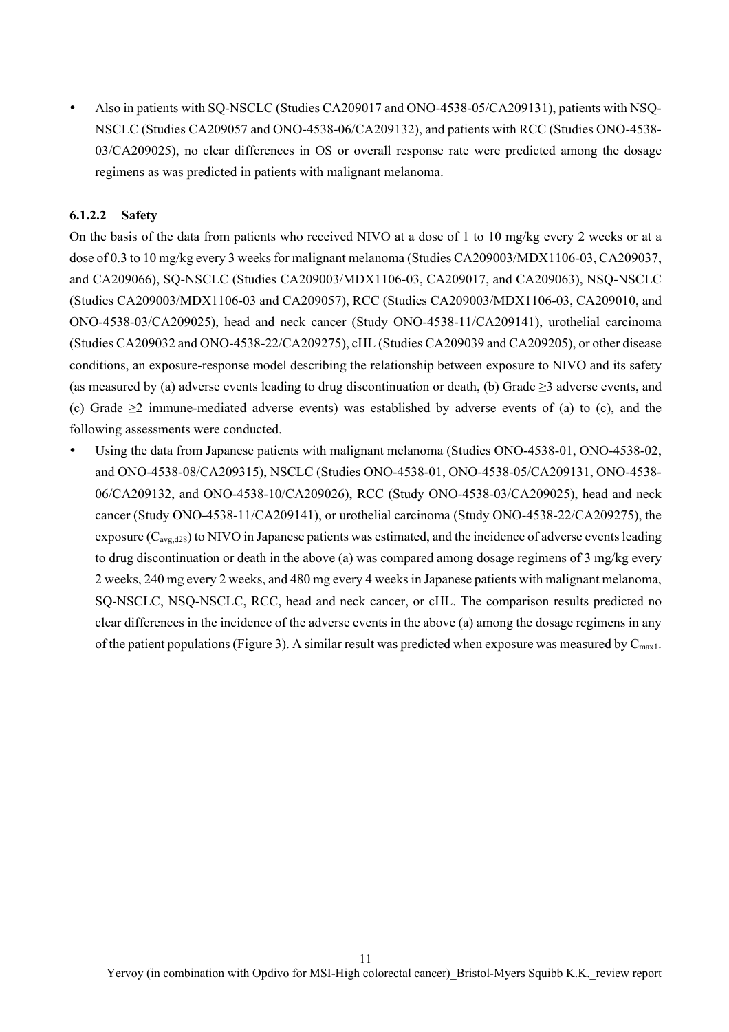- Also in patients with SQ-NSCLC (Studies CA209017 and ONO-4538-05/CA209131), patients with NSQ-NSCLC (Studies CA209057 and ONO-4538-06/CA209132), and patients with RCC (Studies ONO-4538-03/CA209025), no clear differences in OS or overall response rate were predicted among the dosage regimens as was predicted in patients with malignant melanoma.

#### 6.1.2.2 Safety

On the basis of the data from patients who received NIVO at a dose of 1 to 10 mg/kg every 2 weeks or at a dose of 0.3 to 10 mg/kg every 3 weeks for malignant melanoma (Studies CA209003/MDX1106-03, CA209037, and CA209066), SQ-NSCLC (Studies CA209003/MDX1106-03, CA209017, and CA209063), NSQ-NSCLC (Studies CA209003/MDX1106-03 and CA209057), RCC (Studies CA209003/MDX1106-03, CA209010, and ONO-4538-03/CA209025), head and neck cancer (Study ONO-4538-11/CA209141), urothelial carcinoma (Studies CA209032 and ONO-4538-22/CA209275), cHL (Studies CA209039 and CA209205), or other disease conditions, an exposure-response model describing the relationship between exposure to NIVO and its safety (as measured by (a) adverse events leading to drug discontinuation or death, (b) Grade ≥3 adverse events, and (c) Grade ≥2 immune-mediated adverse events) was established by adverse events of (a) to (c), and the following assessments were conducted.

- Using the data from Japanese patients with malignant melanoma (Studies ONO-4538-01, ONO-4538-02, and ONO-4538-08/CA209315), NSCLC (Studies ONO-4538-01, ONO-4538-05/CA209131, ONO-4538-06/CA209132, and ONO-4538-10/CA209026), RCC (Study ONO-4538-03/CA209025), head and neck cancer (Study ONO-4538-11/CA209141), or urothelial carcinoma (Study ONO-4538-22/CA209275), the exposure ($C_{avg,d28}$) to NIVO in Japanese patients was estimated, and the incidence of adverse events leading to drug discontinuation or death in the above (a) was compared among dosage regimens of 3 mg/kg every 2 weeks, 240 mg every 2 weeks, and 480 mg every 4 weeks in Japanese patients with malignant melanoma, SQ-NSCLC, NSQ-NSCLC, RCC, head and neck cancer, or cHL. The comparison results predicted no clear differences in the incidence of the adverse events in the above (a) among the dosage regimens in any of the patient populations (Figure 3). A similar result was predicted when exposure was measured by $C_{max1}$.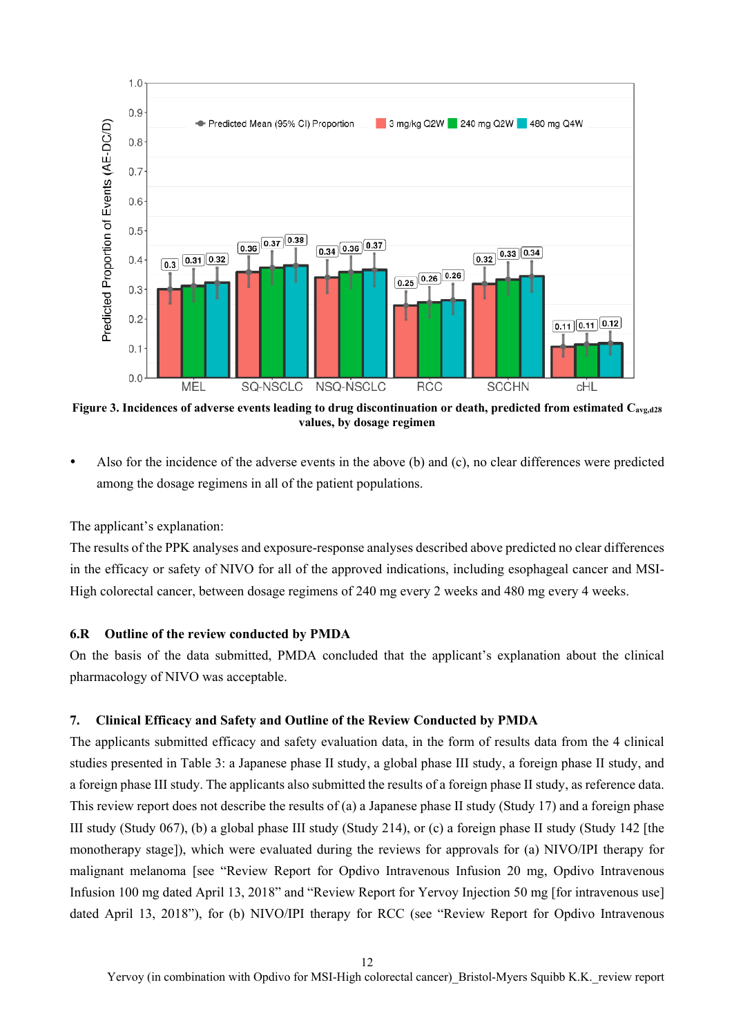Figure 3. Incidences of adverse events leading to drug discontinuation or death, predicted from estimated $C_{avg,d28}$ values, by dosage regimen

- Also for the incidence of the adverse events in the above (b) and (c), no clear differences were predicted among the dosage regimens in all of the patient populations.

The applicant's explanation:

The results of the PPK analyses and exposure-response analyses described above predicted no clear differences in the efficacy or safety of NIVO for all of the approved indications, including esophageal cancer and MSI-High colorectal cancer, between dosage regimens of 240 mg every 2 weeks and 480 mg every 4 weeks.

### 6.R Outline of the review conducted by PMDA

On the basis of the data submitted, PMDA concluded that the applicant's explanation about the clinical pharmacology of NIVO was acceptable.

## 7. Clinical Efficacy and Safety and Outline of the Review Conducted by PMDA

The applicants submitted efficacy and safety evaluation data, in the form of results data from the 4 clinical studies presented in Table 3: a Japanese phase II study, a global phase III study, a foreign phase II study, and a foreign phase III study. The applicants also submitted the results of a foreign phase II study, as reference data. This review report does not describe the results of (a) a Japanese phase II study (Study 17) and a foreign phase III study (Study 067), (b) a global phase III study (Study 214), or (c) a foreign phase II study (Study 142 [the monotherapy stage]), which were evaluated during the reviews for approvals for (a) NIVO/IPI therapy for malignant melanoma [see "Review Report for Opdivo Intravenous Infusion 20 mg, Opdivo Intravenous Infusion 100 mg dated April 13, 2018" and "Review Report for Yervoy Injection 50 mg [for intravenous use] dated April 13, 2018"), for (b) NIVO/IPI therapy for RCC (see "Review Report for Opdivo Intravenous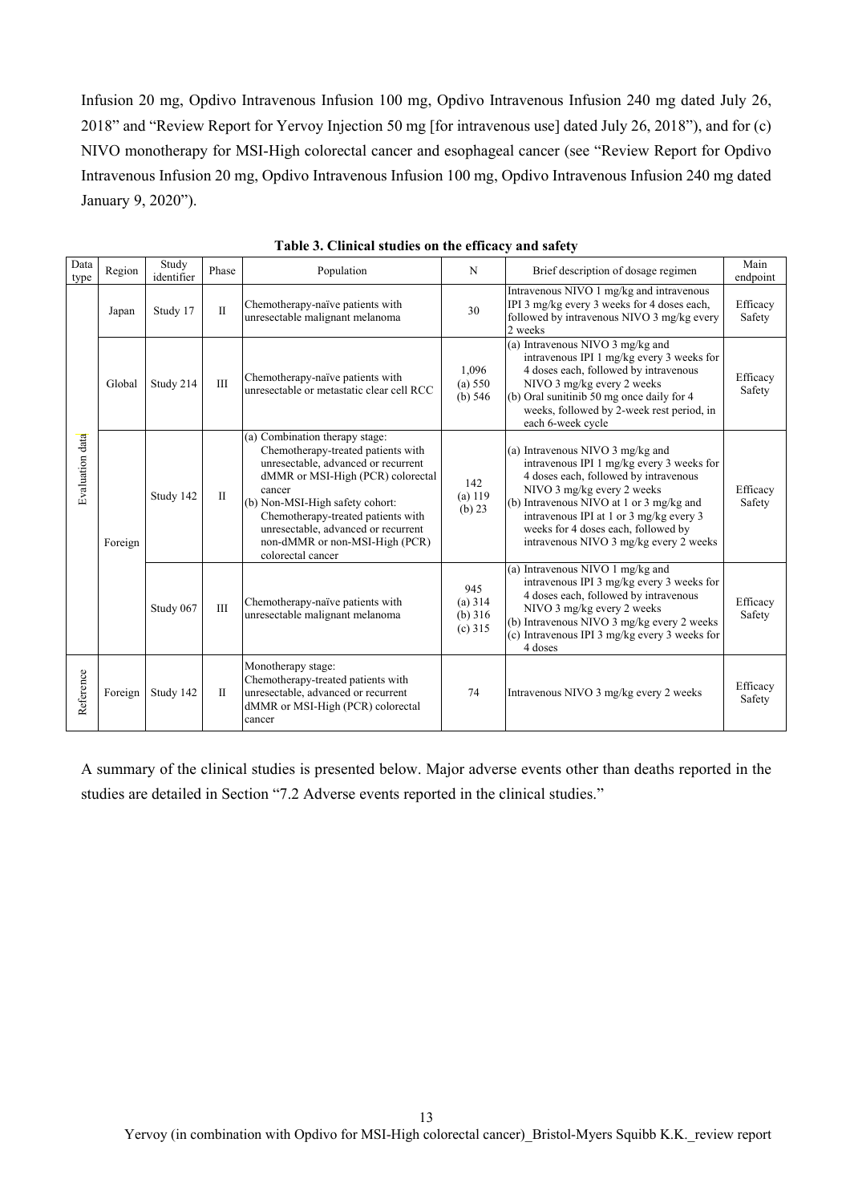Infusion 20 mg, Opdivo Intravenous Infusion 100 mg, Opdivo Intravenous Infusion 240 mg dated July 26, 2018" and "Review Report for Yervoy Injection 50 mg [for intravenous use] dated July 26, 2018"), and for (c) NIVO monotherapy for MSI-High colorectal cancer and esophageal cancer (see "Review Report for Opdivo Intravenous Infusion 20 mg, Opdivo Intravenous Infusion 100 mg, Opdivo Intravenous Infusion 240 mg dated January 9, 2020").

**Table 3. Clinical studies on the efficacy and safety**

| Data type | Region | Study identifier | Phase | Population | N | Brief description of dosage regimen | Main endpoint |
|---|---|---|---|---|---|---|---|
| Evaluation data | Japan | Study 17 | II | Chemotherapy-naïve patients with unresectable malignant melanoma | 30 | Intravenous NIVO 1 mg/kg and intravenous IPI 3 mg/kg every 3 weeks for 4 doses each, followed by intravenous NIVO 3 mg/kg every 2 weeks | Efficacy Safety |
| | Global | Study 214 | III | Chemotherapy-naïve patients with unresectable or metastatic clear cell RCC | 1,096 (a) 550 (b) 546 | (a) Intravenous NIVO 3 mg/kg and intravenous IPI 1 mg/kg every 3 weeks for 4 doses each, followed by intravenous NIVO 3 mg/kg every 2 weeks (b) Oral sunitinib 50 mg once daily for 4 weeks, followed by 2-week rest period, in each 6-week cycle | Efficacy Safety |
| | Foreign | Study 142 | II | (a) Combination therapy stage: Chemotherapy-treated patients with unresectable, advanced or recurrent dMMR or MSI-High (PCR) colorectal cancer (b) Non-MSI-High safety cohort: Chemotherapy-treated patients with unresectable, advanced or recurrent non-dMMR or non-MSI-High (PCR) colorectal cancer | 142 (a) 119 (b) 23 | (a) Intravenous NIVO 3 mg/kg and intravenous IPI 1 mg/kg every 3 weeks for 4 doses each, followed by intravenous NIVO 3 mg/kg every 2 weeks (b) Intravenous NIVO at 1 or 3 mg/kg and intravenous IPI at 1 or 3 mg/kg every 3 weeks for 4 doses each, followed by intravenous NIVO 3 mg/kg every 2 weeks | Efficacy Safety |
| | | Study 067 | III | Chemotherapy-naïve patients with unresectable malignant melanoma | 945 (a) 314 (b) 316 (c) 315 | (a) Intravenous NIVO 1 mg/kg and intravenous IPI 3 mg/kg every 3 weeks for 4 doses each, followed by intravenous NIVO 3 mg/kg every 2 weeks (b) Intravenous NIVO 3 mg/kg every 2 weeks (c) Intravenous IPI 3 mg/kg every 3 weeks for 4 doses | Efficacy Safety |
| Reference | Foreign | Study 142 | II | Monotherapy stage: Chemotherapy-treated patients with unresectable, advanced or recurrent dMMR or MSI-High (PCR) colorectal cancer | 74 | Intravenous NIVO 3 mg/kg every 2 weeks | Efficacy Safety |

A summary of the clinical studies is presented below. Major adverse events other than deaths reported in the studies are detailed in Section "7.2 Adverse events reported in the clinical studies."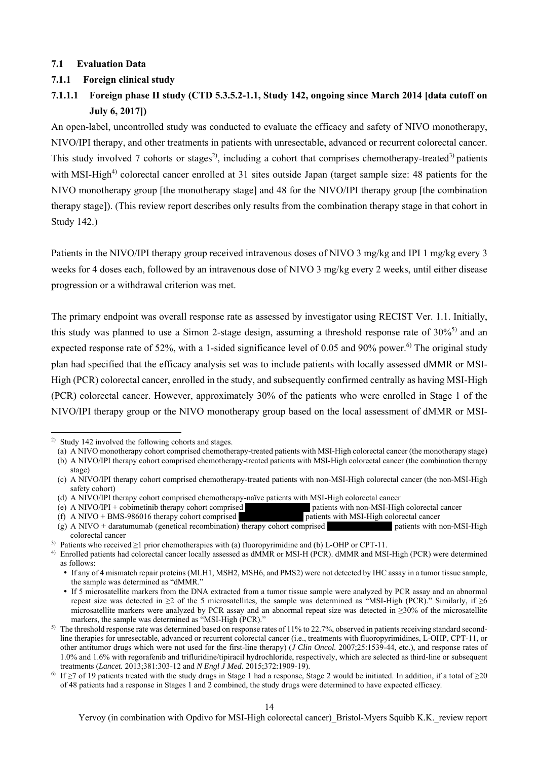### 7.1 Evaluation Data

### 7.1.1 Foreign clinical study

### 7.1.1.1 Foreign phase II study (CTD 5.3.5.2-1.1, Study 142, ongoing since March 2014 [data cutoff on July 6, 2017])

An open-label, uncontrolled study was conducted to evaluate the efficacy and safety of NIVO monotherapy, NIVO/IPI therapy, and other treatments in patients with unresectable, advanced or recurrent colorectal cancer. This study involved 7 cohorts or stages[2], including a cohort that comprises chemotherapy-treated[3] patients with MSI-High[4] colorectal cancer enrolled at 31 sites outside Japan (target sample size: 48 patients for the NIVO monotherapy group [the monotherapy stage] and 48 for the NIVO/IPI therapy group [the combination therapy stage]). (This review report describes only results from the combination therapy stage in that cohort in Study 142.)

Patients in the NIVO/IPI therapy group received intravenous doses of NIVO 3 mg/kg and IPI 1 mg/kg every 3 weeks for 4 doses each, followed by an intravenous dose of NIVO 3 mg/kg every 2 weeks, until either disease progression or a withdrawal criterion was met.

The primary endpoint was overall response rate as assessed by investigator using RECIST Ver. 1.1. Initially, this study was planned to use a Simon 2-stage design, assuming a threshold response rate of 30%[5] and an expected response rate of 52%, with a 1-sided significance level of 0.05 and 90% power.[6] The original study plan had specified that the efficacy analysis set was to include patients with locally assessed dMMR or MSI-High (PCR) colorectal cancer, enrolled in the study, and subsequently confirmed centrally as having MSI-High (PCR) colorectal cancer. However, approximately 30% of the patients who were enrolled in Stage 1 of the NIVO/IPI therapy group or the NIVO monotherapy group based on the local assessment of dMMR or MSI-

---

2) Study 142 involved the following cohorts and stages.
- (a) A NIVO monotherapy cohort comprised chemotherapy-treated patients with MSI-High colorectal cancer (the monotherapy stage)
- (b) A NIVO/IPI therapy cohort comprised chemotherapy-treated patients with MSI-High colorectal cancer (the combination therapy stage)
- (c) A NIVO/IPI therapy cohort comprised chemotherapy-treated patients with non-MSI-High colorectal cancer (the non-MSI-High safety cohort)
- (d) A NIVO/IPI therapy cohort comprised chemotherapy-naïve patients with MSI-High colorectal cancer
- (e) A NIVO/IPI + cobimetinib therapy cohort comprised [redacted] patients with non-MSI-High colorectal cancer
- (f) A NIVO + BMS-986016 therapy cohort comprised [redacted] patients with MSI-High colorectal cancer
- (g) A NIVO + daratumumab (genetical recombination) therapy cohort comprised [redacted] patients with non-MSI-High colorectal cancer

3) Patients who received ≥1 prior chemotherapies with (a) fluoropyrimidine and (b) L-OHP or CPT-11.

4) Enrolled patients had colorectal cancer locally assessed as dMMR or MSI-H (PCR). dMMR and MSI-High (PCR) were determined as follows:
- If any of 4 mismatch repair proteins (MLH1, MSH2, MSH6, and PMS2) were not detected by IHC assay in a tumor tissue sample, the sample was determined as "dMMR."
- If 5 microsatellite markers from the DNA extracted from a tumor tissue sample were analyzed by PCR assay and an abnormal repeat size was detected in ≥2 of the 5 microsatellites, the sample was determined as "MSI-High (PCR)." Similarly, if ≥6 microsatellite markers were analyzed by PCR assay and an abnormal repeat size was detected in ≥30% of the microsatellite markers, the sample was determined as "MSI-High (PCR)."

5) The threshold response rate was determined based on response rates of 11% to 22.7%, observed in patients receiving standard second-line therapies for unresectable, advanced or recurrent colorectal cancer (i.e., treatments with fluoropyrimidines, L-OHP, CPT-11, or other antitumor drugs which were not used for the first-line therapy) (*J Clin Oncol.* 2007;25:1539-44, etc.), and response rates of 1.0% and 1.6% with regorafenib and trifluridine/tipiracil hydrochloride, respectively, which are selected as third-line or subsequent treatments (*Lancet.* 2013;381:303-12 and *N Engl J Med.* 2015;372:1909-19).

6) If ≥7 of 19 patients treated with the study drugs in Stage 1 had a response, Stage 2 would be initiated. In addition, if a total of ≥20 of 48 patients had a response in Stages 1 and 2 combined, the study drugs were determined to have expected efficacy.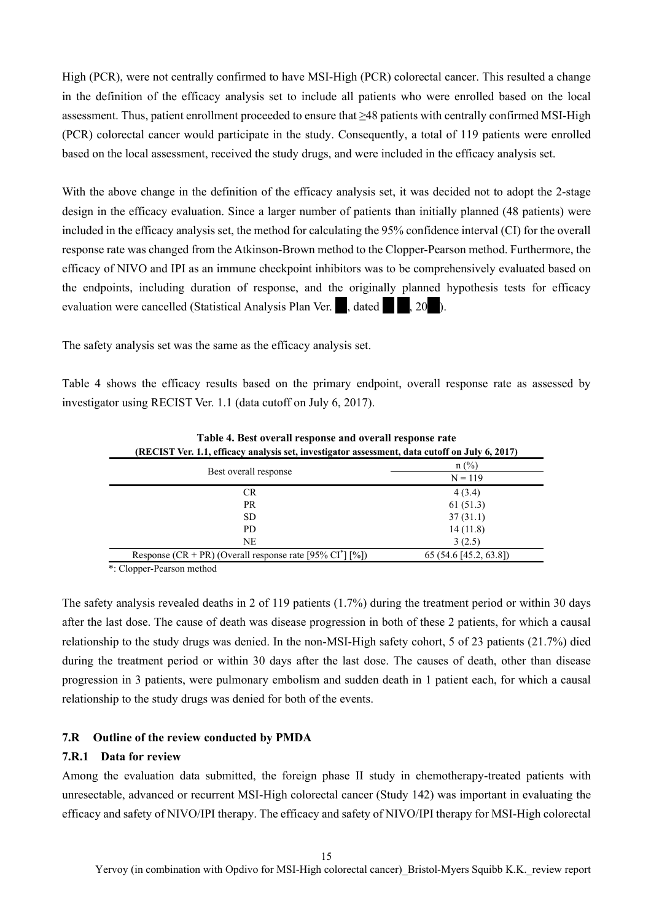High (PCR), were not centrally confirmed to have MSI-High (PCR) colorectal cancer. This resulted a change in the definition of the efficacy analysis set to include all patients who were enrolled based on the local assessment. Thus, patient enrollment proceeded to ensure that ≥48 patients with centrally confirmed MSI-High (PCR) colorectal cancer would participate in the study. Consequently, a total of 119 patients were enrolled based on the local assessment, received the study drugs, and were included in the efficacy analysis set.

With the above change in the definition of the efficacy analysis set, it was decided not to adopt the 2-stage design in the efficacy evaluation. Since a larger number of patients than initially planned (48 patients) were included in the efficacy analysis set, the method for calculating the 95% confidence interval (CI) for the overall response rate was changed from the Atkinson-Brown method to the Clopper-Pearson method. Furthermore, the efficacy of NIVO and IPI as an immune checkpoint inhibitors was to be comprehensively evaluated based on the endpoints, including duration of response, and the originally planned hypothesis tests for efficacy evaluation were cancelled (Statistical Analysis Plan Ver. ██, dated ██ ██, 20██).

The safety analysis set was the same as the efficacy analysis set.

Table 4 shows the efficacy results based on the primary endpoint, overall response rate as assessed by investigator using RECIST Ver. 1.1 (data cutoff on July 6, 2017).

**Table 4. Best overall response and overall response rate**
**(RECIST Ver. 1.1, efficacy analysis set, investigator assessment, data cutoff on July 6, 2017)**

| Best overall response | n (%) |
|---|---|
| | N = 119 |
| CR | 4 (3.4) |
| PR | 61 (51.3) |
| SD | 37 (31.1) |
| PD | 14 (11.8) |
| NE | 3 (2.5) |
| Response (CR + PR) (Overall response rate [95% CI*] [%]) | 65 (54.6 [45.2, 63.8]) |

*: Clopper-Pearson method

The safety analysis revealed deaths in 2 of 119 patients (1.7%) during the treatment period or within 30 days after the last dose. The cause of death was disease progression in both of these 2 patients, for which a causal relationship to the study drugs was denied. In the non-MSI-High safety cohort, 5 of 23 patients (21.7%) died during the treatment period or within 30 days after the last dose. The causes of death, other than disease progression in 3 patients, were pulmonary embolism and sudden death in 1 patient each, for which a causal relationship to the study drugs was denied for both of the events.

### 7.R Outline of the review conducted by PMDA

#### 7.R.1 Data for review

Among the evaluation data submitted, the foreign phase II study in chemotherapy-treated patients with unresectable, advanced or recurrent MSI-High colorectal cancer (Study 142) was important in evaluating the efficacy and safety of NIVO/IPI therapy. The efficacy and safety of NIVO/IPI therapy for MSI-High colorectal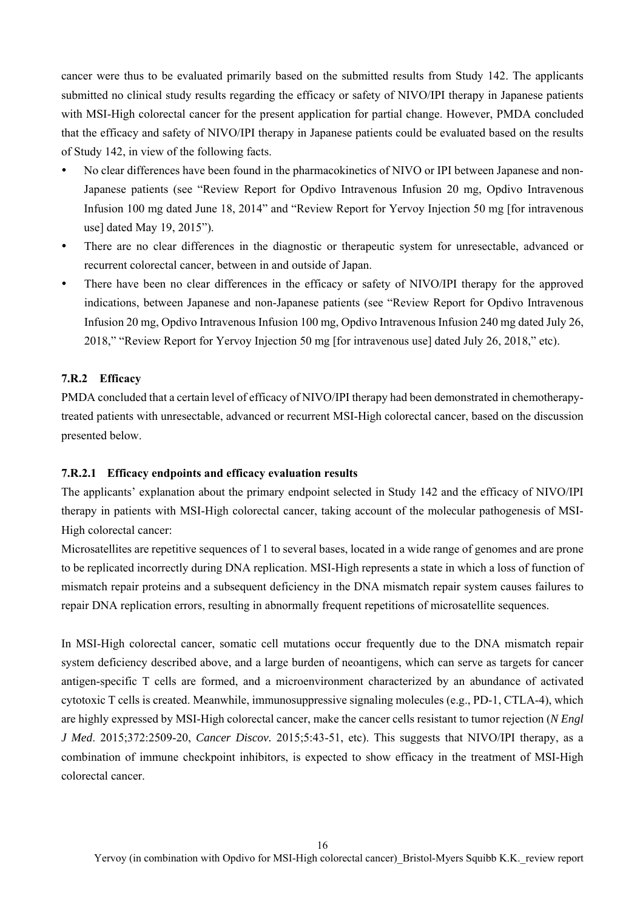cancer were thus to be evaluated primarily based on the submitted results from Study 142. The applicants submitted no clinical study results regarding the efficacy or safety of NIVO/IPI therapy in Japanese patients with MSI-High colorectal cancer for the present application for partial change. However, PMDA concluded that the efficacy and safety of NIVO/IPI therapy in Japanese patients could be evaluated based on the results of Study 142, in view of the following facts.

- No clear differences have been found in the pharmacokinetics of NIVO or IPI between Japanese and non-Japanese patients (see "Review Report for Opdivo Intravenous Infusion 20 mg, Opdivo Intravenous Infusion 100 mg dated June 18, 2014" and "Review Report for Yervoy Injection 50 mg [for intravenous use] dated May 19, 2015").
- There are no clear differences in the diagnostic or therapeutic system for unresectable, advanced or recurrent colorectal cancer, between in and outside of Japan.
- There have been no clear differences in the efficacy or safety of NIVO/IPI therapy for the approved indications, between Japanese and non-Japanese patients (see "Review Report for Opdivo Intravenous Infusion 20 mg, Opdivo Intravenous Infusion 100 mg, Opdivo Intravenous Infusion 240 mg dated July 26, 2018," "Review Report for Yervoy Injection 50 mg [for intravenous use] dated July 26, 2018," etc).

### 7.R.2 Efficacy

PMDA concluded that a certain level of efficacy of NIVO/IPI therapy had been demonstrated in chemotherapy-treated patients with unresectable, advanced or recurrent MSI-High colorectal cancer, based on the discussion presented below.

#### 7.R.2.1 Efficacy endpoints and efficacy evaluation results

The applicants' explanation about the primary endpoint selected in Study 142 and the efficacy of NIVO/IPI therapy in patients with MSI-High colorectal cancer, taking account of the molecular pathogenesis of MSI-High colorectal cancer:

Microsatellites are repetitive sequences of 1 to several bases, located in a wide range of genomes and are prone to be replicated incorrectly during DNA replication. MSI-High represents a state in which a loss of function of mismatch repair proteins and a subsequent deficiency in the DNA mismatch repair system causes failures to repair DNA replication errors, resulting in abnormally frequent repetitions of microsatellite sequences.

In MSI-High colorectal cancer, somatic cell mutations occur frequently due to the DNA mismatch repair system deficiency described above, and a large burden of neoantigens, which can serve as targets for cancer antigen-specific T cells are formed, and a microenvironment characterized by an abundance of activated cytotoxic T cells is created. Meanwhile, immunosuppressive signaling molecules (e.g., PD-1, CTLA-4), which are highly expressed by MSI-High colorectal cancer, make the cancer cells resistant to tumor rejection (*N Engl J Med*. 2015;372:2509-20, *Cancer Discov.* 2015;5:43-51, etc). This suggests that NIVO/IPI therapy, as a combination of immune checkpoint inhibitors, is expected to show efficacy in the treatment of MSI-High colorectal cancer.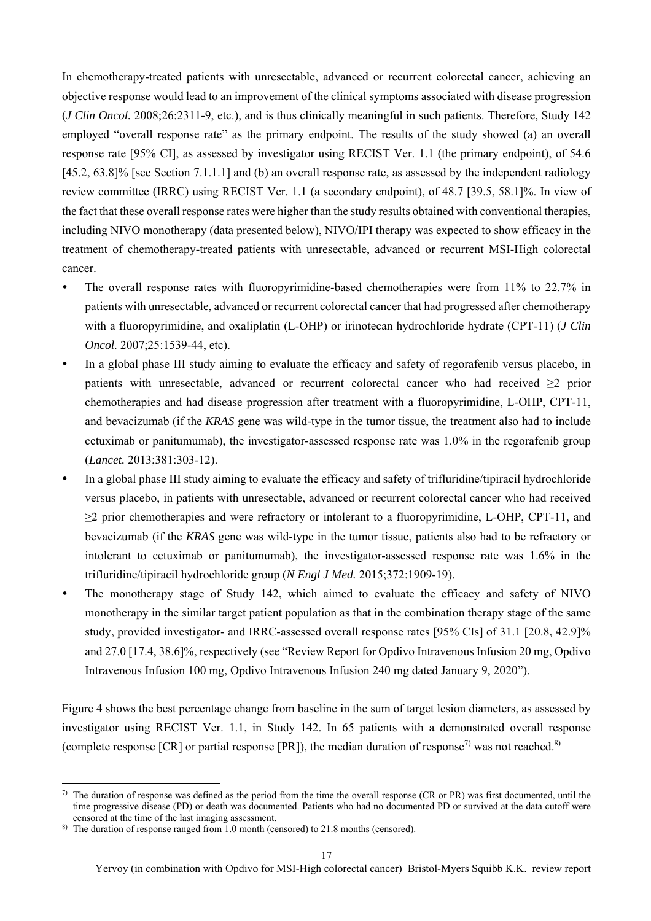In chemotherapy-treated patients with unresectable, advanced or recurrent colorectal cancer, achieving an objective response would lead to an improvement of the clinical symptoms associated with disease progression (*J Clin Oncol.* 2008;26:2311-9, etc.), and is thus clinically meaningful in such patients. Therefore, Study 142 employed "overall response rate" as the primary endpoint. The results of the study showed (a) an overall response rate [95% CI], as assessed by investigator using RECIST Ver. 1.1 (the primary endpoint), of 54.6 [45.2, 63.8]% [see Section 7.1.1.1] and (b) an overall response rate, as assessed by the independent radiology review committee (IRRC) using RECIST Ver. 1.1 (a secondary endpoint), of 48.7 [39.5, 58.1]%. In view of the fact that these overall response rates were higher than the study results obtained with conventional therapies, including NIVO monotherapy (data presented below), NIVO/IPI therapy was expected to show efficacy in the treatment of chemotherapy-treated patients with unresectable, advanced or recurrent MSI-High colorectal cancer.

- The overall response rates with fluoropyrimidine-based chemotherapies were from 11% to 22.7% in patients with unresectable, advanced or recurrent colorectal cancer that had progressed after chemotherapy with a fluoropyrimidine, and oxaliplatin (L-OHP) or irinotecan hydrochloride hydrate (CPT-11) (*J Clin Oncol.* 2007;25:1539-44, etc).
- In a global phase III study aiming to evaluate the efficacy and safety of regorafenib versus placebo, in patients with unresectable, advanced or recurrent colorectal cancer who had received ≥2 prior chemotherapies and had disease progression after treatment with a fluoropyrimidine, L-OHP, CPT-11, and bevacizumab (if the *KRAS* gene was wild-type in the tumor tissue, the treatment also had to include cetuximab or panitumumab), the investigator-assessed response rate was 1.0% in the regorafenib group (*Lancet.* 2013;381:303-12).
- In a global phase III study aiming to evaluate the efficacy and safety of trifluridine/tipiracil hydrochloride versus placebo, in patients with unresectable, advanced or recurrent colorectal cancer who had received ≥2 prior chemotherapies and were refractory or intolerant to a fluoropyrimidine, L-OHP, CPT-11, and bevacizumab (if the *KRAS* gene was wild-type in the tumor tissue, patients also had to be refractory or intolerant to cetuximab or panitumumab), the investigator-assessed response rate was 1.6% in the trifluridine/tipiracil hydrochloride group (*N Engl J Med.* 2015;372:1909-19).
- The monotherapy stage of Study 142, which aimed to evaluate the efficacy and safety of NIVO monotherapy in the similar target patient population as that in the combination therapy stage of the same study, provided investigator- and IRRC-assessed overall response rates [95% CIs] of 31.1 [20.8, 42.9]% and 27.0 [17.4, 38.6]%, respectively (see "Review Report for Opdivo Intravenous Infusion 20 mg, Opdivo Intravenous Infusion 100 mg, Opdivo Intravenous Infusion 240 mg dated January 9, 2020").

Figure 4 shows the best percentage change from baseline in the sum of target lesion diameters, as assessed by investigator using RECIST Ver. 1.1, in Study 142. In 65 patients with a demonstrated overall response (complete response [CR] or partial response [PR]), the median duration of response[7)] was not reached.[8)]

---

[7)] The duration of response was defined as the period from the time the overall response (CR or PR) was first documented, until the time progressive disease (PD) or death was documented. Patients who had no documented PD or survived at the data cutoff were censored at the time of the last imaging assessment.

[8)] The duration of response ranged from 1.0 month (censored) to 21.8 months (censored).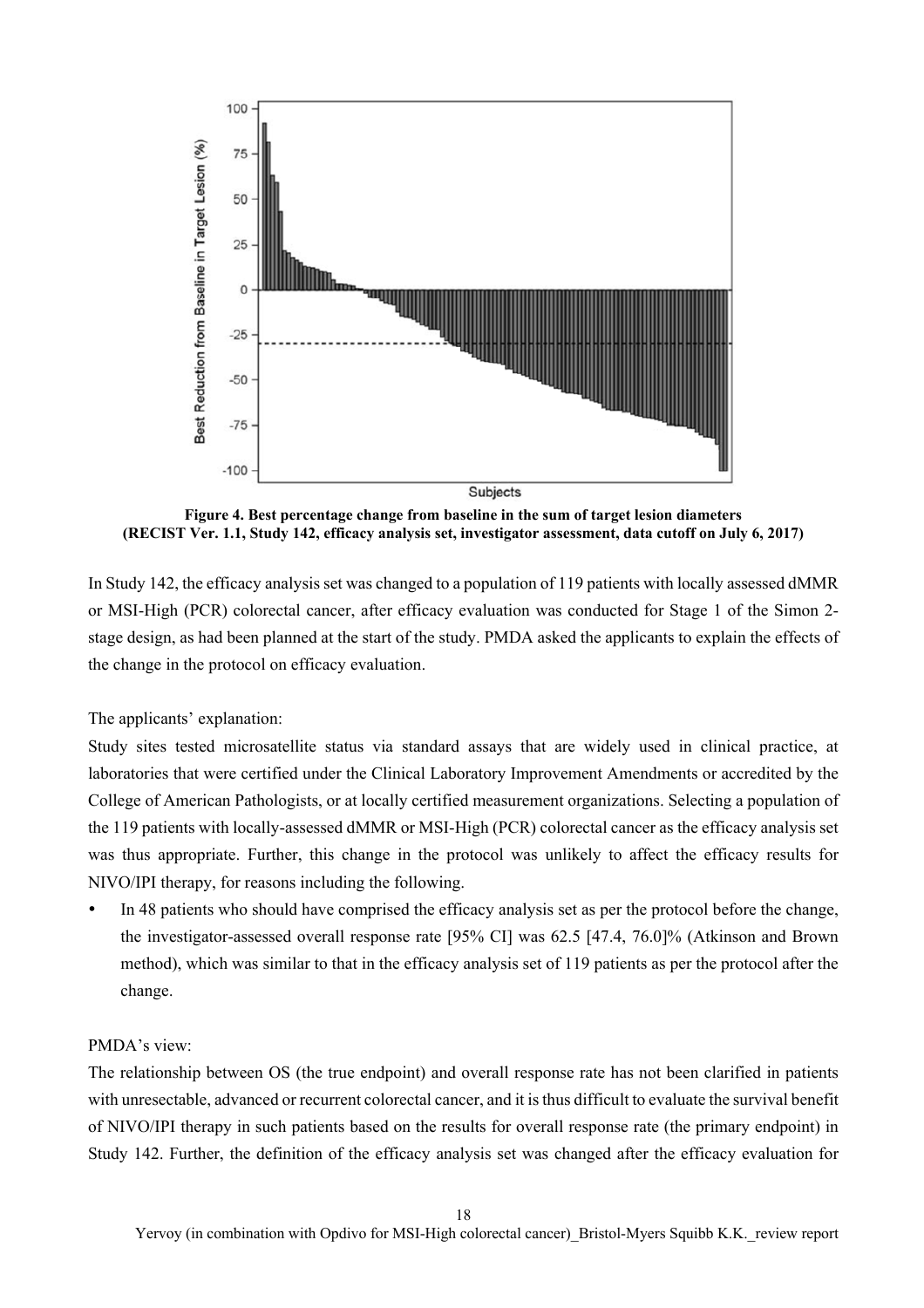**Figure 4. Best percentage change from baseline in the sum of target lesion diameters (RECIST Ver. 1.1, Study 142, efficacy analysis set, investigator assessment, data cutoff on July 6, 2017)**

In Study 142, the efficacy analysis set was changed to a population of 119 patients with locally assessed dMMR or MSI-High (PCR) colorectal cancer, after efficacy evaluation was conducted for Stage 1 of the Simon 2-stage design, as had been planned at the start of the study. PMDA asked the applicants to explain the effects of the change in the protocol on efficacy evaluation.

The applicants' explanation:

Study sites tested microsatellite status via standard assays that are widely used in clinical practice, at laboratories that were certified under the Clinical Laboratory Improvement Amendments or accredited by the College of American Pathologists, or at locally certified measurement organizations. Selecting a population of the 119 patients with locally-assessed dMMR or MSI-High (PCR) colorectal cancer as the efficacy analysis set was thus appropriate. Further, this change in the protocol was unlikely to affect the efficacy results for NIVO/IPI therapy, for reasons including the following.

- In 48 patients who should have comprised the efficacy analysis set as per the protocol before the change, the investigator-assessed overall response rate [95% CI] was 62.5 [47.4, 76.0]% (Atkinson and Brown method), which was similar to that in the efficacy analysis set of 119 patients as per the protocol after the change.

PMDA's view:

The relationship between OS (the true endpoint) and overall response rate has not been clarified in patients with unresectable, advanced or recurrent colorectal cancer, and it is thus difficult to evaluate the survival benefit of NIVO/IPI therapy in such patients based on the results for overall response rate (the primary endpoint) in Study 142. Further, the definition of the efficacy analysis set was changed after the efficacy evaluation for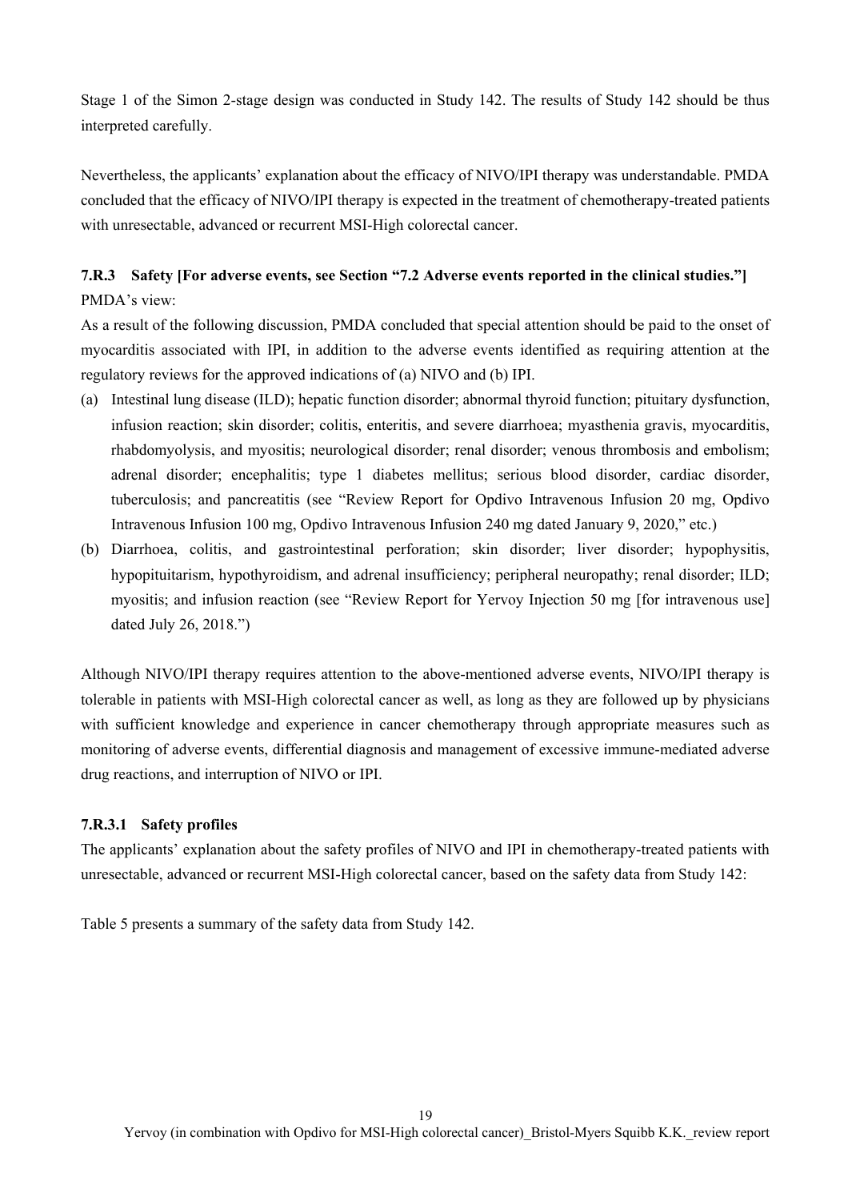Stage 1 of the Simon 2-stage design was conducted in Study 142. The results of Study 142 should be thus interpreted carefully.

Nevertheless, the applicants' explanation about the efficacy of NIVO/IPI therapy was understandable. PMDA concluded that the efficacy of NIVO/IPI therapy is expected in the treatment of chemotherapy-treated patients with unresectable, advanced or recurrent MSI-High colorectal cancer.

### 7.R.3 Safety [For adverse events, see Section "7.2 Adverse events reported in the clinical studies."]

PMDA's view:

As a result of the following discussion, PMDA concluded that special attention should be paid to the onset of myocarditis associated with IPI, in addition to the adverse events identified as requiring attention at the regulatory reviews for the approved indications of (a) NIVO and (b) IPI.

(a) Intestinal lung disease (ILD); hepatic function disorder; abnormal thyroid function; pituitary dysfunction, infusion reaction; skin disorder; colitis, enteritis, and severe diarrhoea; myasthenia gravis, myocarditis, rhabdomyolysis, and myositis; neurological disorder; renal disorder; venous thrombosis and embolism; adrenal disorder; encephalitis; type 1 diabetes mellitus; serious blood disorder, cardiac disorder, tuberculosis; and pancreatitis (see "Review Report for Opdivo Intravenous Infusion 20 mg, Opdivo Intravenous Infusion 100 mg, Opdivo Intravenous Infusion 240 mg dated January 9, 2020," etc.)

(b) Diarrhoea, colitis, and gastrointestinal perforation; skin disorder; liver disorder; hypophysitis, hypopituitarism, hypothyroidism, and adrenal insufficiency; peripheral neuropathy; renal disorder; ILD; myositis; and infusion reaction (see "Review Report for Yervoy Injection 50 mg [for intravenous use] dated July 26, 2018.")

Although NIVO/IPI therapy requires attention to the above-mentioned adverse events, NIVO/IPI therapy is tolerable in patients with MSI-High colorectal cancer as well, as long as they are followed up by physicians with sufficient knowledge and experience in cancer chemotherapy through appropriate measures such as monitoring of adverse events, differential diagnosis and management of excessive immune-mediated adverse drug reactions, and interruption of NIVO or IPI.

#### 7.R.3.1 Safety profiles

The applicants' explanation about the safety profiles of NIVO and IPI in chemotherapy-treated patients with unresectable, advanced or recurrent MSI-High colorectal cancer, based on the safety data from Study 142:

Table 5 presents a summary of the safety data from Study 142.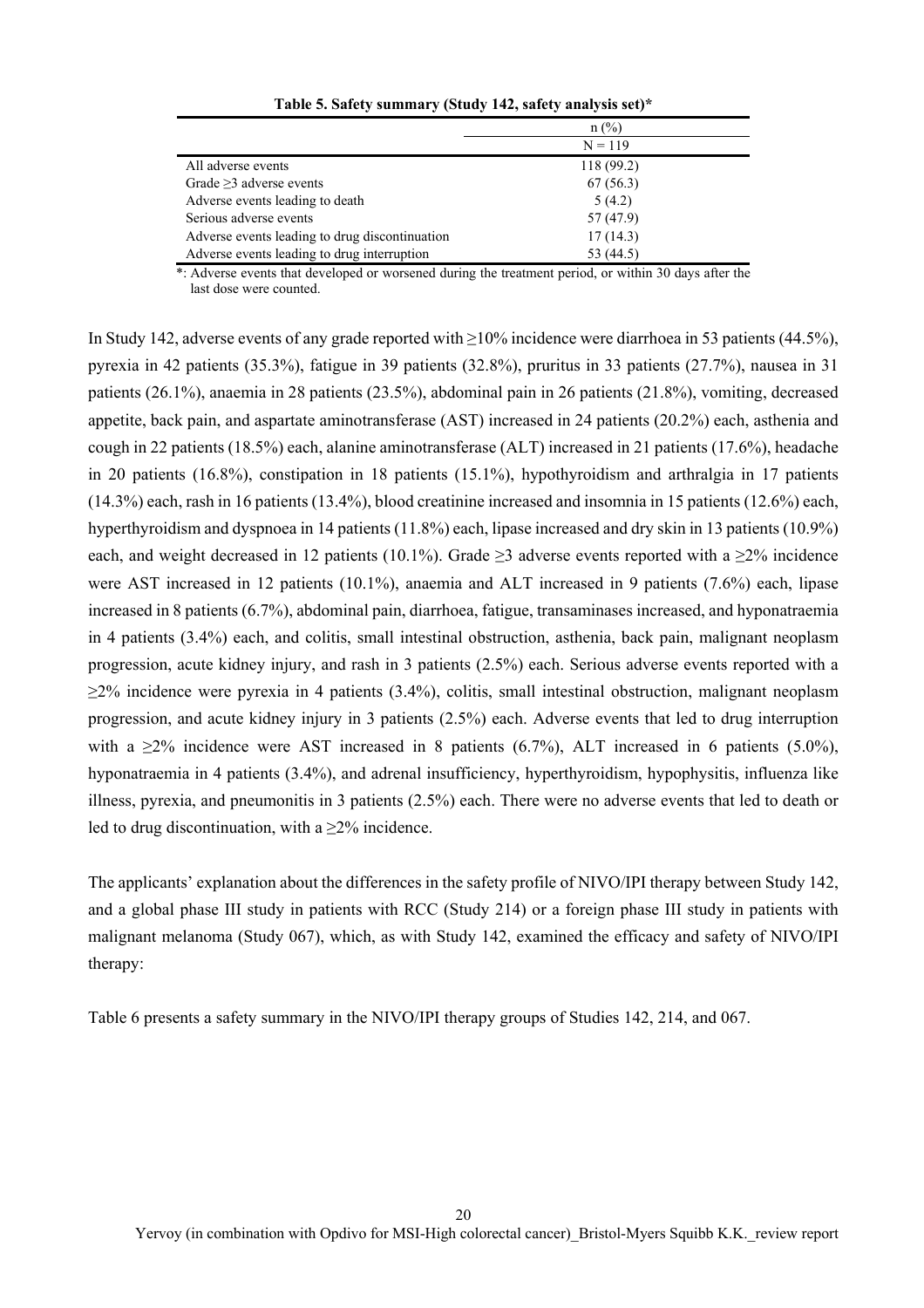**Table 5. Safety summary (Study 142, safety analysis set)***

| | n (%) |
|---|---|
| | N = 119 |
| All adverse events | 118 (99.2) |
| Grade ≥3 adverse events | 67 (56.3) |
| Adverse events leading to death | 5 (4.2) |
| Serious adverse events | 57 (47.9) |
| Adverse events leading to drug discontinuation | 17 (14.3) |
| Adverse events leading to drug interruption | 53 (44.5) |

*: Adverse events that developed or worsened during the treatment period, or within 30 days after the last dose were counted.

In Study 142, adverse events of any grade reported with ≥10% incidence were diarrhoea in 53 patients (44.5%), pyrexia in 42 patients (35.3%), fatigue in 39 patients (32.8%), pruritus in 33 patients (27.7%), nausea in 31 patients (26.1%), anaemia in 28 patients (23.5%), abdominal pain in 26 patients (21.8%), vomiting, decreased appetite, back pain, and aspartate aminotransferase (AST) increased in 24 patients (20.2%) each, asthenia and cough in 22 patients (18.5%) each, alanine aminotransferase (ALT) increased in 21 patients (17.6%), headache in 20 patients (16.8%), constipation in 18 patients (15.1%), hypothyroidism and arthralgia in 17 patients (14.3%) each, rash in 16 patients (13.4%), blood creatinine increased and insomnia in 15 patients (12.6%) each, hyperthyroidism and dyspnoea in 14 patients (11.8%) each, lipase increased and dry skin in 13 patients (10.9%) each, and weight decreased in 12 patients (10.1%). Grade ≥3 adverse events reported with a ≥2% incidence were AST increased in 12 patients (10.1%), anaemia and ALT increased in 9 patients (7.6%) each, lipase increased in 8 patients (6.7%), abdominal pain, diarrhoea, fatigue, transaminases increased, and hyponatraemia in 4 patients (3.4%) each, and colitis, small intestinal obstruction, asthenia, back pain, malignant neoplasm progression, acute kidney injury, and rash in 3 patients (2.5%) each. Serious adverse events reported with a ≥2% incidence were pyrexia in 4 patients (3.4%), colitis, small intestinal obstruction, malignant neoplasm progression, and acute kidney injury in 3 patients (2.5%) each. Adverse events that led to drug interruption with a ≥2% incidence were AST increased in 8 patients (6.7%), ALT increased in 6 patients (5.0%), hyponatraemia in 4 patients (3.4%), and adrenal insufficiency, hyperthyroidism, hypophysitis, influenza like illness, pyrexia, and pneumonitis in 3 patients (2.5%) each. There were no adverse events that led to death or led to drug discontinuation, with a ≥2% incidence.

The applicants' explanation about the differences in the safety profile of NIVO/IPI therapy between Study 142, and a global phase III study in patients with RCC (Study 214) or a foreign phase III study in patients with malignant melanoma (Study 067), which, as with Study 142, examined the efficacy and safety of NIVO/IPI therapy:

Table 6 presents a safety summary in the NIVO/IPI therapy groups of Studies 142, 214, and 067.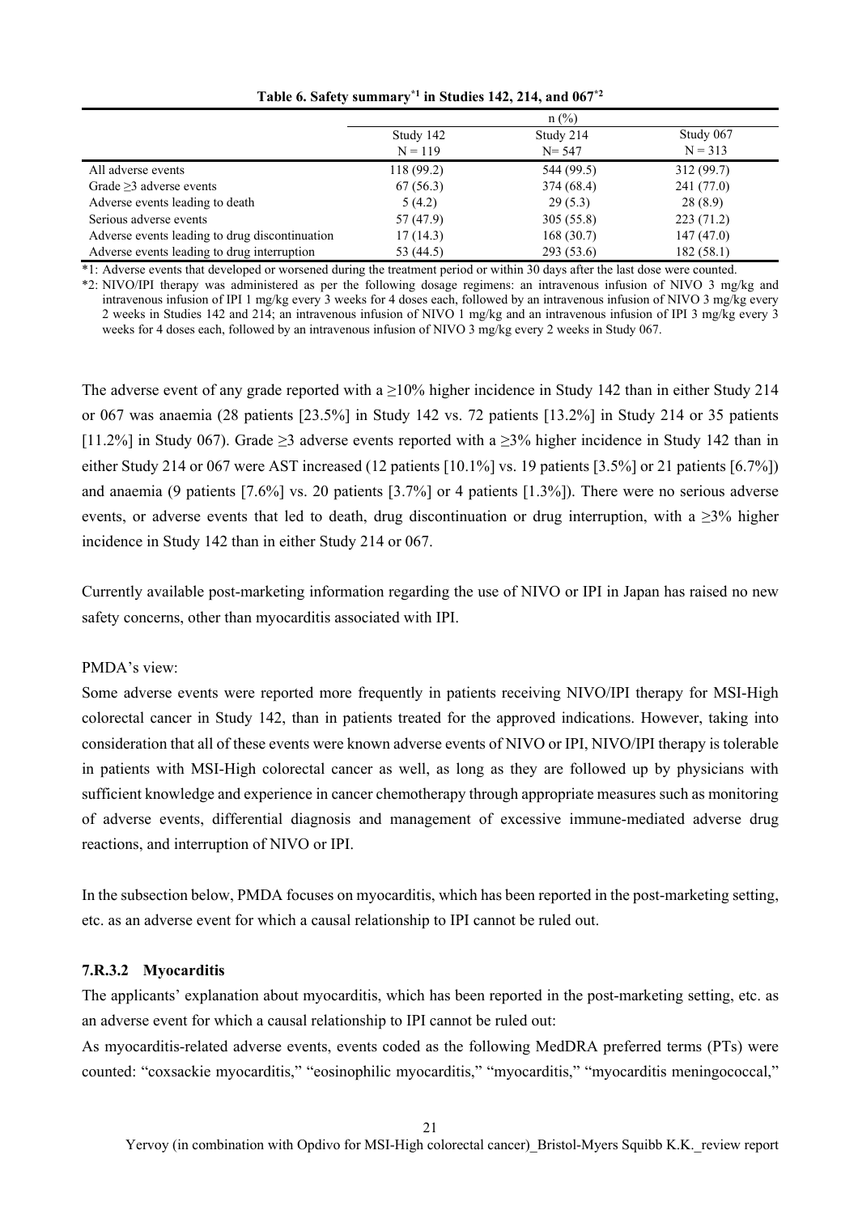**Table 6. Safety summary[*1] in Studies 142, 214, and 067[*2]**

| | n (%) | | |
|---|---|---|---|
| | Study 142<br>N = 119 | Study 214<br>N= 547 | Study 067<br>N = 313 |
| All adverse events | 118 (99.2) | 544 (99.5) | 312 (99.7) |
| Grade ≥3 adverse events | 67 (56.3) | 374 (68.4) | 241 (77.0) |
| Adverse events leading to death | 5 (4.2) | 29 (5.3) | 28 (8.9) |
| Serious adverse events | 57 (47.9) | 305 (55.8) | 223 (71.2) |
| Adverse events leading to drug discontinuation | 17 (14.3) | 168 (30.7) | 147 (47.0) |
| Adverse events leading to drug interruption | 53 (44.5) | 293 (53.6) | 182 (58.1) |

*1: Adverse events that developed or worsened during the treatment period or within 30 days after the last dose were counted.

*2: NIVO/IPI therapy was administered as per the following dosage regimens: an intravenous infusion of NIVO 3 mg/kg and intravenous infusion of IPI 1 mg/kg every 3 weeks for 4 doses each, followed by an intravenous infusion of NIVO 3 mg/kg every 2 weeks in Studies 142 and 214; an intravenous infusion of NIVO 1 mg/kg and an intravenous infusion of IPI 3 mg/kg every 3 weeks for 4 doses each, followed by an intravenous infusion of NIVO 3 mg/kg every 2 weeks in Study 067.

The adverse event of any grade reported with a ≥10% higher incidence in Study 142 than in either Study 214 or 067 was anaemia (28 patients [23.5%] in Study 142 vs. 72 patients [13.2%] in Study 214 or 35 patients [11.2%] in Study 067). Grade ≥3 adverse events reported with a ≥3% higher incidence in Study 142 than in either Study 214 or 067 were AST increased (12 patients [10.1%] vs. 19 patients [3.5%] or 21 patients [6.7%]) and anaemia (9 patients [7.6%] vs. 20 patients [3.7%] or 4 patients [1.3%]). There were no serious adverse events, or adverse events that led to death, drug discontinuation or drug interruption, with a ≥3% higher incidence in Study 142 than in either Study 214 or 067.

Currently available post-marketing information regarding the use of NIVO or IPI in Japan has raised no new safety concerns, other than myocarditis associated with IPI.

PMDA's view:

Some adverse events were reported more frequently in patients receiving NIVO/IPI therapy for MSI-High colorectal cancer in Study 142, than in patients treated for the approved indications. However, taking into consideration that all of these events were known adverse events of NIVO or IPI, NIVO/IPI therapy is tolerable in patients with MSI-High colorectal cancer as well, as long as they are followed up by physicians with sufficient knowledge and experience in cancer chemotherapy through appropriate measures such as monitoring of adverse events, differential diagnosis and management of excessive immune-mediated adverse drug reactions, and interruption of NIVO or IPI.

In the subsection below, PMDA focuses on myocarditis, which has been reported in the post-marketing setting, etc. as an adverse event for which a causal relationship to IPI cannot be ruled out.

### 7.R.3.2 Myocarditis

The applicants' explanation about myocarditis, which has been reported in the post-marketing setting, etc. as an adverse event for which a causal relationship to IPI cannot be ruled out:

As myocarditis-related adverse events, events coded as the following MedDRA preferred terms (PTs) were counted: "coxsackie myocarditis," "eosinophilic myocarditis," "myocarditis," "myocarditis meningococcal,"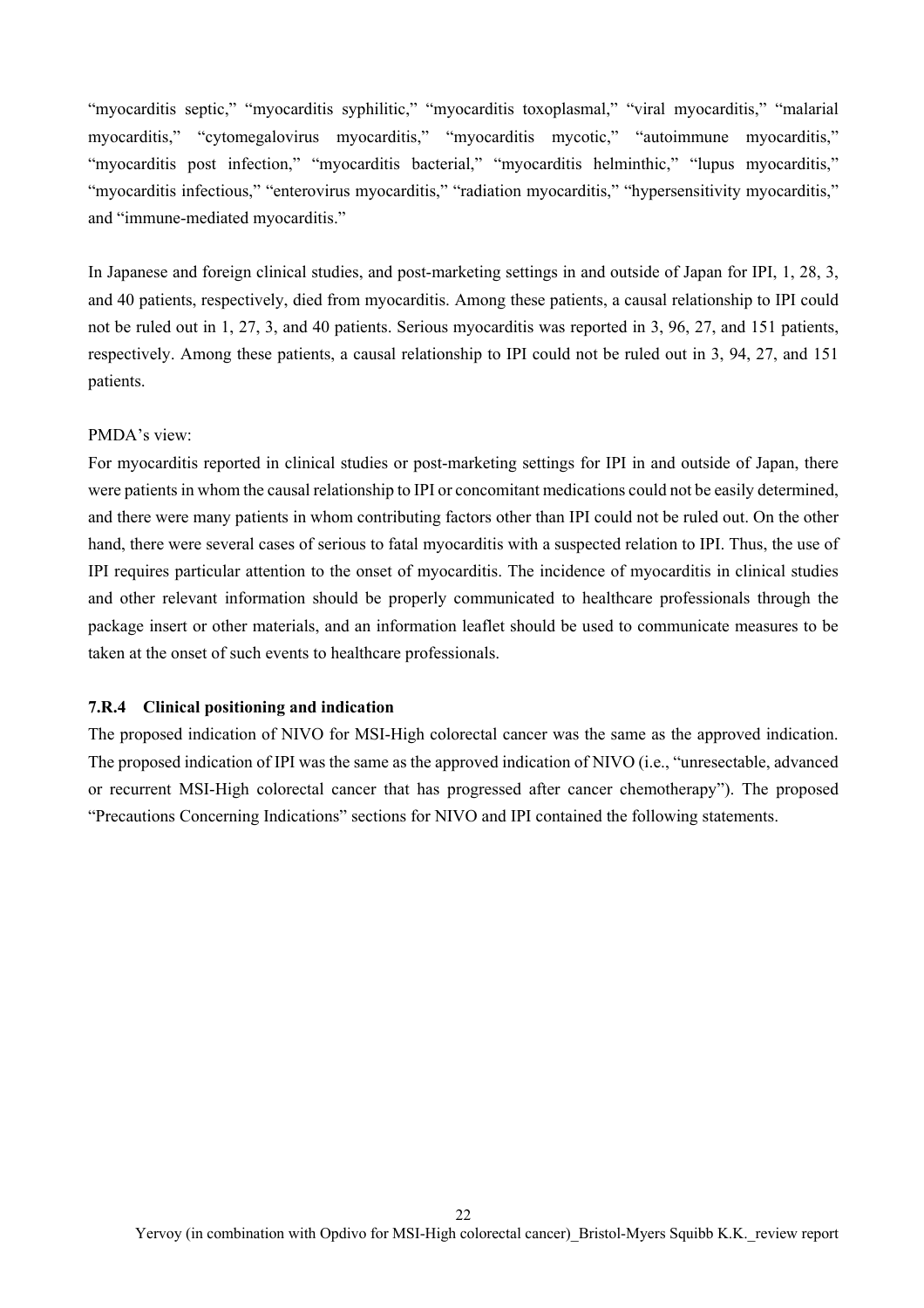"myocarditis septic," "myocarditis syphilitic," "myocarditis toxoplasmal," "viral myocarditis," "malarial myocarditis," "cytomegalovirus myocarditis," "myocarditis mycotic," "autoimmune myocarditis," "myocarditis post infection," "myocarditis bacterial," "myocarditis helminthic," "lupus myocarditis," "myocarditis infectious," "enterovirus myocarditis," "radiation myocarditis," "hypersensitivity myocarditis," and "immune-mediated myocarditis."

In Japanese and foreign clinical studies, and post-marketing settings in and outside of Japan for IPI, 1, 28, 3, and 40 patients, respectively, died from myocarditis. Among these patients, a causal relationship to IPI could not be ruled out in 1, 27, 3, and 40 patients. Serious myocarditis was reported in 3, 96, 27, and 151 patients, respectively. Among these patients, a causal relationship to IPI could not be ruled out in 3, 94, 27, and 151 patients.

PMDA's view:

For myocarditis reported in clinical studies or post-marketing settings for IPI in and outside of Japan, there were patients in whom the causal relationship to IPI or concomitant medications could not be easily determined, and there were many patients in whom contributing factors other than IPI could not be ruled out. On the other hand, there were several cases of serious to fatal myocarditis with a suspected relation to IPI. Thus, the use of IPI requires particular attention to the onset of myocarditis. The incidence of myocarditis in clinical studies and other relevant information should be properly communicated to healthcare professionals through the package insert or other materials, and an information leaflet should be used to communicate measures to be taken at the onset of such events to healthcare professionals.

### 7.R.4 Clinical positioning and indication

The proposed indication of NIVO for MSI-High colorectal cancer was the same as the approved indication. The proposed indication of IPI was the same as the approved indication of NIVO (i.e., "unresectable, advanced or recurrent MSI-High colorectal cancer that has progressed after cancer chemotherapy"). The proposed "Precautions Concerning Indications" sections for NIVO and IPI contained the following statements.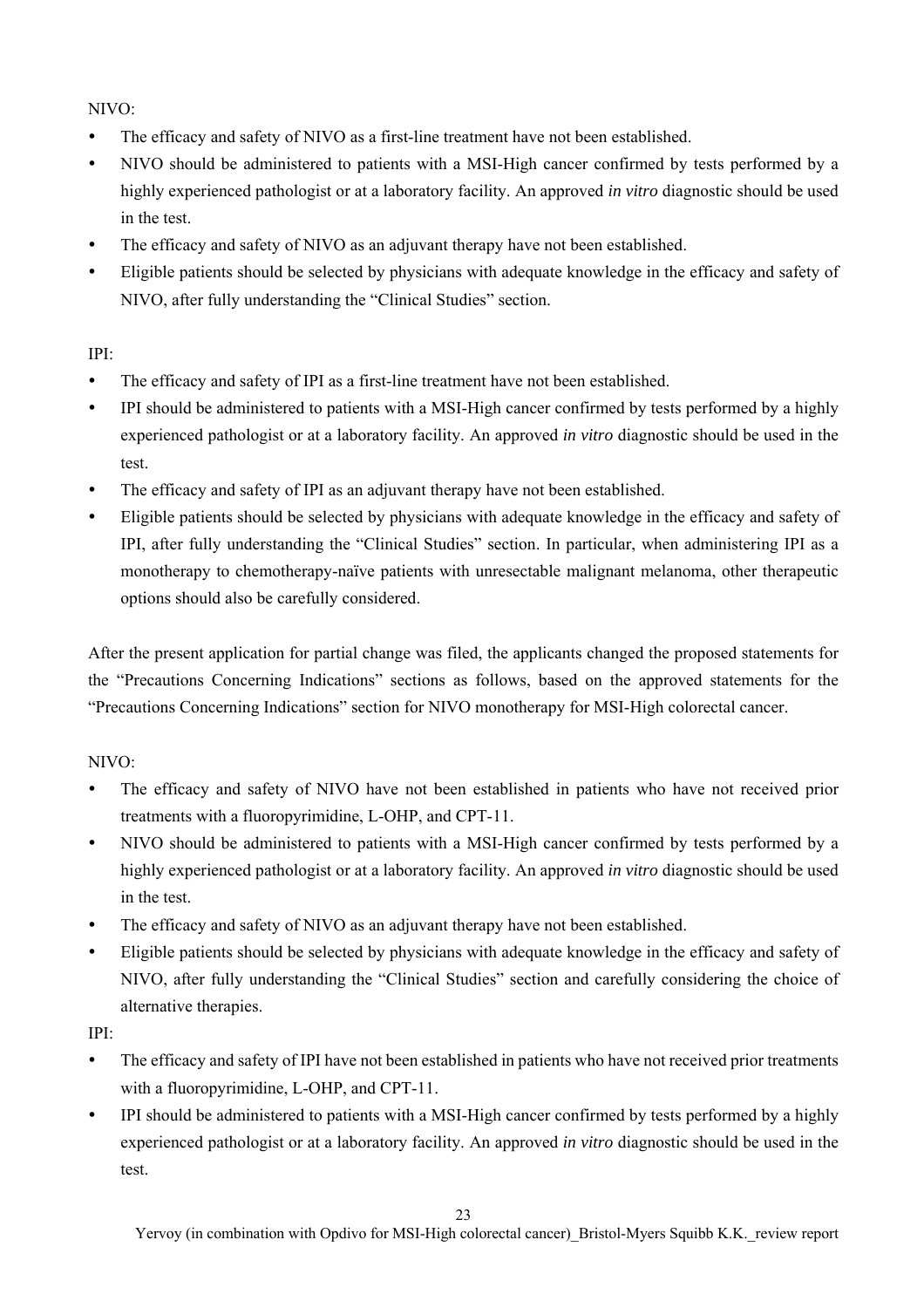NIVO:

- The efficacy and safety of NIVO as a first-line treatment have not been established.
- NIVO should be administered to patients with a MSI-High cancer confirmed by tests performed by a highly experienced pathologist or at a laboratory facility. An approved *in vitro* diagnostic should be used in the test.
- The efficacy and safety of NIVO as an adjuvant therapy have not been established.
- Eligible patients should be selected by physicians with adequate knowledge in the efficacy and safety of NIVO, after fully understanding the "Clinical Studies" section.

IPI:

- The efficacy and safety of IPI as a first-line treatment have not been established.
- IPI should be administered to patients with a MSI-High cancer confirmed by tests performed by a highly experienced pathologist or at a laboratory facility. An approved *in vitro* diagnostic should be used in the test.
- The efficacy and safety of IPI as an adjuvant therapy have not been established.
- Eligible patients should be selected by physicians with adequate knowledge in the efficacy and safety of IPI, after fully understanding the "Clinical Studies" section. In particular, when administering IPI as a monotherapy to chemotherapy-naïve patients with unresectable malignant melanoma, other therapeutic options should also be carefully considered.

After the present application for partial change was filed, the applicants changed the proposed statements for the "Precautions Concerning Indications" sections as follows, based on the approved statements for the "Precautions Concerning Indications" section for NIVO monotherapy for MSI-High colorectal cancer.

NIVO:

- The efficacy and safety of NIVO have not been established in patients who have not received prior treatments with a fluoropyrimidine, L-OHP, and CPT-11.
- NIVO should be administered to patients with a MSI-High cancer confirmed by tests performed by a highly experienced pathologist or at a laboratory facility. An approved *in vitro* diagnostic should be used in the test.
- The efficacy and safety of NIVO as an adjuvant therapy have not been established.
- Eligible patients should be selected by physicians with adequate knowledge in the efficacy and safety of NIVO, after fully understanding the "Clinical Studies" section and carefully considering the choice of alternative therapies.

IPI:

- The efficacy and safety of IPI have not been established in patients who have not received prior treatments with a fluoropyrimidine, L-OHP, and CPT-11.
- IPI should be administered to patients with a MSI-High cancer confirmed by tests performed by a highly experienced pathologist or at a laboratory facility. An approved *in vitro* diagnostic should be used in the test.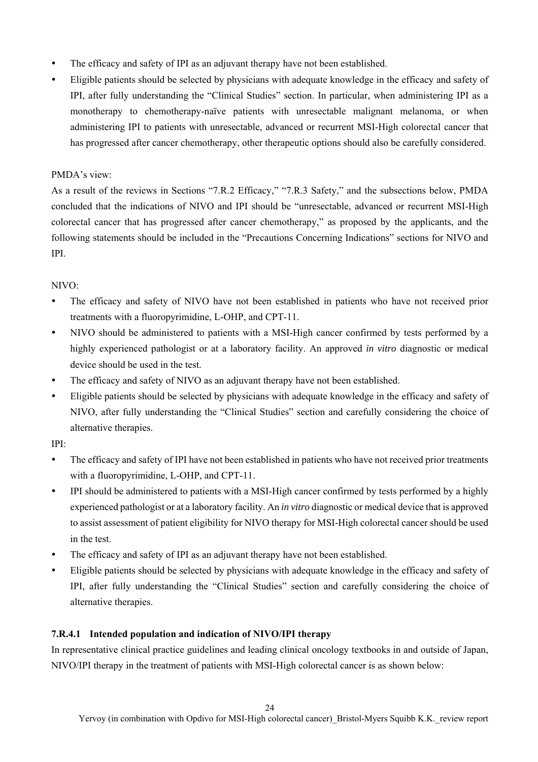- The efficacy and safety of IPI as an adjuvant therapy have not been established.
- Eligible patients should be selected by physicians with adequate knowledge in the efficacy and safety of IPI, after fully understanding the "Clinical Studies" section. In particular, when administering IPI as a monotherapy to chemotherapy-naïve patients with unresectable malignant melanoma, or when administering IPI to patients with unresectable, advanced or recurrent MSI-High colorectal cancer that has progressed after cancer chemotherapy, other therapeutic options should also be carefully considered.

PMDA's view:

As a result of the reviews in Sections "7.R.2 Efficacy," "7.R.3 Safety," and the subsections below, PMDA concluded that the indications of NIVO and IPI should be "unresectable, advanced or recurrent MSI-High colorectal cancer that has progressed after cancer chemotherapy," as proposed by the applicants, and the following statements should be included in the "Precautions Concerning Indications" sections for NIVO and IPI.

NIVO:

- The efficacy and safety of NIVO have not been established in patients who have not received prior treatments with a fluoropyrimidine, L-OHP, and CPT-11.
- NIVO should be administered to patients with a MSI-High cancer confirmed by tests performed by a highly experienced pathologist or at a laboratory facility. An approved *in vitro* diagnostic or medical device should be used in the test.
- The efficacy and safety of NIVO as an adjuvant therapy have not been established.
- Eligible patients should be selected by physicians with adequate knowledge in the efficacy and safety of NIVO, after fully understanding the "Clinical Studies" section and carefully considering the choice of alternative therapies.

IPI:

- The efficacy and safety of IPI have not been established in patients who have not received prior treatments with a fluoropyrimidine, L-OHP, and CPT-11.
- IPI should be administered to patients with a MSI-High cancer confirmed by tests performed by a highly experienced pathologist or at a laboratory facility. An *in vitro* diagnostic or medical device that is approved to assist assessment of patient eligibility for NIVO therapy for MSI-High colorectal cancer should be used in the test.
- The efficacy and safety of IPI as an adjuvant therapy have not been established.
- Eligible patients should be selected by physicians with adequate knowledge in the efficacy and safety of IPI, after fully understanding the "Clinical Studies" section and carefully considering the choice of alternative therapies.

#### 7.R.4.1 Intended population and indication of NIVO/IPI therapy

In representative clinical practice guidelines and leading clinical oncology textbooks in and outside of Japan, NIVO/IPI therapy in the treatment of patients with MSI-High colorectal cancer is as shown below: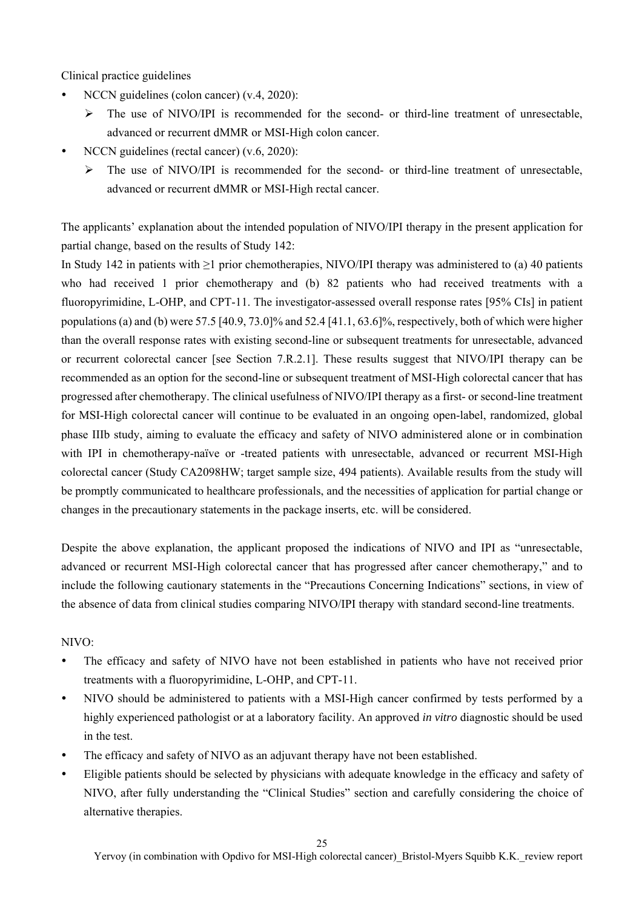Clinical practice guidelines

- NCCN guidelines (colon cancer) (v.4, 2020):
  - The use of NIVO/IPI is recommended for the second- or third-line treatment of unresectable, advanced or recurrent dMMR or MSI-High colon cancer.
- NCCN guidelines (rectal cancer) (v.6, 2020):
  - The use of NIVO/IPI is recommended for the second- or third-line treatment of unresectable, advanced or recurrent dMMR or MSI-High rectal cancer.

The applicants' explanation about the intended population of NIVO/IPI therapy in the present application for partial change, based on the results of Study 142:

In Study 142 in patients with ≥1 prior chemotherapies, NIVO/IPI therapy was administered to (a) 40 patients who had received 1 prior chemotherapy and (b) 82 patients who had received treatments with a fluoropyrimidine, L-OHP, and CPT-11. The investigator-assessed overall response rates [95% CIs] in patient populations (a) and (b) were 57.5 [40.9, 73.0]% and 52.4 [41.1, 63.6]%, respectively, both of which were higher than the overall response rates with existing second-line or subsequent treatments for unresectable, advanced or recurrent colorectal cancer [see Section 7.R.2.1]. These results suggest that NIVO/IPI therapy can be recommended as an option for the second-line or subsequent treatment of MSI-High colorectal cancer that has progressed after chemotherapy. The clinical usefulness of NIVO/IPI therapy as a first- or second-line treatment for MSI-High colorectal cancer will continue to be evaluated in an ongoing open-label, randomized, global phase IIIb study, aiming to evaluate the efficacy and safety of NIVO administered alone or in combination with IPI in chemotherapy-naïve or -treated patients with unresectable, advanced or recurrent MSI-High colorectal cancer (Study CA2098HW; target sample size, 494 patients). Available results from the study will be promptly communicated to healthcare professionals, and the necessities of application for partial change or changes in the precautionary statements in the package inserts, etc. will be considered.

Despite the above explanation, the applicant proposed the indications of NIVO and IPI as "unresectable, advanced or recurrent MSI-High colorectal cancer that has progressed after cancer chemotherapy," and to include the following cautionary statements in the "Precautions Concerning Indications" sections, in view of the absence of data from clinical studies comparing NIVO/IPI therapy with standard second-line treatments.

NIVO:

- The efficacy and safety of NIVO have not been established in patients who have not received prior treatments with a fluoropyrimidine, L-OHP, and CPT-11.
- NIVO should be administered to patients with a MSI-High cancer confirmed by tests performed by a highly experienced pathologist or at a laboratory facility. An approved *in vitro* diagnostic should be used in the test.
- The efficacy and safety of NIVO as an adjuvant therapy have not been established.
- Eligible patients should be selected by physicians with adequate knowledge in the efficacy and safety of NIVO, after fully understanding the "Clinical Studies" section and carefully considering the choice of alternative therapies.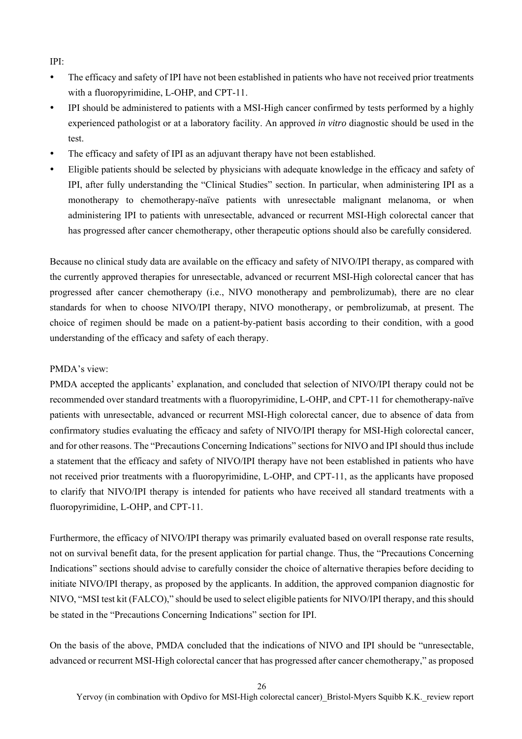IPI:

- The efficacy and safety of IPI have not been established in patients who have not received prior treatments with a fluoropyrimidine, L-OHP, and CPT-11.
- IPI should be administered to patients with a MSI-High cancer confirmed by tests performed by a highly experienced pathologist or at a laboratory facility. An approved *in vitro* diagnostic should be used in the test.
- The efficacy and safety of IPI as an adjuvant therapy have not been established.
- Eligible patients should be selected by physicians with adequate knowledge in the efficacy and safety of IPI, after fully understanding the "Clinical Studies" section. In particular, when administering IPI as a monotherapy to chemotherapy-naïve patients with unresectable malignant melanoma, or when administering IPI to patients with unresectable, advanced or recurrent MSI-High colorectal cancer that has progressed after cancer chemotherapy, other therapeutic options should also be carefully considered.

Because no clinical study data are available on the efficacy and safety of NIVO/IPI therapy, as compared with the currently approved therapies for unresectable, advanced or recurrent MSI-High colorectal cancer that has progressed after cancer chemotherapy (i.e., NIVO monotherapy and pembrolizumab), there are no clear standards for when to choose NIVO/IPI therapy, NIVO monotherapy, or pembrolizumab, at present. The choice of regimen should be made on a patient-by-patient basis according to their condition, with a good understanding of the efficacy and safety of each therapy.

PMDA's view:
PMDA accepted the applicants' explanation, and concluded that selection of NIVO/IPI therapy could not be recommended over standard treatments with a fluoropyrimidine, L-OHP, and CPT-11 for chemotherapy-naïve patients with unresectable, advanced or recurrent MSI-High colorectal cancer, due to absence of data from confirmatory studies evaluating the efficacy and safety of NIVO/IPI therapy for MSI-High colorectal cancer, and for other reasons. The "Precautions Concerning Indications" sections for NIVO and IPI should thus include a statement that the efficacy and safety of NIVO/IPI therapy have not been established in patients who have not received prior treatments with a fluoropyrimidine, L-OHP, and CPT-11, as the applicants have proposed to clarify that NIVO/IPI therapy is intended for patients who have received all standard treatments with a fluoropyrimidine, L-OHP, and CPT-11.

Furthermore, the efficacy of NIVO/IPI therapy was primarily evaluated based on overall response rate results, not on survival benefit data, for the present application for partial change. Thus, the "Precautions Concerning Indications" sections should advise to carefully consider the choice of alternative therapies before deciding to initiate NIVO/IPI therapy, as proposed by the applicants. In addition, the approved companion diagnostic for NIVO, "MSI test kit (FALCO)," should be used to select eligible patients for NIVO/IPI therapy, and this should be stated in the "Precautions Concerning Indications" section for IPI.

On the basis of the above, PMDA concluded that the indications of NIVO and IPI should be "unresectable, advanced or recurrent MSI-High colorectal cancer that has progressed after cancer chemotherapy," as proposed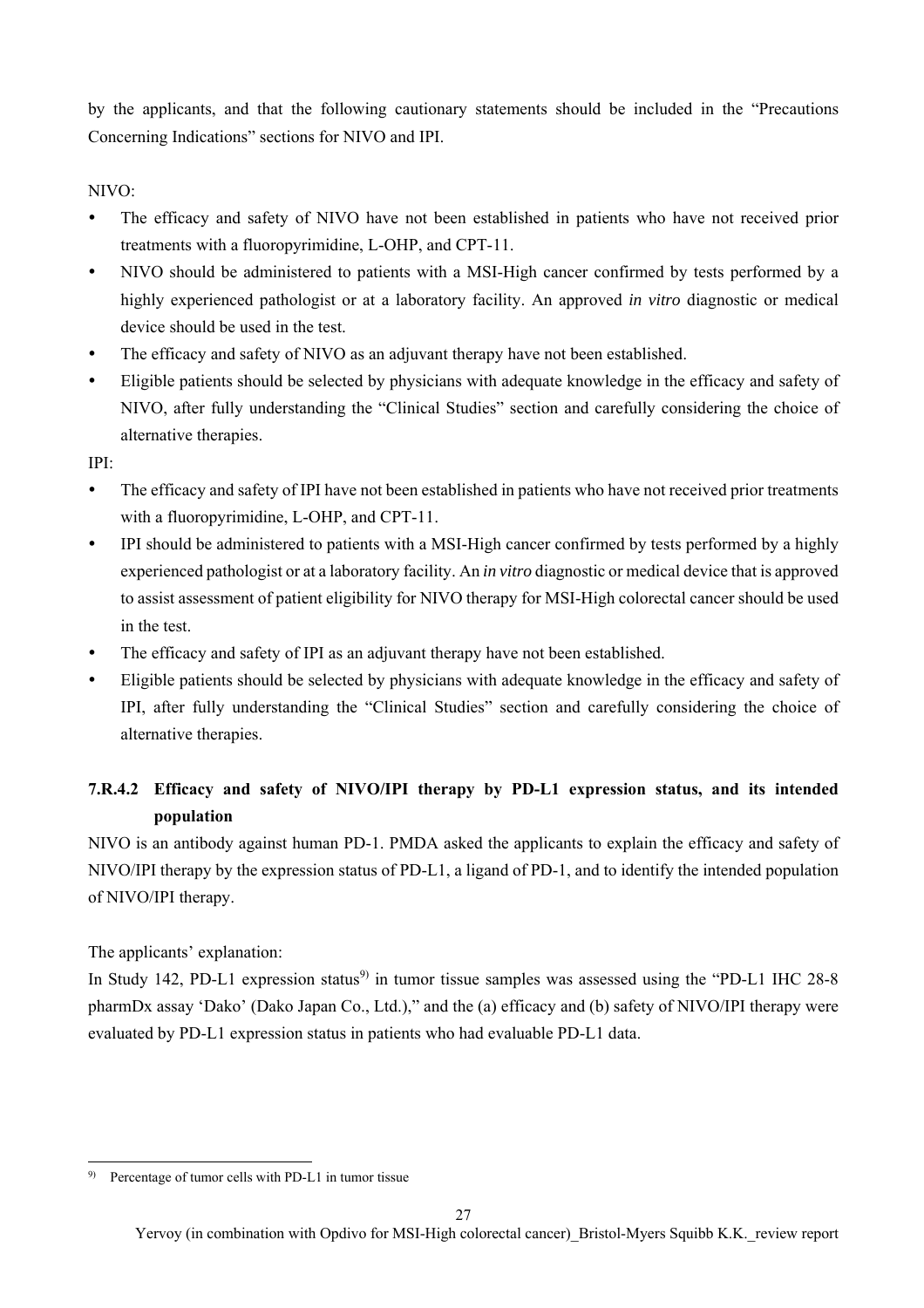by the applicants, and that the following cautionary statements should be included in the "Precautions Concerning Indications" sections for NIVO and IPI.

NIVO:

- The efficacy and safety of NIVO have not been established in patients who have not received prior treatments with a fluoropyrimidine, L-OHP, and CPT-11.
- NIVO should be administered to patients with a MSI-High cancer confirmed by tests performed by a highly experienced pathologist or at a laboratory facility. An approved *in vitro* diagnostic or medical device should be used in the test.
- The efficacy and safety of NIVO as an adjuvant therapy have not been established.
- Eligible patients should be selected by physicians with adequate knowledge in the efficacy and safety of NIVO, after fully understanding the "Clinical Studies" section and carefully considering the choice of alternative therapies.

IPI:

- The efficacy and safety of IPI have not been established in patients who have not received prior treatments with a fluoropyrimidine, L-OHP, and CPT-11.
- IPI should be administered to patients with a MSI-High cancer confirmed by tests performed by a highly experienced pathologist or at a laboratory facility. An *in vitro* diagnostic or medical device that is approved to assist assessment of patient eligibility for NIVO therapy for MSI-High colorectal cancer should be used in the test.
- The efficacy and safety of IPI as an adjuvant therapy have not been established.
- Eligible patients should be selected by physicians with adequate knowledge in the efficacy and safety of IPI, after fully understanding the "Clinical Studies" section and carefully considering the choice of alternative therapies.

### 7.R.4.2 Efficacy and safety of NIVO/IPI therapy by PD-L1 expression status, and its intended population

NIVO is an antibody against human PD-1. PMDA asked the applicants to explain the efficacy and safety of NIVO/IPI therapy by the expression status of PD-L1, a ligand of PD-1, and to identify the intended population of NIVO/IPI therapy.

The applicants' explanation:

In Study 142, PD-L1 expression status[9] in tumor tissue samples was assessed using the "PD-L1 IHC 28-8 pharmDx assay 'Dako' (Dako Japan Co., Ltd.)," and the (a) efficacy and (b) safety of NIVO/IPI therapy were evaluated by PD-L1 expression status in patients who had evaluable PD-L1 data.

[9] Percentage of tumor cells with PD-L1 in tumor tissue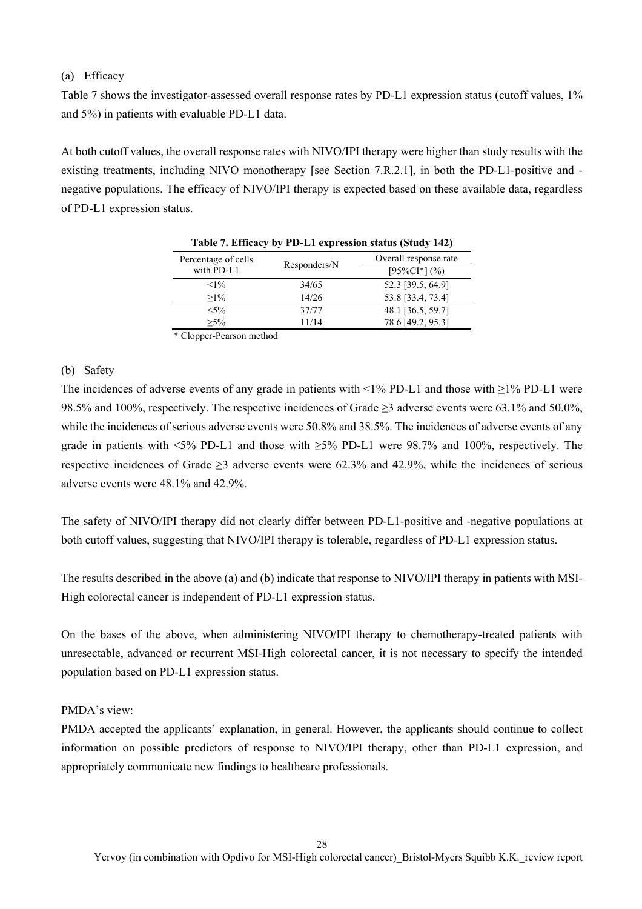(a) Efficacy

Table 7 shows the investigator-assessed overall response rates by PD-L1 expression status (cutoff values, 1% and 5%) in patients with evaluable PD-L1 data.

At both cutoff values, the overall response rates with NIVO/IPI therapy were higher than study results with the existing treatments, including NIVO monotherapy [see Section 7.R.2.1], in both the PD-L1-positive and -negative populations. The efficacy of NIVO/IPI therapy is expected based on these available data, regardless of PD-L1 expression status.

**Table 7. Efficacy by PD-L1 expression status (Study 142)**

| Percentage of cells with PD-L1 | Responders/N | Overall response rate [95%CI*] (%) |
|---|---|---|
| <1% | 34/65 | 52.3 [39.5, 64.9] |
| ≥1% | 14/26 | 53.8 [33.4, 73.4] |
| <5% | 37/77 | 48.1 [36.5, 59.7] |
| ≥5% | 11/14 | 78.6 [49.2, 95.3] |

* Clopper-Pearson method

(b) Safety

The incidences of adverse events of any grade in patients with <1% PD-L1 and those with ≥1% PD-L1 were 98.5% and 100%, respectively. The respective incidences of Grade ≥3 adverse events were 63.1% and 50.0%, while the incidences of serious adverse events were 50.8% and 38.5%. The incidences of adverse events of any grade in patients with <5% PD-L1 and those with ≥5% PD-L1 were 98.7% and 100%, respectively. The respective incidences of Grade ≥3 adverse events were 62.3% and 42.9%, while the incidences of serious adverse events were 48.1% and 42.9%.

The safety of NIVO/IPI therapy did not clearly differ between PD-L1-positive and -negative populations at both cutoff values, suggesting that NIVO/IPI therapy is tolerable, regardless of PD-L1 expression status.

The results described in the above (a) and (b) indicate that response to NIVO/IPI therapy in patients with MSI-High colorectal cancer is independent of PD-L1 expression status.

On the bases of the above, when administering NIVO/IPI therapy to chemotherapy-treated patients with unresectable, advanced or recurrent MSI-High colorectal cancer, it is not necessary to specify the intended population based on PD-L1 expression status.

PMDA's view:

PMDA accepted the applicants' explanation, in general. However, the applicants should continue to collect information on possible predictors of response to NIVO/IPI therapy, other than PD-L1 expression, and appropriately communicate new findings to healthcare professionals.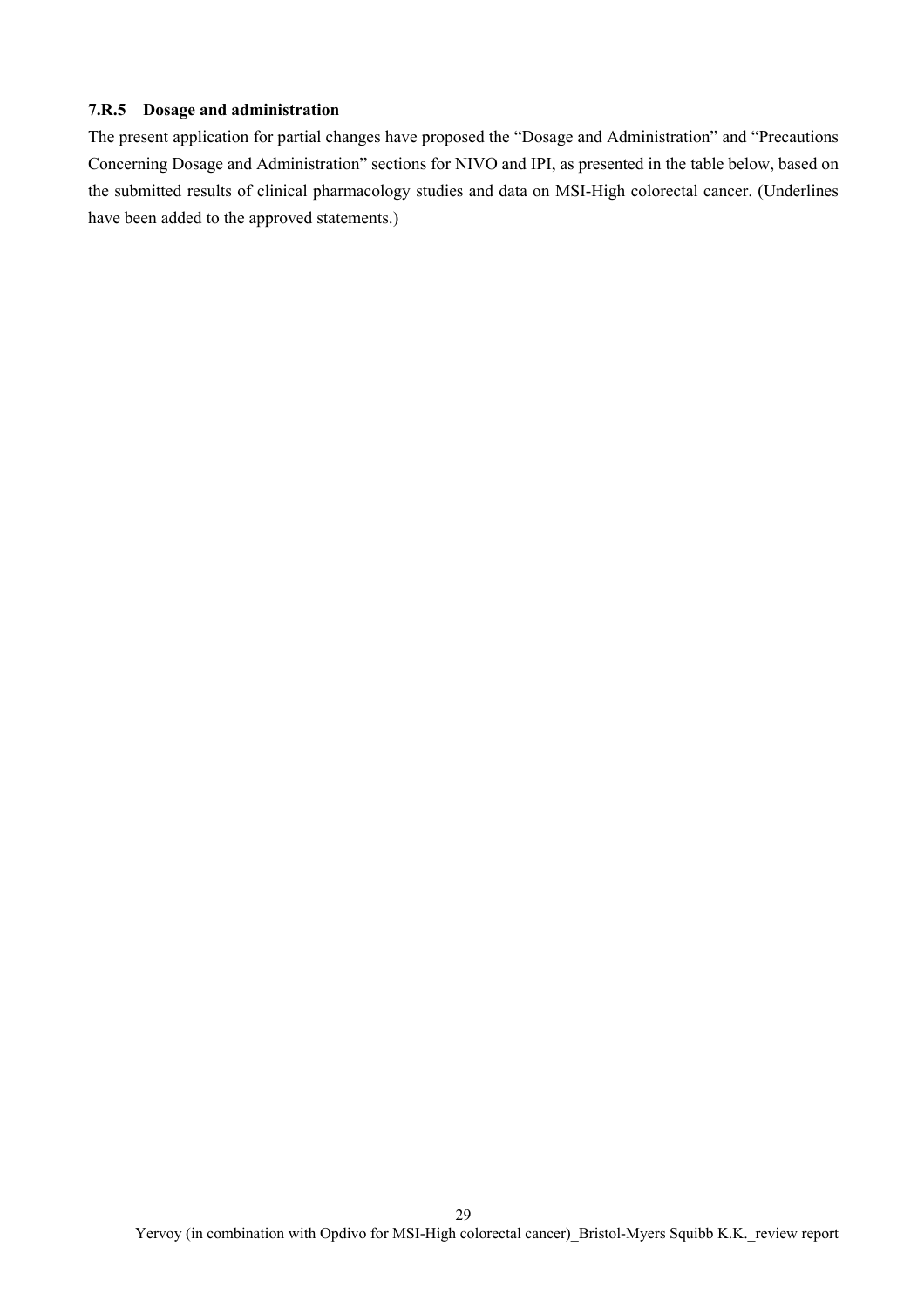### 7.R.5 Dosage and administration

The present application for partial changes have proposed the "Dosage and Administration" and "Precautions Concerning Dosage and Administration" sections for NIVO and IPI, as presented in the table below, based on the submitted results of clinical pharmacology studies and data on MSI-High colorectal cancer. (Underlines have been added to the approved statements.)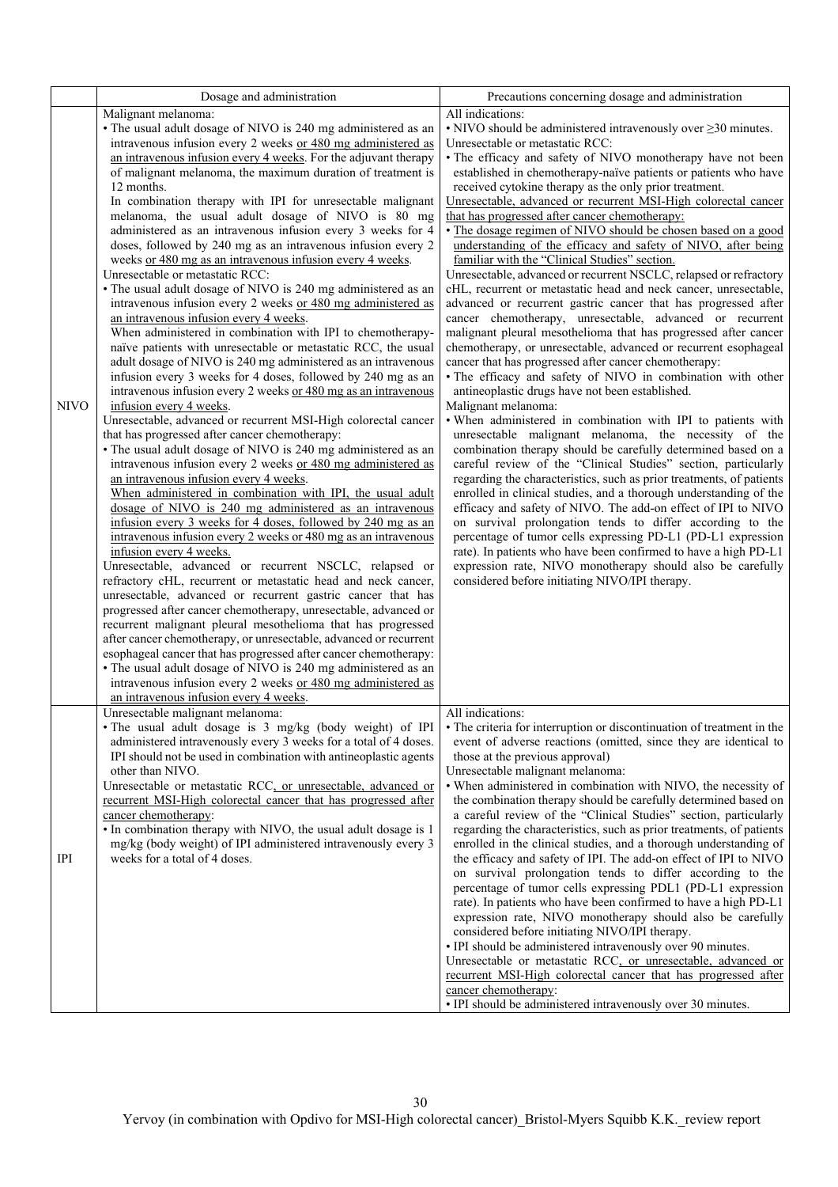| | Dosage and administration | Precautions concerning dosage and administration |
|---|---|---|
| NIVO | Malignant melanoma:<br>• The usual adult dosage of NIVO is 240 mg administered as an intravenous infusion every 2 weeks or 480 mg administered as an intravenous infusion every 4 weeks. For the adjuvant therapy of malignant melanoma, the maximum duration of treatment is 12 months.<br>In combination therapy with IPI for unresectable malignant melanoma, the usual adult dosage of NIVO is 80 mg administered as an intravenous infusion every 3 weeks for 4 doses, followed by 240 mg as an intravenous infusion every 2 weeks or 480 mg as an intravenous infusion every 4 weeks.<br>Unresectable or metastatic RCC:<br>• The usual adult dosage of NIVO is 240 mg administered as an intravenous infusion every 2 weeks or 480 mg administered as an intravenous infusion every 4 weeks.<br>When administered in combination with IPI to chemotherapy-naïve patients with unresectable or metastatic RCC, the usual adult dosage of NIVO is 240 mg administered as an intravenous infusion every 3 weeks for 4 doses, followed by 240 mg as an intravenous infusion every 2 weeks or 480 mg as an intravenous infusion every 4 weeks.<br>Unresectable, advanced or recurrent MSI-High colorectal cancer that has progressed after cancer chemotherapy:<br>• The usual adult dosage of NIVO is 240 mg administered as an intravenous infusion every 2 weeks or 480 mg administered as an intravenous infusion every 4 weeks.<br>When administered in combination with IPI, the usual adult dosage of NIVO is 240 mg administered as an intravenous infusion every 3 weeks for 4 doses, followed by 240 mg as an intravenous infusion every 2 weeks or 480 mg as an intravenous infusion every 4 weeks.<br>Unresectable, advanced or recurrent NSCLC, relapsed or refractory cHL, recurrent or metastatic head and neck cancer, unresectable, advanced or recurrent gastric cancer that has progressed after cancer chemotherapy, unresectable, advanced or recurrent malignant pleural mesothelioma that has progressed after cancer chemotherapy, or unresectable, advanced or recurrent esophageal cancer that has progressed after cancer chemotherapy:<br>• The usual adult dosage of NIVO is 240 mg administered as an intravenous infusion every 2 weeks or 480 mg administered as an intravenous infusion every 4 weeks. | All indications:<br>• NIVO should be administered intravenously over ≥30 minutes.<br>Unresectable or metastatic RCC:<br>• The efficacy and safety of NIVO monotherapy have not been established in chemotherapy-naïve patients or patients who have received cytokine therapy as the only prior treatment.<br>Unresectable, advanced or recurrent MSI-High colorectal cancer that has progressed after cancer chemotherapy:<br>• The dosage regimen of NIVO should be chosen based on a good understanding of the efficacy and safety of NIVO, after being familiar with the "Clinical Studies" section.<br>Unresectable, advanced or recurrent NSCLC, relapsed or refractory cHL, recurrent or metastatic head and neck cancer, unresectable, advanced or recurrent gastric cancer that has progressed after cancer chemotherapy, unresectable, advanced or recurrent malignant pleural mesothelioma that has progressed after cancer chemotherapy, or unresectable, advanced or recurrent esophageal cancer that has progressed after cancer chemotherapy:<br>• The efficacy and safety of NIVO in combination with other antineoplastic drugs have not been established.<br>Malignant melanoma:<br>• When administered in combination with IPI to patients with unresectable malignant melanoma, the necessity of the combination therapy should be carefully determined based on a careful review of the "Clinical Studies" section, particularly regarding the characteristics, such as prior treatments, of patients enrolled in clinical studies, and a thorough understanding of the efficacy and safety of NIVO. The add-on effect of IPI to NIVO on survival prolongation tends to differ according to the percentage of tumor cells expressing PD-L1 (PD-L1 expression rate). In patients who have been confirmed to have a high PD-L1 expression rate, NIVO monotherapy should also be carefully considered before initiating NIVO/IPI therapy. |
| IPI | Unresectable malignant melanoma:<br>• The usual adult dosage is 3 mg/kg (body weight) of IPI administered intravenously every 3 weeks for a total of 4 doses. IPI should not be used in combination with antineoplastic agents other than NIVO.<br>Unresectable or metastatic RCC, or unresectable, advanced or recurrent MSI-High colorectal cancer that has progressed after cancer chemotherapy:<br>• In combination therapy with NIVO, the usual adult dosage is 1 mg/kg (body weight) of IPI administered intravenously every 3 weeks for a total of 4 doses. | All indications:<br>• The criteria for interruption or discontinuation of treatment in the event of adverse reactions (omitted, since they are identical to those at the previous approval)<br>Unresectable malignant melanoma:<br>• When administered in combination with NIVO, the necessity of the combination therapy should be carefully determined based on a careful review of the "Clinical Studies" section, particularly regarding the characteristics, such as prior treatments, of patients enrolled in the clinical studies, and a thorough understanding of the efficacy and safety of IPI. The add-on effect of IPI to NIVO on survival prolongation tends to differ according to the percentage of tumor cells expressing PDL1 (PD-L1 expression rate). In patients who have been confirmed to have a high PD-L1 expression rate, NIVO monotherapy should also be carefully considered before initiating NIVO/IPI therapy.<br>• IPI should be administered intravenously over 90 minutes.<br>Unresectable or metastatic RCC, or unresectable, advanced or recurrent MSI-High colorectal cancer that has progressed after cancer chemotherapy:<br>• IPI should be administered intravenously over 30 minutes. |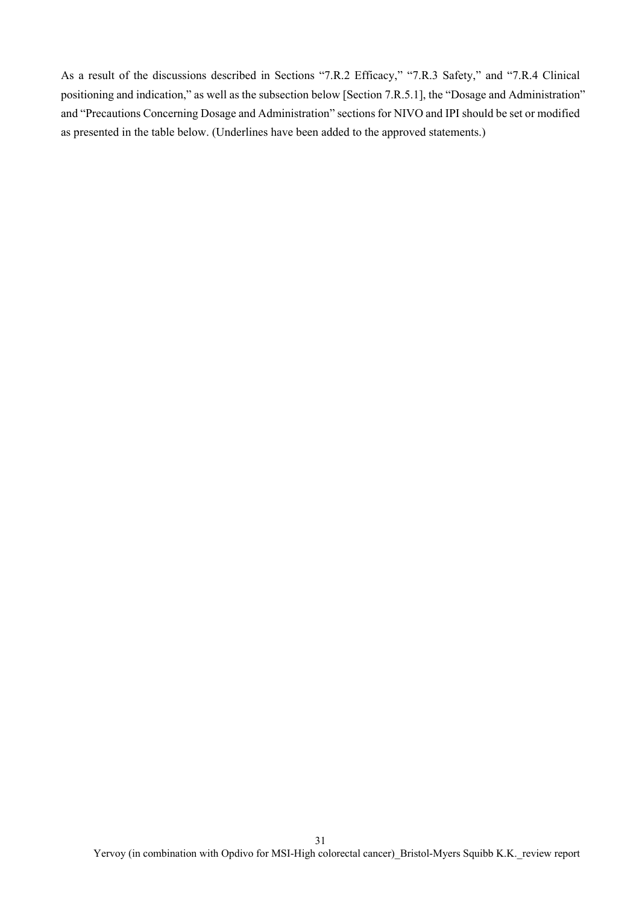As a result of the discussions described in Sections "7.R.2 Efficacy," "7.R.3 Safety," and "7.R.4 Clinical positioning and indication," as well as the subsection below [Section 7.R.5.1], the "Dosage and Administration" and "Precautions Concerning Dosage and Administration" sections for NIVO and IPI should be set or modified as presented in the table below. (Underlines have been added to the approved statements.)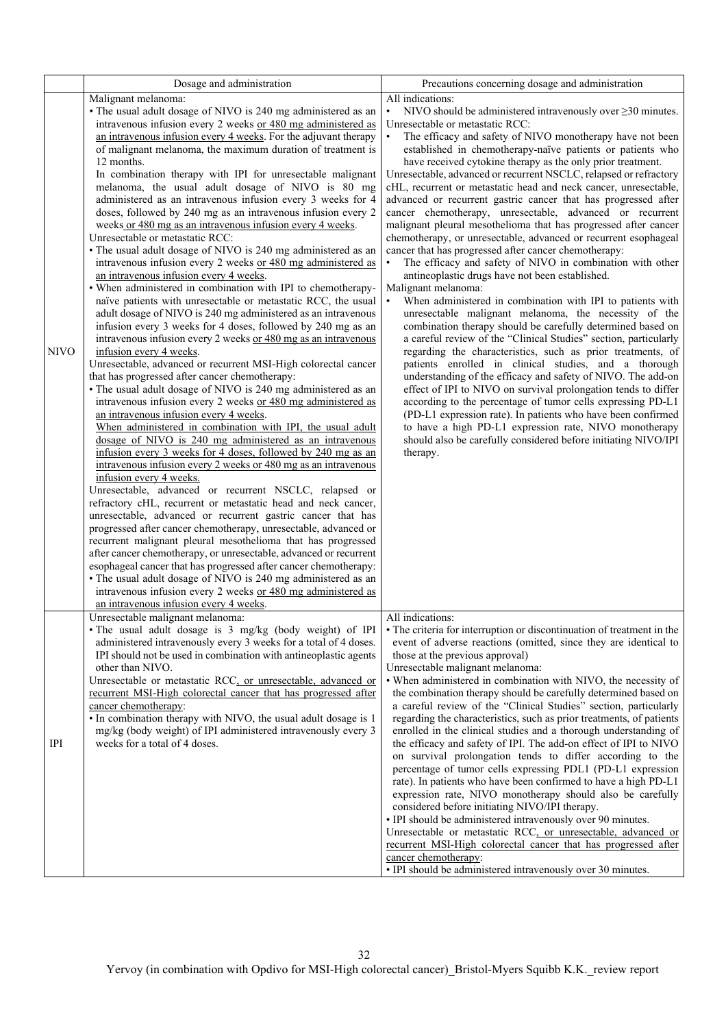| | Dosage and administration | Precautions concerning dosage and administration |
|---|---|---|
| NIVO | Malignant melanoma:<br>• The usual adult dosage of NIVO is 240 mg administered as an intravenous infusion every 2 weeks <u>or 480 mg administered as an intravenous infusion every 4 weeks</u>. For the adjuvant therapy of malignant melanoma, the maximum duration of treatment is 12 months.<br>In combination therapy with IPI for unresectable malignant melanoma, the usual adult dosage of NIVO is 80 mg administered as an intravenous infusion every 3 weeks for 4 doses, followed by 240 mg as an intravenous infusion every 2 weeks <u>or 480 mg as an intravenous infusion every 4 weeks</u>.<br>Unresectable or metastatic RCC:<br>• The usual adult dosage of NIVO is 240 mg administered as an intravenous infusion every 2 weeks <u>or 480 mg administered as an intravenous infusion every 4 weeks</u>.<br>• When administered in combination with IPI to chemotherapy-naïve patients with unresectable or metastatic RCC, the usual adult dosage of NIVO is 240 mg administered as an intravenous infusion every 3 weeks for 4 doses, followed by 240 mg as an intravenous infusion every 2 weeks <u>or 480 mg as an intravenous infusion every 4 weeks</u>.<br>Unresectable, advanced or recurrent MSI-High colorectal cancer that has progressed after cancer chemotherapy:<br>• The usual adult dosage of NIVO is 240 mg administered as an intravenous infusion every 2 weeks <u>or 480 mg administered as an intravenous infusion every 4 weeks</u>.<br><u>When administered in combination with IPI, the usual adult dosage of NIVO is 240 mg administered as an intravenous infusion every 3 weeks for 4 doses, followed by 240 mg as an intravenous infusion every 2 weeks or 480 mg as an intravenous infusion every 4 weeks.</u><br>Unresectable, advanced or recurrent NSCLC, relapsed or refractory cHL, recurrent or metastatic head and neck cancer, unresectable, advanced or recurrent gastric cancer that has progressed after cancer chemotherapy, unresectable, advanced or recurrent malignant pleural mesothelioma that has progressed after cancer chemotherapy, or unresectable, advanced or recurrent esophageal cancer that has progressed after cancer chemotherapy:<br>• The usual adult dosage of NIVO is 240 mg administered as an intravenous infusion every 2 weeks <u>or 480 mg administered as an intravenous infusion every 4 weeks</u>. | All indications:<br>• NIVO should be administered intravenously over ≥30 minutes.<br>Unresectable or metastatic RCC:<br>• The efficacy and safety of NIVO monotherapy have not been established in chemotherapy-naïve patients or patients who have received cytokine therapy as the only prior treatment.<br>Unresectable, advanced or recurrent NSCLC, relapsed or refractory cHL, recurrent or metastatic head and neck cancer, unresectable, advanced or recurrent gastric cancer that has progressed after cancer chemotherapy, unresectable, advanced or recurrent malignant pleural mesothelioma that has progressed after cancer chemotherapy, or unresectable, advanced or recurrent esophageal cancer that has progressed after cancer chemotherapy:<br>• The efficacy and safety of NIVO in combination with other antineoplastic drugs have not been established.<br>Malignant melanoma:<br>• When administered in combination with IPI to patients with unresectable malignant melanoma, the necessity of the combination therapy should be carefully determined based on a careful review of the "Clinical Studies" section, particularly regarding the characteristics, such as prior treatments, of patients enrolled in clinical studies, and a thorough understanding of the efficacy and safety of NIVO. The add-on effect of IPI to NIVO on survival prolongation tends to differ according to the percentage of tumor cells expressing PD-L1 (PD-L1 expression rate). In patients who have been confirmed to have a high PD-L1 expression rate, NIVO monotherapy should also be carefully considered before initiating NIVO/IPI therapy. |
| IPI | Unresectable malignant melanoma:<br>• The usual adult dosage is 3 mg/kg (body weight) of IPI administered intravenously every 3 weeks for a total of 4 doses. IPI should not be used in combination with antineoplastic agents other than NIVO.<br>Unresectable or metastatic RCC<u>, or unresectable, advanced or recurrent MSI-High colorectal cancer that has progressed after cancer chemotherapy</u>:<br>• In combination therapy with NIVO, the usual adult dosage is 1 mg/kg (body weight) of IPI administered intravenously every 3 weeks for a total of 4 doses. | All indications:<br>• The criteria for interruption or discontinuation of treatment in the event of adverse reactions (omitted, since they are identical to those at the previous approval)<br>Unresectable malignant melanoma:<br>• When administered in combination with NIVO, the necessity of the combination therapy should be carefully determined based on a careful review of the "Clinical Studies" section, particularly regarding the characteristics, such as prior treatments, of patients enrolled in the clinical studies and a thorough understanding of the efficacy and safety of IPI. The add-on effect of IPI to NIVO on survival prolongation tends to differ according to the percentage of tumor cells expressing PDL1 (PD-L1 expression rate). In patients who have been confirmed to have a high PD-L1 expression rate, NIVO monotherapy should also be carefully considered before initiating NIVO/IPI therapy.<br>• IPI should be administered intravenously over 90 minutes.<br>Unresectable or metastatic RCC<u>, or unresectable, advanced or recurrent MSI-High colorectal cancer that has progressed after cancer chemotherapy</u>:<br>• IPI should be administered intravenously over 30 minutes. |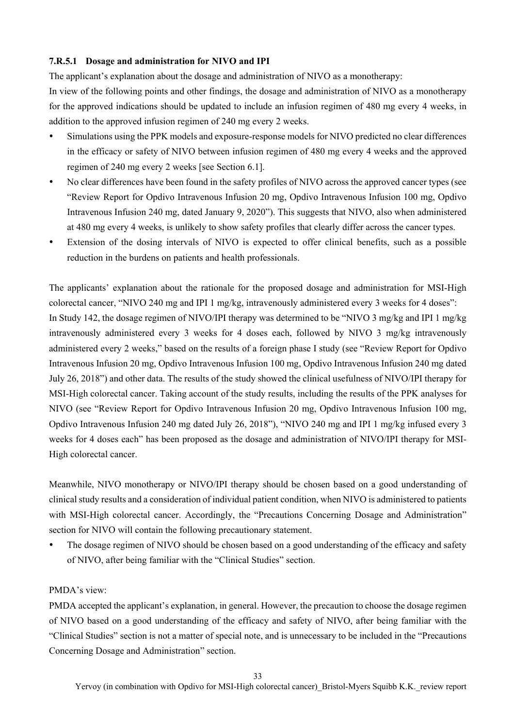#### 7.R.5.1 Dosage and administration for NIVO and IPI

The applicant's explanation about the dosage and administration of NIVO as a monotherapy:

In view of the following points and other findings, the dosage and administration of NIVO as a monotherapy for the approved indications should be updated to include an infusion regimen of 480 mg every 4 weeks, in addition to the approved infusion regimen of 240 mg every 2 weeks.

- Simulations using the PPK models and exposure-response models for NIVO predicted no clear differences in the efficacy or safety of NIVO between infusion regimen of 480 mg every 4 weeks and the approved regimen of 240 mg every 2 weeks [see Section 6.1].
- No clear differences have been found in the safety profiles of NIVO across the approved cancer types (see "Review Report for Opdivo Intravenous Infusion 20 mg, Opdivo Intravenous Infusion 100 mg, Opdivo Intravenous Infusion 240 mg, dated January 9, 2020"). This suggests that NIVO, also when administered at 480 mg every 4 weeks, is unlikely to show safety profiles that clearly differ across the cancer types.
- Extension of the dosing intervals of NIVO is expected to offer clinical benefits, such as a possible reduction in the burdens on patients and health professionals.

The applicants' explanation about the rationale for the proposed dosage and administration for MSI-High colorectal cancer, "NIVO 240 mg and IPI 1 mg/kg, intravenously administered every 3 weeks for 4 doses":

In Study 142, the dosage regimen of NIVO/IPI therapy was determined to be "NIVO 3 mg/kg and IPI 1 mg/kg intravenously administered every 3 weeks for 4 doses each, followed by NIVO 3 mg/kg intravenously administered every 2 weeks," based on the results of a foreign phase I study (see "Review Report for Opdivo Intravenous Infusion 20 mg, Opdivo Intravenous Infusion 100 mg, Opdivo Intravenous Infusion 240 mg dated July 26, 2018") and other data. The results of the study showed the clinical usefulness of NIVO/IPI therapy for MSI-High colorectal cancer. Taking account of the study results, including the results of the PPK analyses for NIVO (see "Review Report for Opdivo Intravenous Infusion 20 mg, Opdivo Intravenous Infusion 100 mg, Opdivo Intravenous Infusion 240 mg dated July 26, 2018"), "NIVO 240 mg and IPI 1 mg/kg infused every 3 weeks for 4 doses each" has been proposed as the dosage and administration of NIVO/IPI therapy for MSI-High colorectal cancer.

Meanwhile, NIVO monotherapy or NIVO/IPI therapy should be chosen based on a good understanding of clinical study results and a consideration of individual patient condition, when NIVO is administered to patients with MSI-High colorectal cancer. Accordingly, the "Precautions Concerning Dosage and Administration" section for NIVO will contain the following precautionary statement.

- The dosage regimen of NIVO should be chosen based on a good understanding of the efficacy and safety of NIVO, after being familiar with the "Clinical Studies" section.

PMDA's view:

PMDA accepted the applicant's explanation, in general. However, the precaution to choose the dosage regimen of NIVO based on a good understanding of the efficacy and safety of NIVO, after being familiar with the "Clinical Studies" section is not a matter of special note, and is unnecessary to be included in the "Precautions Concerning Dosage and Administration" section.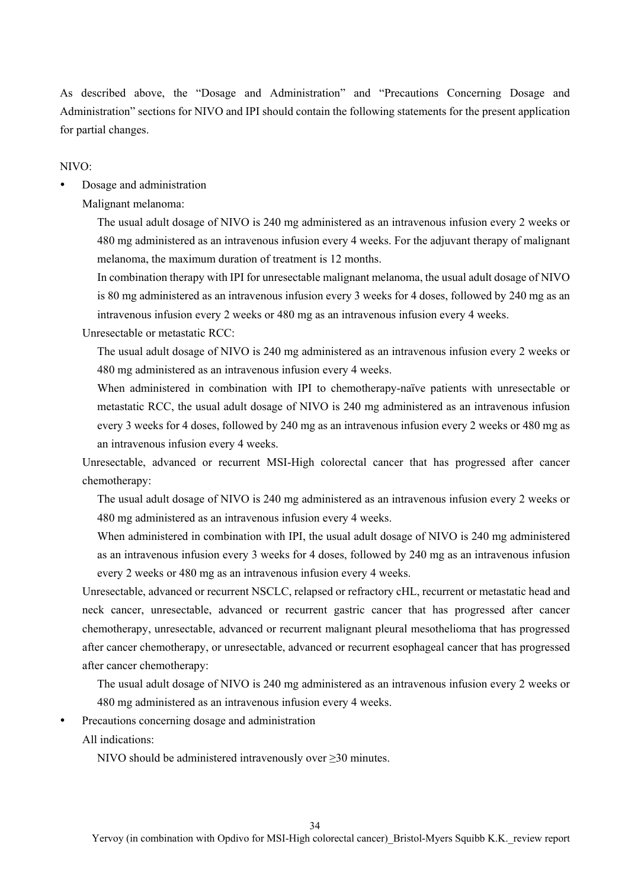As described above, the "Dosage and Administration" and "Precautions Concerning Dosage and Administration" sections for NIVO and IPI should contain the following statements for the present application for partial changes.

NIVO:

- Dosage and administration

  Malignant melanoma:

  The usual adult dosage of NIVO is 240 mg administered as an intravenous infusion every 2 weeks or 480 mg administered as an intravenous infusion every 4 weeks. For the adjuvant therapy of malignant melanoma, the maximum duration of treatment is 12 months.

  In combination therapy with IPI for unresectable malignant melanoma, the usual adult dosage of NIVO is 80 mg administered as an intravenous infusion every 3 weeks for 4 doses, followed by 240 mg as an intravenous infusion every 2 weeks or 480 mg as an intravenous infusion every 4 weeks.

  Unresectable or metastatic RCC:

  The usual adult dosage of NIVO is 240 mg administered as an intravenous infusion every 2 weeks or 480 mg administered as an intravenous infusion every 4 weeks.

  When administered in combination with IPI to chemotherapy-naïve patients with unresectable or metastatic RCC, the usual adult dosage of NIVO is 240 mg administered as an intravenous infusion every 3 weeks for 4 doses, followed by 240 mg as an intravenous infusion every 2 weeks or 480 mg as an intravenous infusion every 4 weeks.

  Unresectable, advanced or recurrent MSI-High colorectal cancer that has progressed after cancer chemotherapy:

  The usual adult dosage of NIVO is 240 mg administered as an intravenous infusion every 2 weeks or 480 mg administered as an intravenous infusion every 4 weeks.

  When administered in combination with IPI, the usual adult dosage of NIVO is 240 mg administered as an intravenous infusion every 3 weeks for 4 doses, followed by 240 mg as an intravenous infusion every 2 weeks or 480 mg as an intravenous infusion every 4 weeks.

  Unresectable, advanced or recurrent NSCLC, relapsed or refractory cHL, recurrent or metastatic head and neck cancer, unresectable, advanced or recurrent gastric cancer that has progressed after cancer chemotherapy, unresectable, advanced or recurrent malignant pleural mesothelioma that has progressed after cancer chemotherapy, or unresectable, advanced or recurrent esophageal cancer that has progressed after cancer chemotherapy:

  The usual adult dosage of NIVO is 240 mg administered as an intravenous infusion every 2 weeks or 480 mg administered as an intravenous infusion every 4 weeks.

- Precautions concerning dosage and administration

  All indications:

  NIVO should be administered intravenously over ≥30 minutes.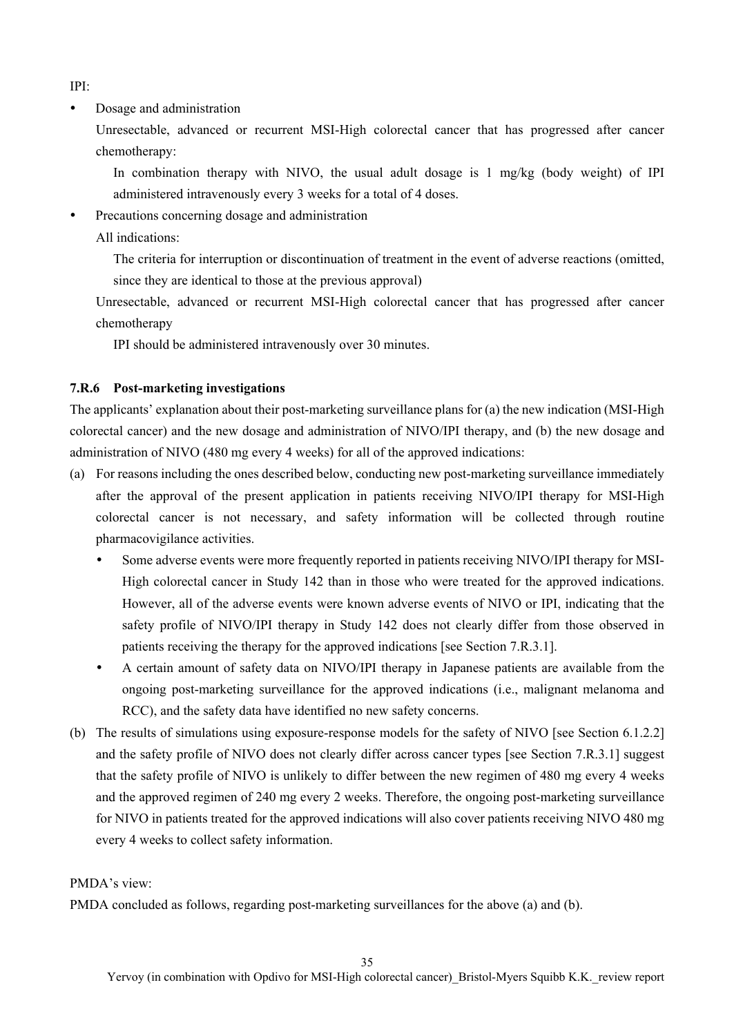IPI:

- Dosage and administration

  Unresectable, advanced or recurrent MSI-High colorectal cancer that has progressed after cancer chemotherapy:

  In combination therapy with NIVO, the usual adult dosage is 1 mg/kg (body weight) of IPI administered intravenously every 3 weeks for a total of 4 doses.

- Precautions concerning dosage and administration

  All indications:

  The criteria for interruption or discontinuation of treatment in the event of adverse reactions (omitted, since they are identical to those at the previous approval)

  Unresectable, advanced or recurrent MSI-High colorectal cancer that has progressed after cancer chemotherapy

  IPI should be administered intravenously over 30 minutes.

### 7.R.6 Post-marketing investigations

The applicants' explanation about their post-marketing surveillance plans for (a) the new indication (MSI-High colorectal cancer) and the new dosage and administration of NIVO/IPI therapy, and (b) the new dosage and administration of NIVO (480 mg every 4 weeks) for all of the approved indications:

(a) For reasons including the ones described below, conducting new post-marketing surveillance immediately after the approval of the present application in patients receiving NIVO/IPI therapy for MSI-High colorectal cancer is not necessary, and safety information will be collected through routine pharmacovigilance activities.

- Some adverse events were more frequently reported in patients receiving NIVO/IPI therapy for MSI-High colorectal cancer in Study 142 than in those who were treated for the approved indications. However, all of the adverse events were known adverse events of NIVO or IPI, indicating that the safety profile of NIVO/IPI therapy in Study 142 does not clearly differ from those observed in patients receiving the therapy for the approved indications [see Section 7.R.3.1].
- A certain amount of safety data on NIVO/IPI therapy in Japanese patients are available from the ongoing post-marketing surveillance for the approved indications (i.e., malignant melanoma and RCC), and the safety data have identified no new safety concerns.

(b) The results of simulations using exposure-response models for the safety of NIVO [see Section 6.1.2.2] and the safety profile of NIVO does not clearly differ across cancer types [see Section 7.R.3.1] suggest that the safety profile of NIVO is unlikely to differ between the new regimen of 480 mg every 4 weeks and the approved regimen of 240 mg every 2 weeks. Therefore, the ongoing post-marketing surveillance for NIVO in patients treated for the approved indications will also cover patients receiving NIVO 480 mg every 4 weeks to collect safety information.

PMDA's view:

PMDA concluded as follows, regarding post-marketing surveillances for the above (a) and (b).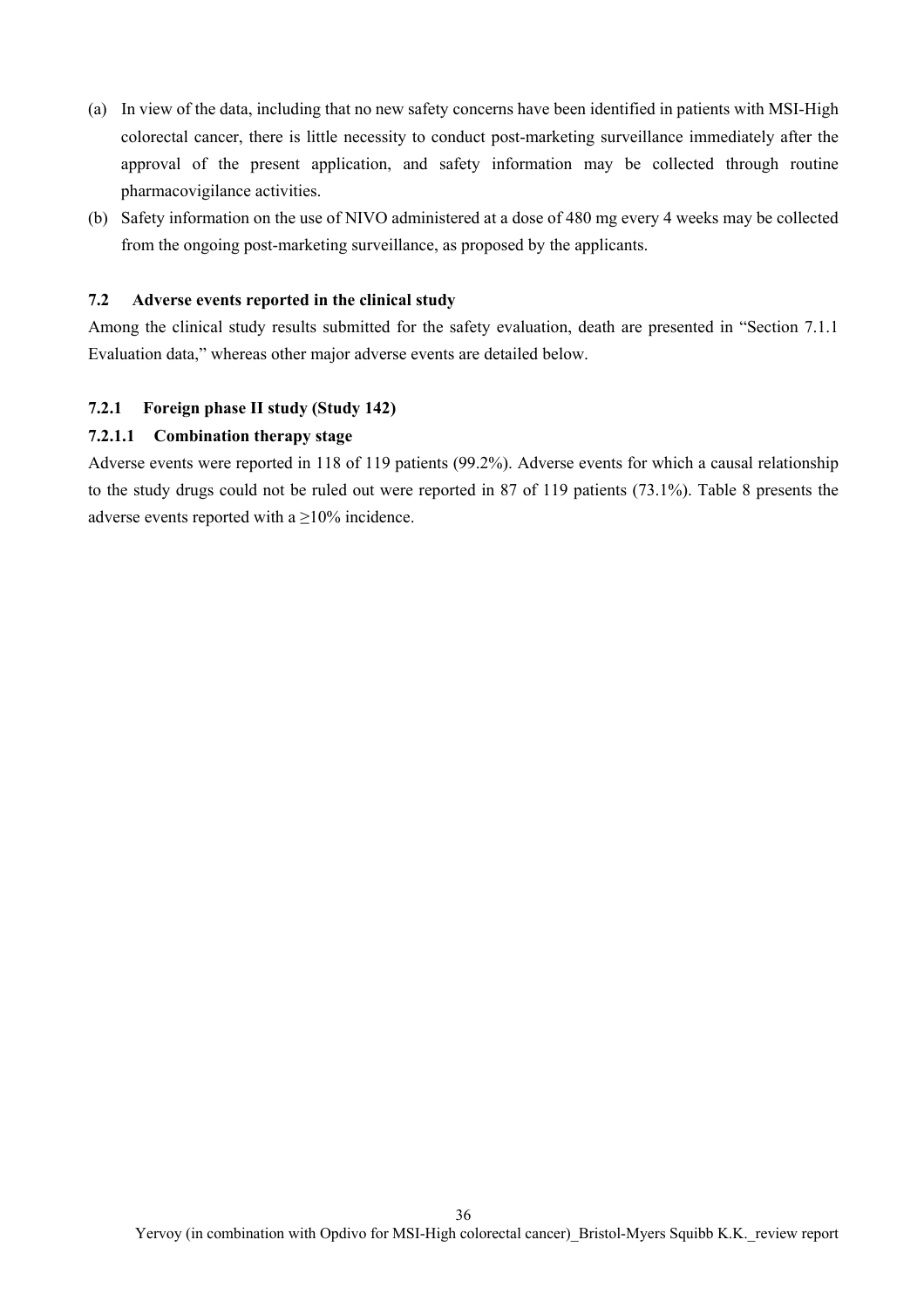(a) In view of the data, including that no new safety concerns have been identified in patients with MSI-High colorectal cancer, there is little necessity to conduct post-marketing surveillance immediately after the approval of the present application, and safety information may be collected through routine pharmacovigilance activities.

(b) Safety information on the use of NIVO administered at a dose of 480 mg every 4 weeks may be collected from the ongoing post-marketing surveillance, as proposed by the applicants.

### 7.2 Adverse events reported in the clinical study

Among the clinical study results submitted for the safety evaluation, death are presented in "Section 7.1.1 Evaluation data," whereas other major adverse events are detailed below.

#### 7.2.1 Foreign phase II study (Study 142)

##### 7.2.1.1 Combination therapy stage

Adverse events were reported in 118 of 119 patients (99.2%). Adverse events for which a causal relationship to the study drugs could not be ruled out were reported in 87 of 119 patients (73.1%). Table 8 presents the adverse events reported with a ≥10% incidence.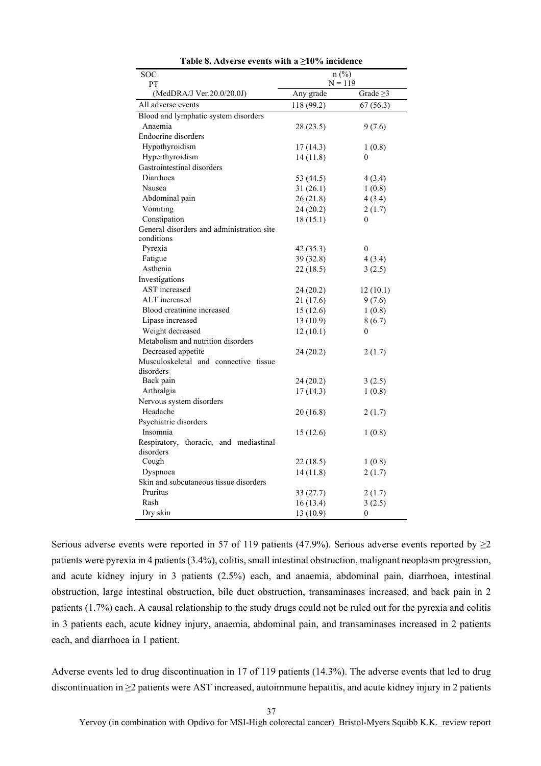**Table 8. Adverse events with a ≥10% incidence**

| SOC<br>PT<br>(MedDRA/J Ver.20.0/20.0J) | n (%)<br>N = 119<br>Any grade | <br><br>Grade ≥3 |
|---|---|---|
| All adverse events | 118 (99.2) | 67 (56.3) |
| Blood and lymphatic system disorders | | |
| Anaemia | 28 (23.5) | 9 (7.6) |
| Endocrine disorders | | |
| Hypothyroidism | 17 (14.3) | 1 (0.8) |
| Hyperthyroidism | 14 (11.8) | 0 |
| Gastrointestinal disorders | | |
| Diarrhoea | 53 (44.5) | 4 (3.4) |
| Nausea | 31 (26.1) | 1 (0.8) |
| Abdominal pain | 26 (21.8) | 4 (3.4) |
| Vomiting | 24 (20.2) | 2 (1.7) |
| Constipation | 18 (15.1) | 0 |
| General disorders and administration site conditions | | |
| Pyrexia | 42 (35.3) | 0 |
| Fatigue | 39 (32.8) | 4 (3.4) |
| Asthenia | 22 (18.5) | 3 (2.5) |
| Investigations | | |
| AST increased | 24 (20.2) | 12 (10.1) |
| ALT increased | 21 (17.6) | 9 (7.6) |
| Blood creatinine increased | 15 (12.6) | 1 (0.8) |
| Lipase increased | 13 (10.9) | 8 (6.7) |
| Weight decreased | 12 (10.1) | 0 |
| Metabolism and nutrition disorders | | |
| Decreased appetite | 24 (20.2) | 2 (1.7) |
| Musculoskeletal and connective tissue disorders | | |
| Back pain | 24 (20.2) | 3 (2.5) |
| Arthralgia | 17 (14.3) | 1 (0.8) |
| Nervous system disorders | | |
| Headache | 20 (16.8) | 2 (1.7) |
| Psychiatric disorders | | |
| Insomnia | 15 (12.6) | 1 (0.8) |
| Respiratory, thoracic, and mediastinal disorders | | |
| Cough | 22 (18.5) | 1 (0.8) |
| Dyspnoea | 14 (11.8) | 2 (1.7) |
| Skin and subcutaneous tissue disorders | | |
| Pruritus | 33 (27.7) | 2 (1.7) |
| Rash | 16 (13.4) | 3 (2.5) |
| Dry skin | 13 (10.9) | 0 |

Serious adverse events were reported in 57 of 119 patients (47.9%). Serious adverse events reported by ≥2 patients were pyrexia in 4 patients (3.4%), colitis, small intestinal obstruction, malignant neoplasm progression, and acute kidney injury in 3 patients (2.5%) each, and anaemia, abdominal pain, diarrhoea, intestinal obstruction, large intestinal obstruction, bile duct obstruction, transaminases increased, and back pain in 2 patients (1.7%) each. A causal relationship to the study drugs could not be ruled out for the pyrexia and colitis in 3 patients each, acute kidney injury, anaemia, abdominal pain, and transaminases increased in 2 patients each, and diarrhoea in 1 patient.

Adverse events led to drug discontinuation in 17 of 119 patients (14.3%). The adverse events that led to drug discontinuation in ≥2 patients were AST increased, autoimmune hepatitis, and acute kidney injury in 2 patients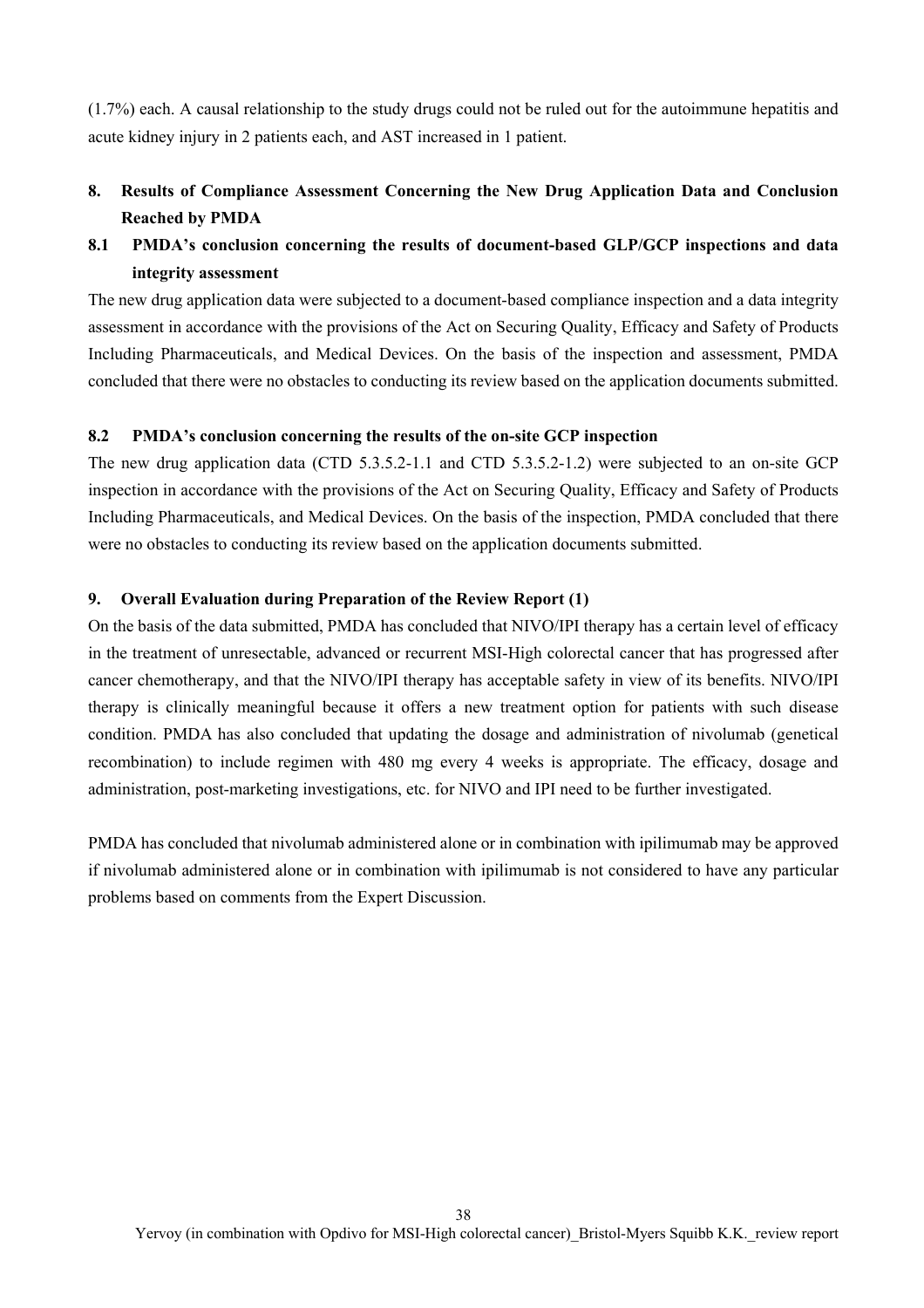(1.7%) each. A causal relationship to the study drugs could not be ruled out for the autoimmune hepatitis and acute kidney injury in 2 patients each, and AST increased in 1 patient.

## 8. Results of Compliance Assessment Concerning the New Drug Application Data and Conclusion Reached by PMDA

### 8.1 PMDA's conclusion concerning the results of document-based GLP/GCP inspections and data integrity assessment

The new drug application data were subjected to a document-based compliance inspection and a data integrity assessment in accordance with the provisions of the Act on Securing Quality, Efficacy and Safety of Products Including Pharmaceuticals, and Medical Devices. On the basis of the inspection and assessment, PMDA concluded that there were no obstacles to conducting its review based on the application documents submitted.

### 8.2 PMDA's conclusion concerning the results of the on-site GCP inspection

The new drug application data (CTD 5.3.5.2-1.1 and CTD 5.3.5.2-1.2) were subjected to an on-site GCP inspection in accordance with the provisions of the Act on Securing Quality, Efficacy and Safety of Products Including Pharmaceuticals, and Medical Devices. On the basis of the inspection, PMDA concluded that there were no obstacles to conducting its review based on the application documents submitted.

## 9. Overall Evaluation during Preparation of the Review Report (1)

On the basis of the data submitted, PMDA has concluded that NIVO/IPI therapy has a certain level of efficacy in the treatment of unresectable, advanced or recurrent MSI-High colorectal cancer that has progressed after cancer chemotherapy, and that the NIVO/IPI therapy has acceptable safety in view of its benefits. NIVO/IPI therapy is clinically meaningful because it offers a new treatment option for patients with such disease condition. PMDA has also concluded that updating the dosage and administration of nivolumab (genetical recombination) to include regimen with 480 mg every 4 weeks is appropriate. The efficacy, dosage and administration, post-marketing investigations, etc. for NIVO and IPI need to be further investigated.

PMDA has concluded that nivolumab administered alone or in combination with ipilimumab may be approved if nivolumab administered alone or in combination with ipilimumab is not considered to have any particular problems based on comments from the Expert Discussion.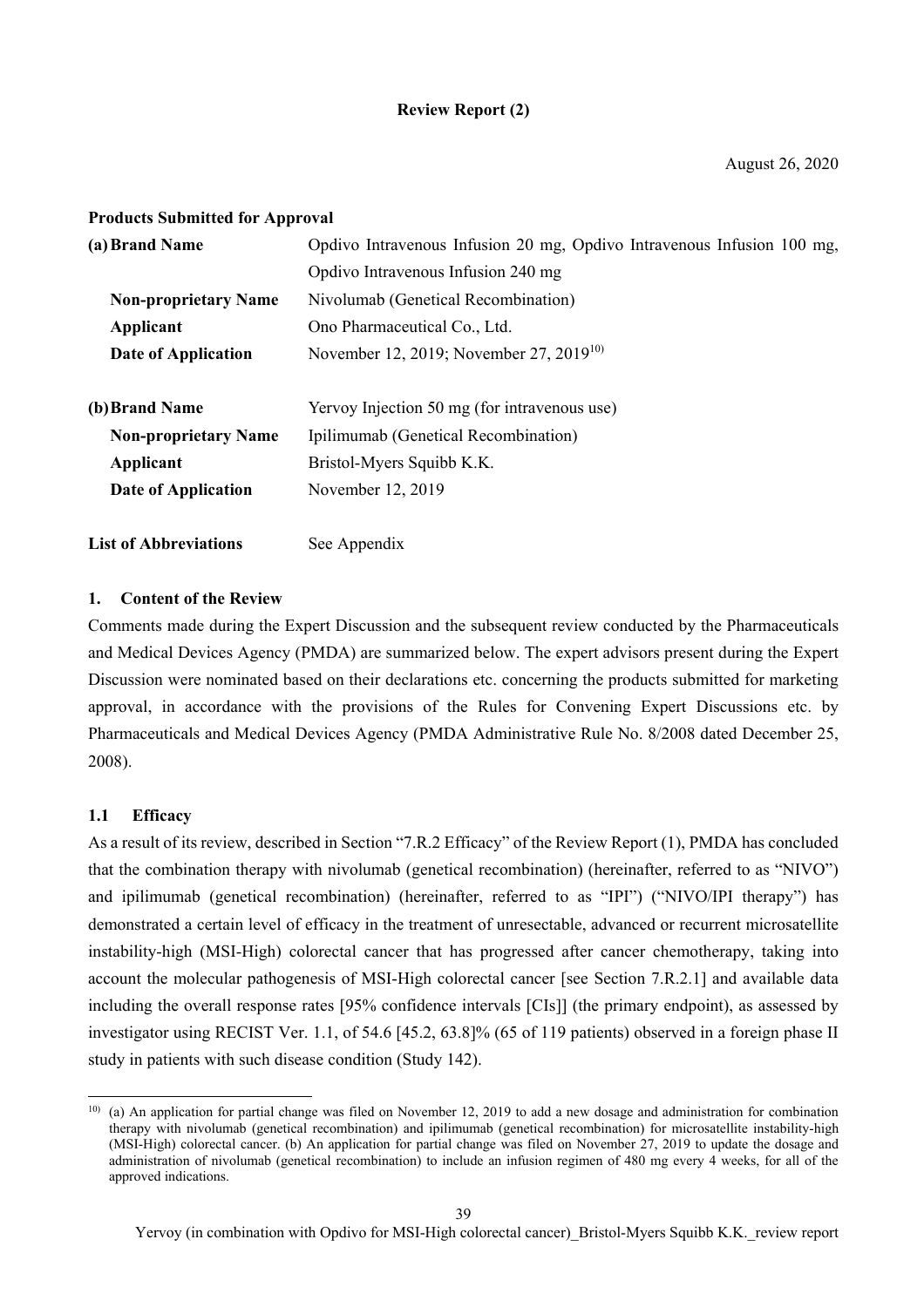**Review Report (2)**

August 26, 2020

**Products Submitted for Approval**

| | |
|---|---|
| **(a) Brand Name** | Opdivo Intravenous Infusion 20 mg, Opdivo Intravenous Infusion 100 mg, Opdivo Intravenous Infusion 240 mg |
| **Non-proprietary Name** | Nivolumab (Genetical Recombination) |
| **Applicant** | Ono Pharmaceutical Co., Ltd. |
| **Date of Application** | November 12, 2019; November 27, 2019[10] |
| | |
| **(b) Brand Name** | Yervoy Injection 50 mg (for intravenous use) |
| **Non-proprietary Name** | Ipilimumab (Genetical Recombination) |
| **Applicant** | Bristol-Myers Squibb K.K. |
| **Date of Application** | November 12, 2019 |

**List of Abbreviations** See Appendix

## 1. Content of the Review

Comments made during the Expert Discussion and the subsequent review conducted by the Pharmaceuticals and Medical Devices Agency (PMDA) are summarized below. The expert advisors present during the Expert Discussion were nominated based on their declarations etc. concerning the products submitted for marketing approval, in accordance with the provisions of the Rules for Convening Expert Discussions etc. by Pharmaceuticals and Medical Devices Agency (PMDA Administrative Rule No. 8/2008 dated December 25, 2008).

### 1.1 Efficacy

As a result of its review, described in Section "7.R.2 Efficacy" of the Review Report (1), PMDA has concluded that the combination therapy with nivolumab (genetical recombination) (hereinafter, referred to as "NIVO") and ipilimumab (genetical recombination) (hereinafter, referred to as "IPI") ("NIVO/IPI therapy") has demonstrated a certain level of efficacy in the treatment of unresectable, advanced or recurrent microsatellite instability-high (MSI-High) colorectal cancer that has progressed after cancer chemotherapy, taking into account the molecular pathogenesis of MSI-High colorectal cancer [see Section 7.R.2.1] and available data including the overall response rates [95% confidence intervals [CIs]] (the primary endpoint), as assessed by investigator using RECIST Ver. 1.1, of 54.6 [45.2, 63.8]% (65 of 119 patients) observed in a foreign phase II study in patients with such disease condition (Study 142).

---

[10] (a) An application for partial change was filed on November 12, 2019 to add a new dosage and administration for combination therapy with nivolumab (genetical recombination) and ipilimumab (genetical recombination) for microsatellite instability-high (MSI-High) colorectal cancer. (b) An application for partial change was filed on November 27, 2019 to update the dosage and administration of nivolumab (genetical recombination) to include an infusion regimen of 480 mg every 4 weeks, for all of the approved indications.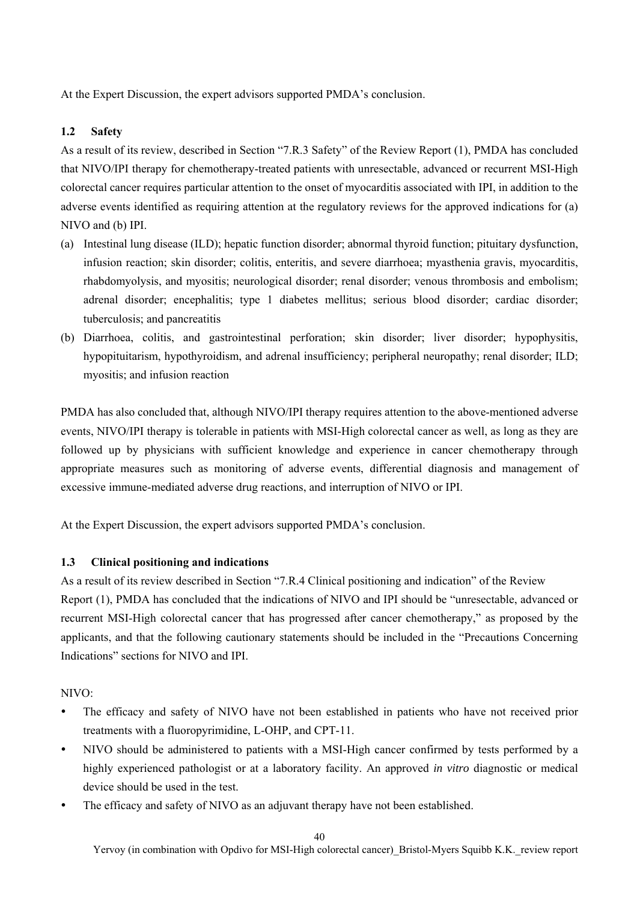At the Expert Discussion, the expert advisors supported PMDA's conclusion.

### 1.2 Safety

As a result of its review, described in Section "7.R.3 Safety" of the Review Report (1), PMDA has concluded that NIVO/IPI therapy for chemotherapy-treated patients with unresectable, advanced or recurrent MSI-High colorectal cancer requires particular attention to the onset of myocarditis associated with IPI, in addition to the adverse events identified as requiring attention at the regulatory reviews for the approved indications for (a) NIVO and (b) IPI.

(a) Intestinal lung disease (ILD); hepatic function disorder; abnormal thyroid function; pituitary dysfunction, infusion reaction; skin disorder; colitis, enteritis, and severe diarrhoea; myasthenia gravis, myocarditis, rhabdomyolysis, and myositis; neurological disorder; renal disorder; venous thrombosis and embolism; adrenal disorder; encephalitis; type 1 diabetes mellitus; serious blood disorder; cardiac disorder; tuberculosis; and pancreatitis

(b) Diarrhoea, colitis, and gastrointestinal perforation; skin disorder; liver disorder; hypophysitis, hypopituitarism, hypothyroidism, and adrenal insufficiency; peripheral neuropathy; renal disorder; ILD; myositis; and infusion reaction

PMDA has also concluded that, although NIVO/IPI therapy requires attention to the above-mentioned adverse events, NIVO/IPI therapy is tolerable in patients with MSI-High colorectal cancer as well, as long as they are followed up by physicians with sufficient knowledge and experience in cancer chemotherapy through appropriate measures such as monitoring of adverse events, differential diagnosis and management of excessive immune-mediated adverse drug reactions, and interruption of NIVO or IPI.

At the Expert Discussion, the expert advisors supported PMDA's conclusion.

### 1.3 Clinical positioning and indications

As a result of its review described in Section "7.R.4 Clinical positioning and indication" of the Review Report (1), PMDA has concluded that the indications of NIVO and IPI should be "unresectable, advanced or recurrent MSI-High colorectal cancer that has progressed after cancer chemotherapy," as proposed by the applicants, and that the following cautionary statements should be included in the "Precautions Concerning Indications" sections for NIVO and IPI.

NIVO:

- The efficacy and safety of NIVO have not been established in patients who have not received prior treatments with a fluoropyrimidine, L-OHP, and CPT-11.
- NIVO should be administered to patients with a MSI-High cancer confirmed by tests performed by a highly experienced pathologist or at a laboratory facility. An approved *in vitro* diagnostic or medical device should be used in the test.
- The efficacy and safety of NIVO as an adjuvant therapy have not been established.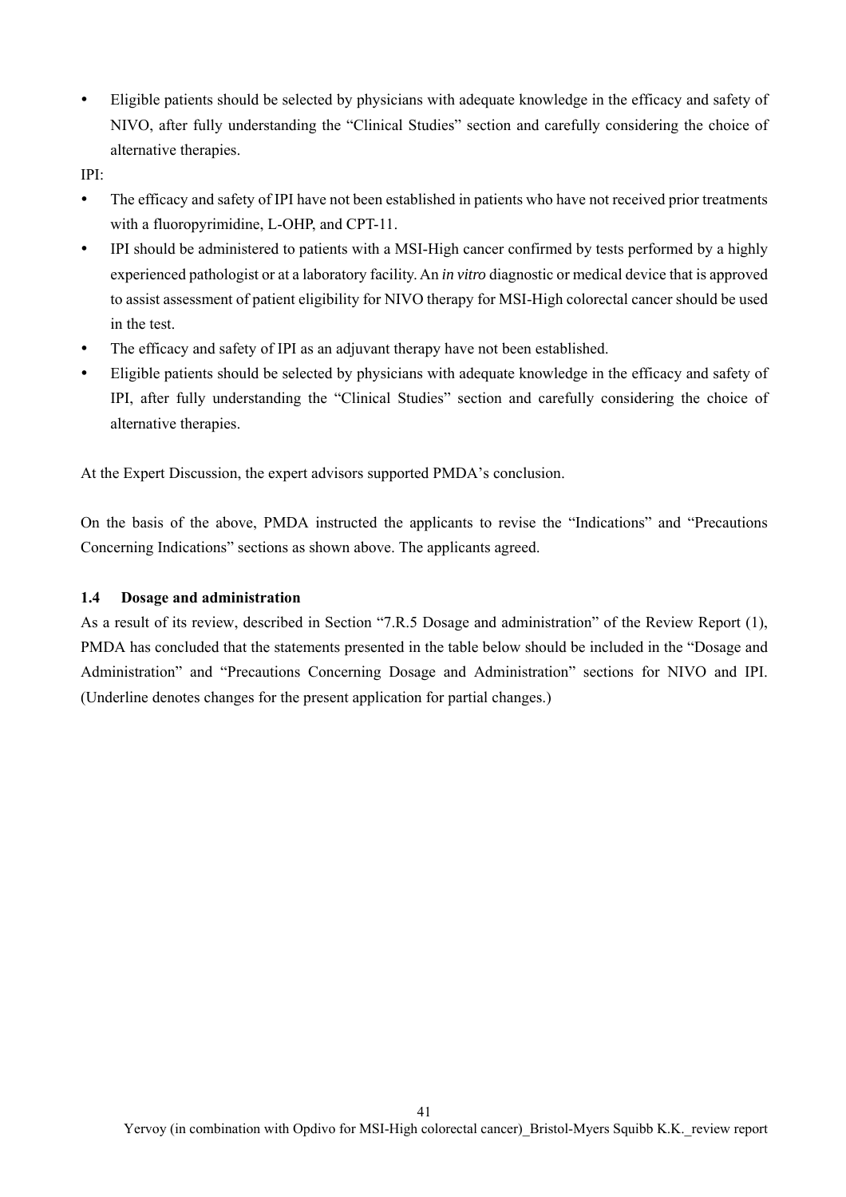- Eligible patients should be selected by physicians with adequate knowledge in the efficacy and safety of NIVO, after fully understanding the "Clinical Studies" section and carefully considering the choice of alternative therapies.

IPI:

- The efficacy and safety of IPI have not been established in patients who have not received prior treatments with a fluoropyrimidine, L-OHP, and CPT-11.
- IPI should be administered to patients with a MSI-High cancer confirmed by tests performed by a highly experienced pathologist or at a laboratory facility. An *in vitro* diagnostic or medical device that is approved to assist assessment of patient eligibility for NIVO therapy for MSI-High colorectal cancer should be used in the test.
- The efficacy and safety of IPI as an adjuvant therapy have not been established.
- Eligible patients should be selected by physicians with adequate knowledge in the efficacy and safety of IPI, after fully understanding the "Clinical Studies" section and carefully considering the choice of alternative therapies.

At the Expert Discussion, the expert advisors supported PMDA's conclusion.

On the basis of the above, PMDA instructed the applicants to revise the "Indications" and "Precautions Concerning Indications" sections as shown above. The applicants agreed.

### 1.4 Dosage and administration

As a result of its review, described in Section "7.R.5 Dosage and administration" of the Review Report (1), PMDA has concluded that the statements presented in the table below should be included in the "Dosage and Administration" and "Precautions Concerning Dosage and Administration" sections for NIVO and IPI. (Underline denotes changes for the present application for partial changes.)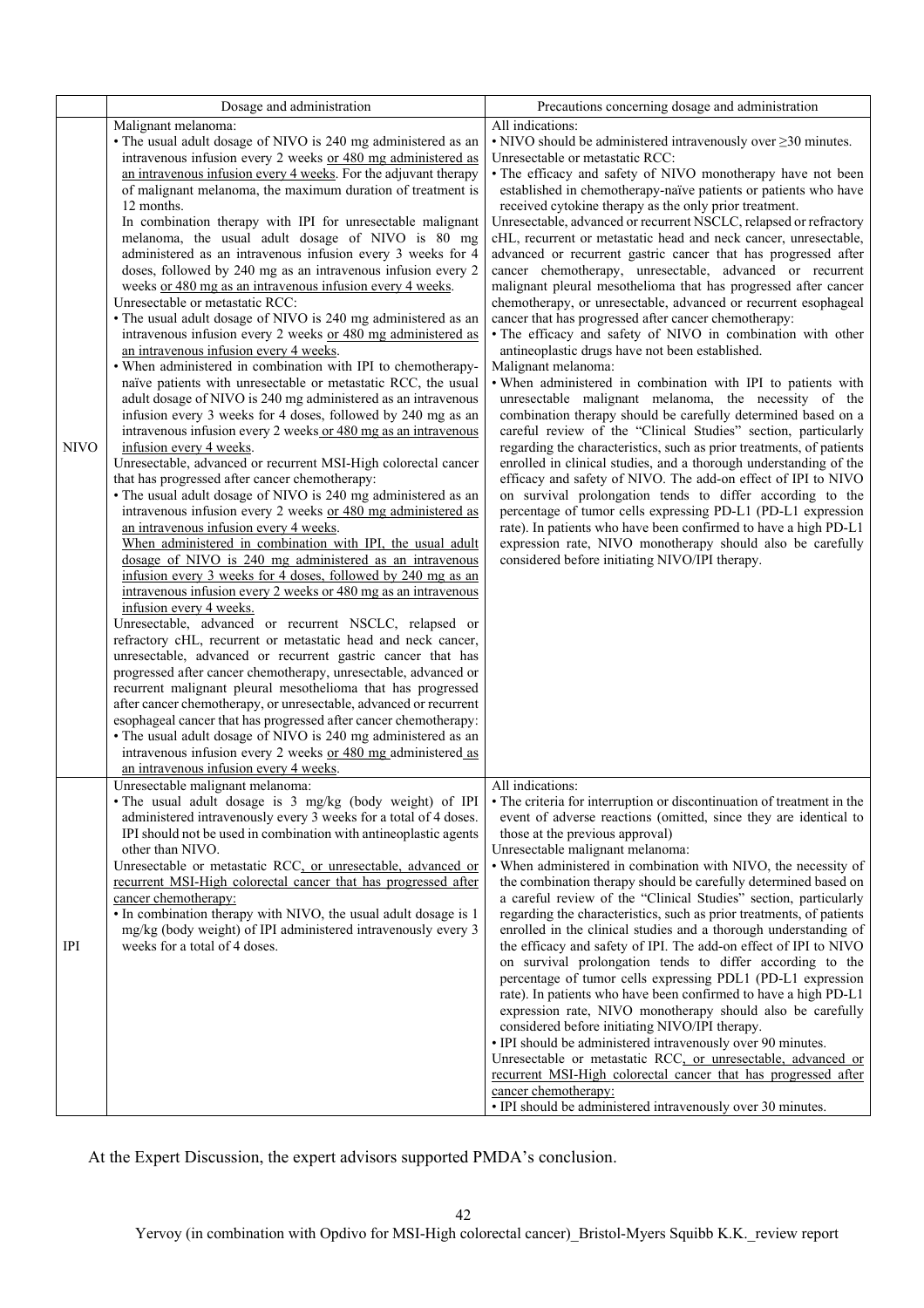| | Dosage and administration | Precautions concerning dosage and administration |
|---|---|---|
| NIVO | Malignant melanoma:<br>• The usual adult dosage of NIVO is 240 mg administered as an intravenous infusion every 2 weeks or 480 mg administered as an intravenous infusion every 4 weeks. For the adjuvant therapy of malignant melanoma, the maximum duration of treatment is 12 months.<br>In combination therapy with IPI for unresectable malignant melanoma, the usual adult dosage of NIVO is 80 mg administered as an intravenous infusion every 3 weeks for 4 doses, followed by 240 mg as an intravenous infusion every 2 weeks or 480 mg as an intravenous infusion every 4 weeks.<br>Unresectable or metastatic RCC:<br>• The usual adult dosage of NIVO is 240 mg administered as an intravenous infusion every 2 weeks or 480 mg administered as an intravenous infusion every 4 weeks.<br>• When administered in combination with IPI to chemotherapy-naïve patients with unresectable or metastatic RCC, the usual adult dosage of NIVO is 240 mg administered as an intravenous infusion every 3 weeks for 4 doses, followed by 240 mg as an intravenous infusion every 2 weeks or 480 mg as an intravenous infusion every 4 weeks.<br>Unresectable, advanced or recurrent MSI-High colorectal cancer that has progressed after cancer chemotherapy:<br>• The usual adult dosage of NIVO is 240 mg administered as an intravenous infusion every 2 weeks or 480 mg administered as an intravenous infusion every 4 weeks.<br>When administered in combination with IPI, the usual adult dosage of NIVO is 240 mg administered as an intravenous infusion every 3 weeks for 4 doses, followed by 240 mg as an intravenous infusion every 2 weeks or 480 mg as an intravenous infusion every 4 weeks.<br>Unresectable, advanced or recurrent NSCLC, relapsed or refractory cHL, recurrent or metastatic head and neck cancer, unresectable, advanced or recurrent gastric cancer that has progressed after cancer chemotherapy, unresectable, advanced or recurrent malignant pleural mesothelioma that has progressed after cancer chemotherapy, or unresectable, advanced or recurrent esophageal cancer that has progressed after cancer chemotherapy:<br>• The usual adult dosage of NIVO is 240 mg administered as an intravenous infusion every 2 weeks or 480 mg administered as an intravenous infusion every 4 weeks. | All indications:<br>• NIVO should be administered intravenously over ≥30 minutes.<br>Unresectable or metastatic RCC:<br>• The efficacy and safety of NIVO monotherapy have not been established in chemotherapy-naïve patients or patients who have received cytokine therapy as the only prior treatment.<br>Unresectable, advanced or recurrent NSCLC, relapsed or refractory cHL, recurrent or metastatic head and neck cancer, unresectable, advanced or recurrent gastric cancer that has progressed after cancer chemotherapy, unresectable, advanced or recurrent malignant pleural mesothelioma that has progressed after cancer chemotherapy, or unresectable, advanced or recurrent esophageal cancer that has progressed after cancer chemotherapy:<br>• The efficacy and safety of NIVO in combination with other antineoplastic drugs have not been established.<br>Malignant melanoma:<br>• When administered in combination with IPI to patients with unresectable malignant melanoma, the necessity of the combination therapy should be carefully determined based on a careful review of the "Clinical Studies" section, particularly regarding the characteristics, such as prior treatments, of patients enrolled in clinical studies, and a thorough understanding of the efficacy and safety of NIVO. The add-on effect of IPI to NIVO on survival prolongation tends to differ according to the percentage of tumor cells expressing PD-L1 (PD-L1 expression rate). In patients who have been confirmed to have a high PD-L1 expression rate, NIVO monotherapy should also be carefully considered before initiating NIVO/IPI therapy. |
| IPI | Unresectable malignant melanoma:<br>• The usual adult dosage is 3 mg/kg (body weight) of IPI administered intravenously every 3 weeks for a total of 4 doses. IPI should not be used in combination with antineoplastic agents other than NIVO.<br>Unresectable or metastatic RCC, or unresectable, advanced or recurrent MSI-High colorectal cancer that has progressed after cancer chemotherapy:<br>• In combination therapy with NIVO, the usual adult dosage is 1 mg/kg (body weight) of IPI administered intravenously every 3 weeks for a total of 4 doses. | All indications:<br>• The criteria for interruption or discontinuation of treatment in the event of adverse reactions (omitted, since they are identical to those at the previous approval)<br>Unresectable malignant melanoma:<br>• When administered in combination with NIVO, the necessity of the combination therapy should be carefully determined based on a careful review of the "Clinical Studies" section, particularly regarding the characteristics, such as prior treatments, of patients enrolled in the clinical studies and a thorough understanding of the efficacy and safety of IPI. The add-on effect of IPI to NIVO on survival prolongation tends to differ according to the percentage of tumor cells expressing PDL1 (PD-L1 expression rate). In patients who have been confirmed to have a high PD-L1 expression rate, NIVO monotherapy should also be carefully considered before initiating NIVO/IPI therapy.<br>• IPI should be administered intravenously over 90 minutes.<br>Unresectable or metastatic RCC, or unresectable, advanced or recurrent MSI-High colorectal cancer that has progressed after cancer chemotherapy:<br>• IPI should be administered intravenously over 30 minutes. |

At the Expert Discussion, the expert advisors supported PMDA's conclusion.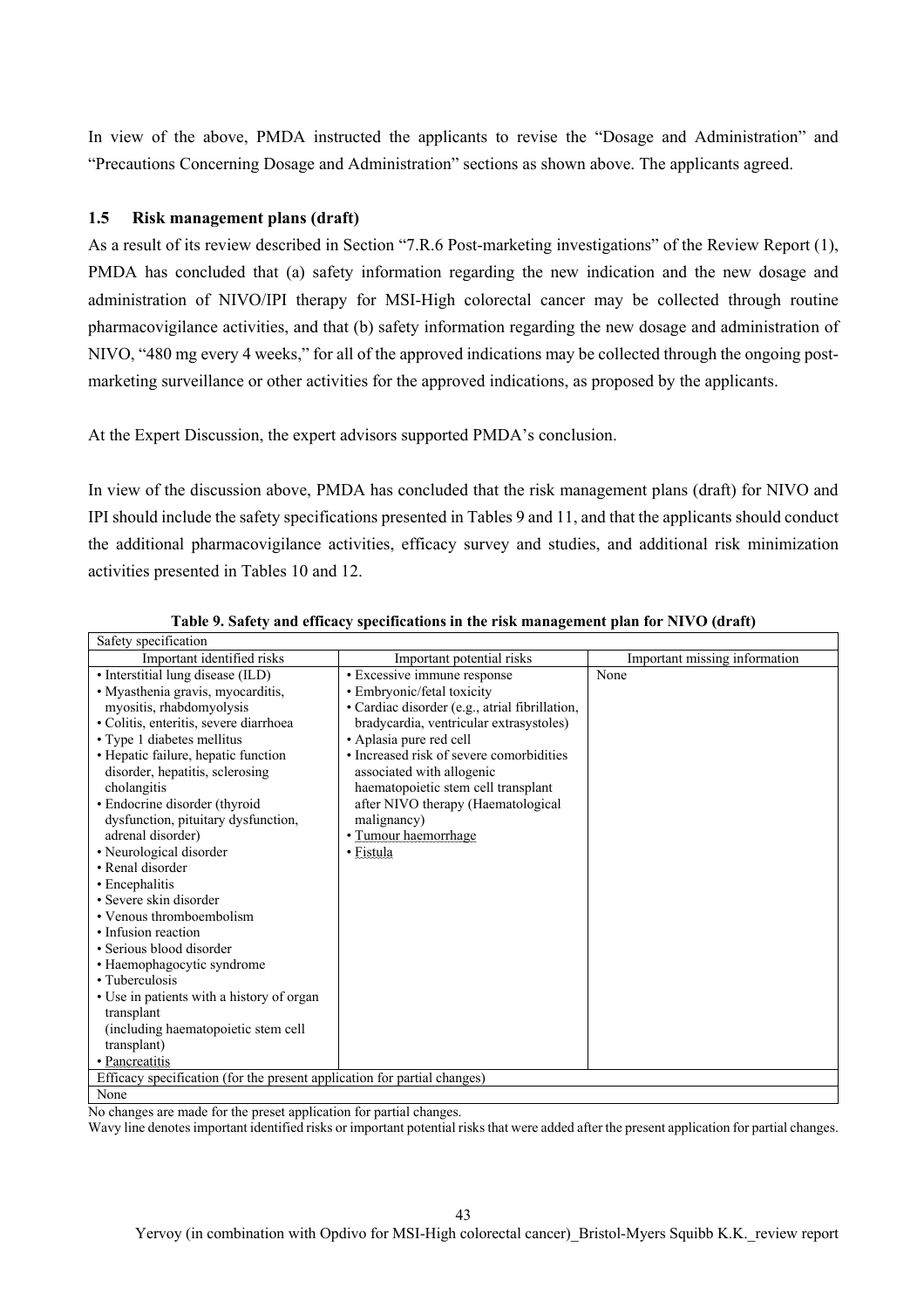In view of the above, PMDA instructed the applicants to revise the "Dosage and Administration" and "Precautions Concerning Dosage and Administration" sections as shown above. The applicants agreed.

### 1.5 Risk management plans (draft)

As a result of its review described in Section "7.R.6 Post-marketing investigations" of the Review Report (1), PMDA has concluded that (a) safety information regarding the new indication and the new dosage and administration of NIVO/IPI therapy for MSI-High colorectal cancer may be collected through routine pharmacovigilance activities, and that (b) safety information regarding the new dosage and administration of NIVO, "480 mg every 4 weeks," for all of the approved indications may be collected through the ongoing post-marketing surveillance or other activities for the approved indications, as proposed by the applicants.

At the Expert Discussion, the expert advisors supported PMDA's conclusion.

In view of the discussion above, PMDA has concluded that the risk management plans (draft) for NIVO and IPI should include the safety specifications presented in Tables 9 and 11, and that the applicants should conduct the additional pharmacovigilance activities, efficacy survey and studies, and additional risk minimization activities presented in Tables 10 and 12.

**Table 9. Safety and efficacy specifications in the risk management plan for NIVO (draft)**

| Safety specification | | |
|---|---|---|
| Important identified risks | Important potential risks | Important missing information |
| • Interstitial lung disease (ILD)<br>• Myasthenia gravis, myocarditis, myositis, rhabdomyolysis<br>• Colitis, enteritis, severe diarrhoea<br>• Type 1 diabetes mellitus<br>• Hepatic failure, hepatic function disorder, hepatitis, sclerosing cholangitis<br>• Endocrine disorder (thyroid dysfunction, pituitary dysfunction, adrenal disorder)<br>• Neurological disorder<br>• Renal disorder<br>• Encephalitis<br>• Severe skin disorder<br>• Venous thromboembolism<br>• Infusion reaction<br>• Serious blood disorder<br>• Haemophagocytic syndrome<br>• Tuberculosis<br>• Use in patients with a history of organ transplant (including haematopoietic stem cell transplant)<br>• Pancreatitis | • Excessive immune response<br>• Embryonic/fetal toxicity<br>• Cardiac disorder (e.g., atrial fibrillation, bradycardia, ventricular extrasystoles)<br>• Aplasia pure red cell<br>• Increased risk of severe comorbidities associated with allogenic haematopoietic stem cell transplant after NIVO therapy (Haematological malignancy)<br>• Tumour haemorrhage<br>• Fistula | None |
| Efficacy specification (for the present application for partial changes) | | |
| None | | |

No changes are made for the preset application for partial changes.
Wavy line denotes important identified risks or important potential risks that were added after the present application for partial changes.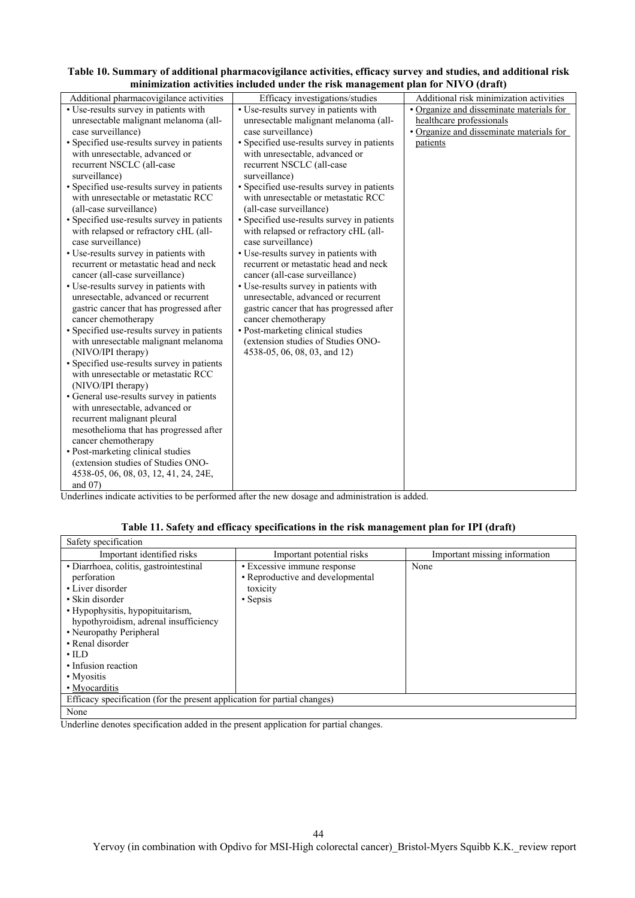**Table 10. Summary of additional pharmacovigilance activities, efficacy survey and studies, and additional risk minimization activities included under the risk management plan for NIVO (draft)**

| Additional pharmacovigilance activities | Efficacy investigations/studies | Additional risk minimization activities |
|---|---|---|
| • Use-results survey in patients with unresectable malignant melanoma (all-case surveillance)<br>• Specified use-results survey in patients with unresectable, advanced or recurrent NSCLC (all-case surveillance)<br>• Specified use-results survey in patients with unresectable or metastatic RCC (all-case surveillance)<br>• Specified use-results survey in patients with relapsed or refractory cHL (all-case surveillance)<br>• Use-results survey in patients with recurrent or metastatic head and neck cancer (all-case surveillance)<br>• Use-results survey in patients with unresectable, advanced or recurrent gastric cancer that has progressed after cancer chemotherapy<br>• Specified use-results survey in patients with unresectable malignant melanoma (NIVO/IPI therapy)<br>• Specified use-results survey in patients with unresectable or metastatic RCC (NIVO/IPI therapy)<br>• General use-results survey in patients with unresectable, advanced or recurrent malignant pleural mesothelioma that has progressed after cancer chemotherapy<br>• Post-marketing clinical studies (extension studies of Studies ONO-4538-05, 06, 08, 03, 12, 41, 24, 24E, and 07) | • Use-results survey in patients with unresectable malignant melanoma (all-case surveillance)<br>• Specified use-results survey in patients with unresectable, advanced or recurrent NSCLC (all-case surveillance)<br>• Specified use-results survey in patients with unresectable or metastatic RCC (all-case surveillance)<br>• Specified use-results survey in patients with relapsed or refractory cHL (all-case surveillance)<br>• Use-results survey in patients with recurrent or metastatic head and neck cancer (all-case surveillance)<br>• Use-results survey in patients with unresectable, advanced or recurrent gastric cancer that has progressed after cancer chemotherapy<br>• Post-marketing clinical studies (extension studies of Studies ONO-4538-05, 06, 08, 03, and 12) | • <u>Organize and disseminate materials for healthcare professionals</u><br>• <u>Organize and disseminate materials for patients</u> |

Underlines indicate activities to be performed after the new dosage and administration is added.

**Table 11. Safety and efficacy specifications in the risk management plan for IPI (draft)**

| Safety specification | | |
|---|---|---|
| Important identified risks | Important potential risks | Important missing information |
| • Diarrhoea, colitis, gastrointestinal perforation<br>• Liver disorder<br>• Skin disorder<br>• Hypophysitis, hypopituitarism, hypothyroidism, adrenal insufficiency<br>• Neuropathy Peripheral<br>• Renal disorder<br>• ILD<br>• Infusion reaction<br>• Myositis<br>• <u>Myocarditis</u> | • Excessive immune response<br>• Reproductive and developmental toxicity<br>• Sepsis | None |
| Efficacy specification (for the present application for partial changes) | | |
| None | | |

Underline denotes specification added in the present application for partial changes.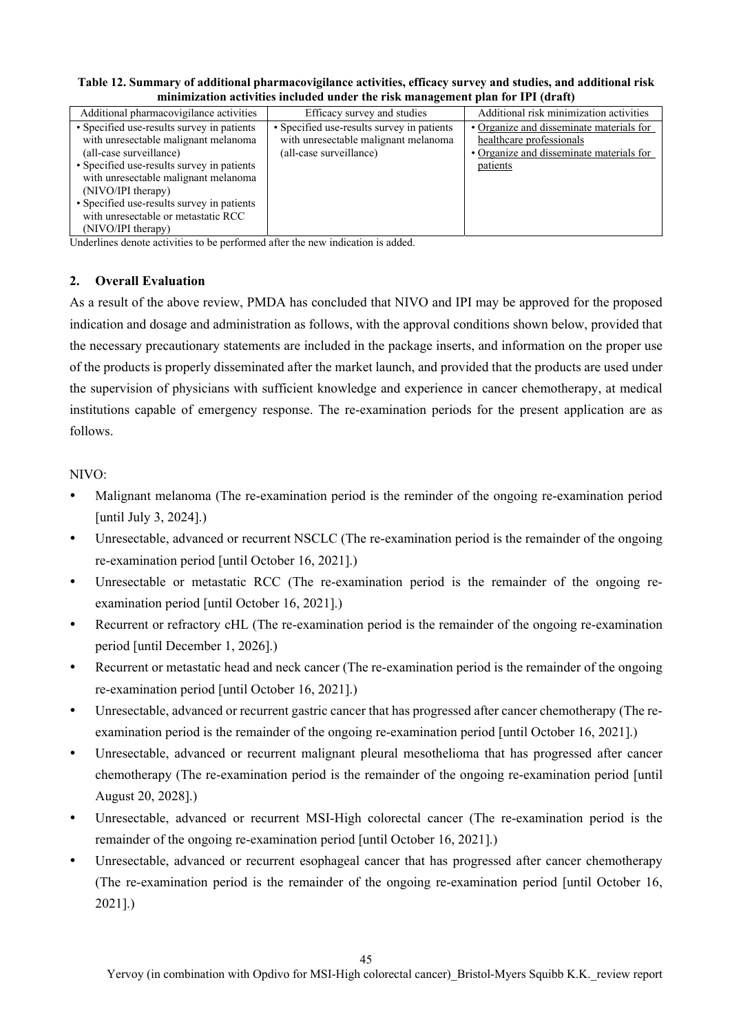**Table 12. Summary of additional pharmacovigilance activities, efficacy survey and studies, and additional risk minimization activities included under the risk management plan for IPI (draft)**

| Additional pharmacovigilance activities | Efficacy survey and studies | Additional risk minimization activities |
|---|---|---|
| • Specified use-results survey in patients with unresectable malignant melanoma (all-case surveillance)<br>• Specified use-results survey in patients with unresectable malignant melanoma (NIVO/IPI therapy)<br>• Specified use-results survey in patients with unresectable or metastatic RCC (NIVO/IPI therapy) | • Specified use-results survey in patients with unresectable malignant melanoma (all-case surveillance) | • <u>Organize and disseminate materials for healthcare professionals</u><br>• <u>Organize and disseminate materials for patients</u> |

Underlines denote activities to be performed after the new indication is added.

## 2. Overall Evaluation

As a result of the above review, PMDA has concluded that NIVO and IPI may be approved for the proposed indication and dosage and administration as follows, with the approval conditions shown below, provided that the necessary precautionary statements are included in the package inserts, and information on the proper use of the products is properly disseminated after the market launch, and provided that the products are used under the supervision of physicians with sufficient knowledge and experience in cancer chemotherapy, at medical institutions capable of emergency response. The re-examination periods for the present application are as follows.

NIVO:

- Malignant melanoma (The re-examination period is the reminder of the ongoing re-examination period [until July 3, 2024].)
- Unresectable, advanced or recurrent NSCLC (The re-examination period is the remainder of the ongoing re-examination period [until October 16, 2021].)
- Unresectable or metastatic RCC (The re-examination period is the remainder of the ongoing re-examination period [until October 16, 2021].)
- Recurrent or refractory cHL (The re-examination period is the remainder of the ongoing re-examination period [until December 1, 2026].)
- Recurrent or metastatic head and neck cancer (The re-examination period is the remainder of the ongoing re-examination period [until October 16, 2021].)
- Unresectable, advanced or recurrent gastric cancer that has progressed after cancer chemotherapy (The re-examination period is the remainder of the ongoing re-examination period [until October 16, 2021].)
- Unresectable, advanced or recurrent malignant pleural mesothelioma that has progressed after cancer chemotherapy (The re-examination period is the remainder of the ongoing re-examination period [until August 20, 2028].)
- Unresectable, advanced or recurrent MSI-High colorectal cancer (The re-examination period is the remainder of the ongoing re-examination period [until October 16, 2021].)
- Unresectable, advanced or recurrent esophageal cancer that has progressed after cancer chemotherapy (The re-examination period is the remainder of the ongoing re-examination period [until October 16, 2021].)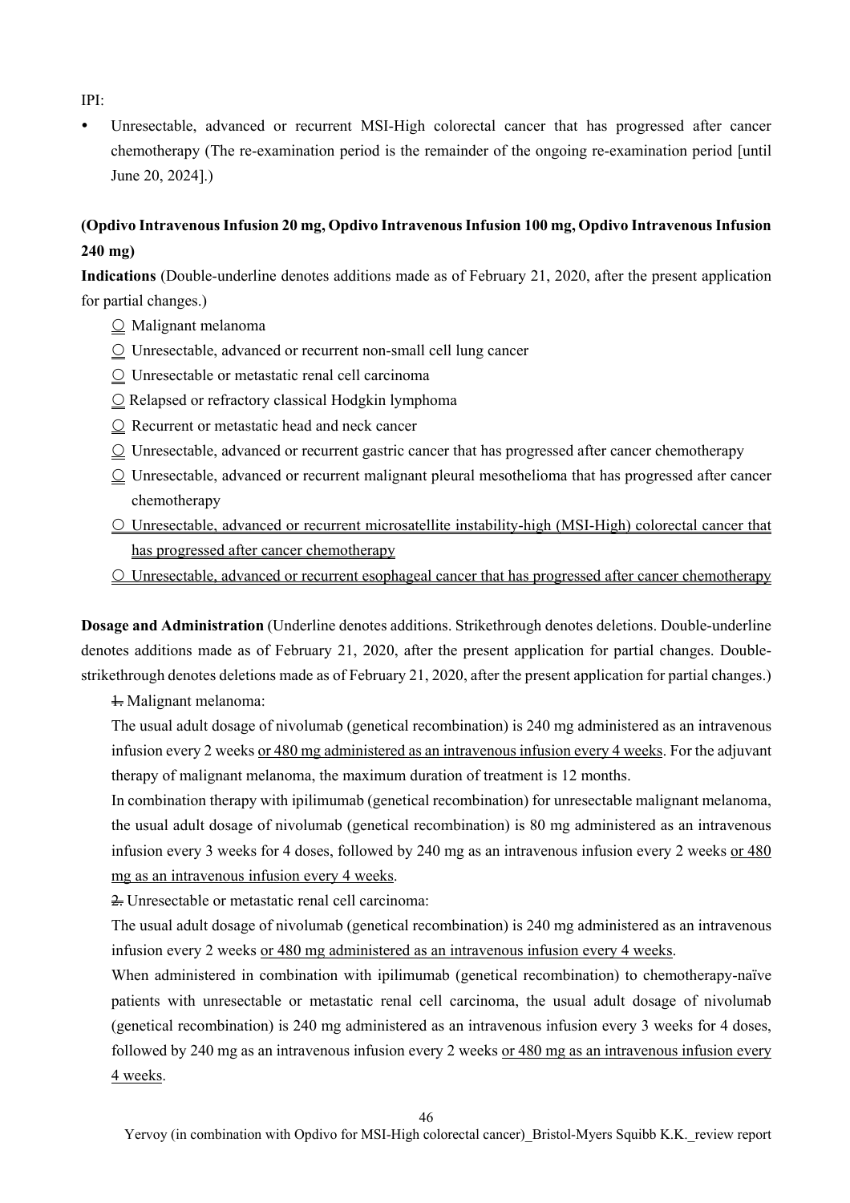IPI:

- Unresectable, advanced or recurrent MSI-High colorectal cancer that has progressed after cancer chemotherapy (The re-examination period is the remainder of the ongoing re-examination period [until June 20, 2024].)

**(Opdivo Intravenous Infusion 20 mg, Opdivo Intravenous Infusion 100 mg, Opdivo Intravenous Infusion 240 mg)**

**Indications** (Double-underline denotes additions made as of February 21, 2020, after the present application for partial changes.)

○ Malignant melanoma

○ Unresectable, advanced or recurrent non-small cell lung cancer

○ Unresectable or metastatic renal cell carcinoma

○ Relapsed or refractory classical Hodgkin lymphoma

○ Recurrent or metastatic head and neck cancer

○ Unresectable, advanced or recurrent gastric cancer that has progressed after cancer chemotherapy

○ Unresectable, advanced or recurrent malignant pleural mesothelioma that has progressed after cancer chemotherapy

○ <u>Unresectable, advanced or recurrent microsatellite instability-high (MSI-High) colorectal cancer that has progressed after cancer chemotherapy</u>

○ <u>Unresectable, advanced or recurrent esophageal cancer that has progressed after cancer chemotherapy</u>

**Dosage and Administration** (Underline denotes additions. Strikethrough denotes deletions. Double-underline denotes additions made as of February 21, 2020, after the present application for partial changes. Double-strikethrough denotes deletions made as of February 21, 2020, after the present application for partial changes.)

~~1.~~ Malignant melanoma:

The usual adult dosage of nivolumab (genetical recombination) is 240 mg administered as an intravenous infusion every 2 weeks <u>or 480 mg administered as an intravenous infusion every 4 weeks</u>. For the adjuvant therapy of malignant melanoma, the maximum duration of treatment is 12 months.

In combination therapy with ipilimumab (genetical recombination) for unresectable malignant melanoma, the usual adult dosage of nivolumab (genetical recombination) is 80 mg administered as an intravenous infusion every 3 weeks for 4 doses, followed by 240 mg as an intravenous infusion every 2 weeks <u>or 480 mg as an intravenous infusion every 4 weeks</u>.

~~2.~~ Unresectable or metastatic renal cell carcinoma:

The usual adult dosage of nivolumab (genetical recombination) is 240 mg administered as an intravenous infusion every 2 weeks <u>or 480 mg administered as an intravenous infusion every 4 weeks</u>.

When administered in combination with ipilimumab (genetical recombination) to chemotherapy-naïve patients with unresectable or metastatic renal cell carcinoma, the usual adult dosage of nivolumab (genetical recombination) is 240 mg administered as an intravenous infusion every 3 weeks for 4 doses, followed by 240 mg as an intravenous infusion every 2 weeks <u>or 480 mg as an intravenous infusion every 4 weeks</u>.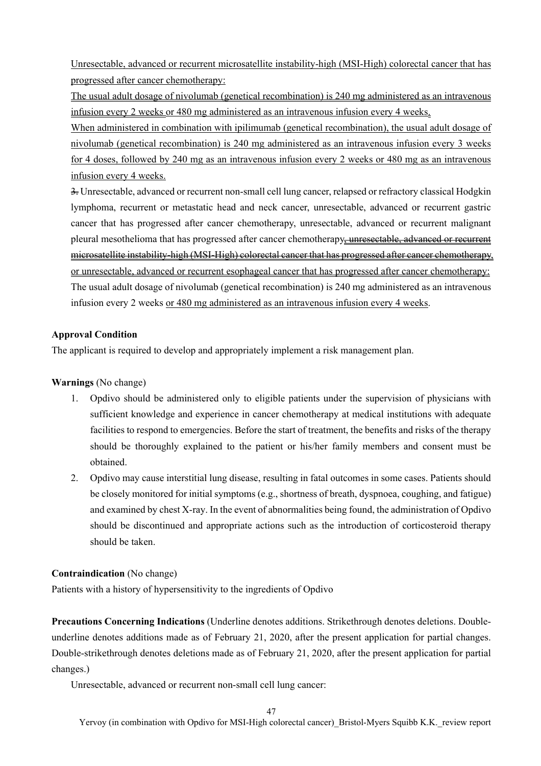Unresectable, advanced or recurrent microsatellite instability-high (MSI-High) colorectal cancer that has progressed after cancer chemotherapy:

The usual adult dosage of nivolumab (genetical recombination) is 240 mg administered as an intravenous infusion every 2 weeks or 480 mg administered as an intravenous infusion every 4 weeks.

When administered in combination with ipilimumab (genetical recombination), the usual adult dosage of nivolumab (genetical recombination) is 240 mg administered as an intravenous infusion every 3 weeks for 4 doses, followed by 240 mg as an intravenous infusion every 2 weeks or 480 mg as an intravenous infusion every 4 weeks.

~~3.~~ Unresectable, advanced or recurrent non-small cell lung cancer, relapsed or refractory classical Hodgkin lymphoma, recurrent or metastatic head and neck cancer, unresectable, advanced or recurrent gastric cancer that has progressed after cancer chemotherapy, unresectable, advanced or recurrent malignant pleural mesothelioma that has progressed after cancer chemotherapy~~, unresectable, advanced or recurrent microsatellite instability-high (MSI-High) colorectal cancer that has progressed after cancer chemotherapy,~~ or unresectable, advanced or recurrent esophageal cancer that has progressed after cancer chemotherapy:

The usual adult dosage of nivolumab (genetical recombination) is 240 mg administered as an intravenous infusion every 2 weeks or 480 mg administered as an intravenous infusion every 4 weeks.

**Approval Condition**

The applicant is required to develop and appropriately implement a risk management plan.

**Warnings** (No change)

1. Opdivo should be administered only to eligible patients under the supervision of physicians with sufficient knowledge and experience in cancer chemotherapy at medical institutions with adequate facilities to respond to emergencies. Before the start of treatment, the benefits and risks of the therapy should be thoroughly explained to the patient or his/her family members and consent must be obtained.
2. Opdivo may cause interstitial lung disease, resulting in fatal outcomes in some cases. Patients should be closely monitored for initial symptoms (e.g., shortness of breath, dyspnoea, coughing, and fatigue) and examined by chest X-ray. In the event of abnormalities being found, the administration of Opdivo should be discontinued and appropriate actions such as the introduction of corticosteroid therapy should be taken.

**Contraindication** (No change)

Patients with a history of hypersensitivity to the ingredients of Opdivo

**Precautions Concerning Indications** (Underline denotes additions. Strikethrough denotes deletions. Double-underline denotes additions made as of February 21, 2020, after the present application for partial changes. Double-strikethrough denotes deletions made as of February 21, 2020, after the present application for partial changes.)

Unresectable, advanced or recurrent non-small cell lung cancer: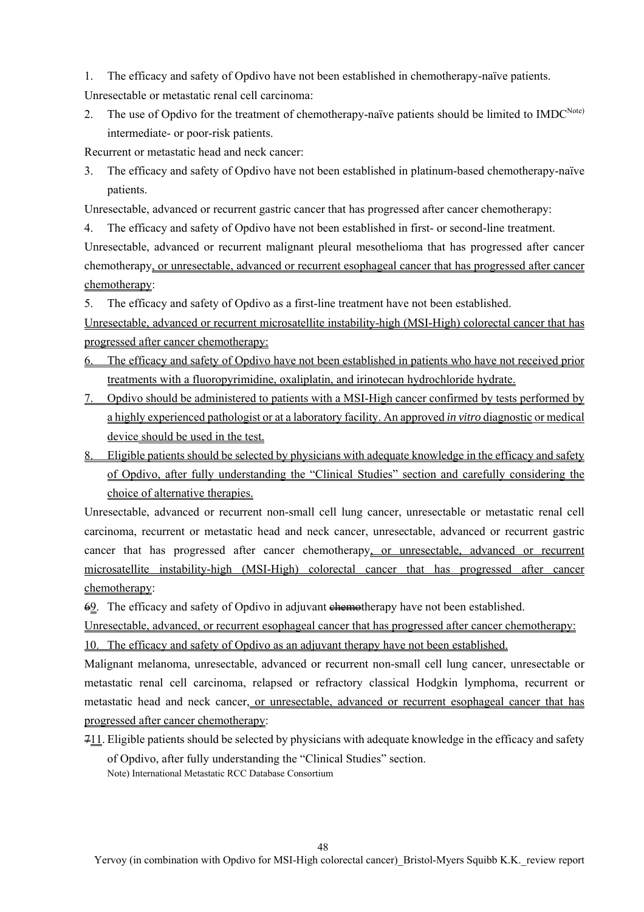1. The efficacy and safety of Opdivo have not been established in chemotherapy-naïve patients.

Unresectable or metastatic renal cell carcinoma:

2. The use of Opdivo for the treatment of chemotherapy-naïve patients should be limited to IMDC[Note)] intermediate- or poor-risk patients.

Recurrent or metastatic head and neck cancer:

3. The efficacy and safety of Opdivo have not been established in platinum-based chemotherapy-naïve patients.

Unresectable, advanced or recurrent gastric cancer that has progressed after cancer chemotherapy:

4. The efficacy and safety of Opdivo have not been established in first- or second-line treatment.

Unresectable, advanced or recurrent malignant pleural mesothelioma that has progressed after cancer chemotherapy, or unresectable, advanced or recurrent esophageal cancer that has progressed after cancer chemotherapy:

5. The efficacy and safety of Opdivo as a first-line treatment have not been established.

Unresectable, advanced or recurrent microsatellite instability-high (MSI-High) colorectal cancer that has progressed after cancer chemotherapy:

6. The efficacy and safety of Opdivo have not been established in patients who have not received prior treatments with a fluoropyrimidine, oxaliplatin, and irinotecan hydrochloride hydrate.
7. Opdivo should be administered to patients with a MSI-High cancer confirmed by tests performed by a highly experienced pathologist or at a laboratory facility. An approved *in vitro* diagnostic or medical device should be used in the test.
8. Eligible patients should be selected by physicians with adequate knowledge in the efficacy and safety of Opdivo, after fully understanding the "Clinical Studies" section and carefully considering the choice of alternative therapies.

Unresectable, advanced or recurrent non-small cell lung cancer, unresectable or metastatic renal cell carcinoma, recurrent or metastatic head and neck cancer, unresectable, advanced or recurrent gastric cancer that has progressed after cancer chemotherapy, or unresectable, advanced or recurrent microsatellite instability-high (MSI-High) colorectal cancer that has progressed after cancer chemotherapy:

~~6~~9. The efficacy and safety of Opdivo in adjuvant ~~chemo~~therapy have not been established.

Unresectable, advanced, or recurrent esophageal cancer that has progressed after cancer chemotherapy:

10. The efficacy and safety of Opdivo as an adjuvant therapy have not been established.

Malignant melanoma, unresectable, advanced or recurrent non-small cell lung cancer, unresectable or metastatic renal cell carcinoma, relapsed or refractory classical Hodgkin lymphoma, recurrent or metastatic head and neck cancer, or unresectable, advanced or recurrent esophageal cancer that has progressed after cancer chemotherapy:

~~7~~11. Eligible patients should be selected by physicians with adequate knowledge in the efficacy and safety of Opdivo, after fully understanding the "Clinical Studies" section.

Note) International Metastatic RCC Database Consortium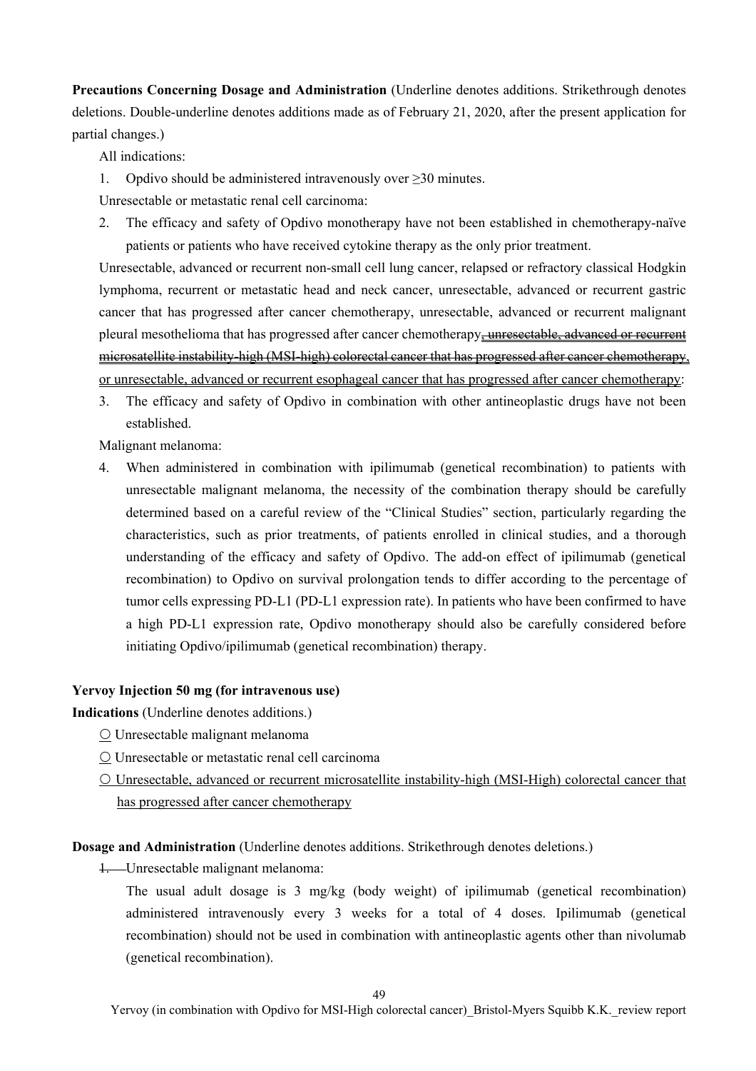**Precautions Concerning Dosage and Administration** (Underline denotes additions. Strikethrough denotes deletions. Double-underline denotes additions made as of February 21, 2020, after the present application for partial changes.)

All indications:

1. Opdivo should be administered intravenously over ≥30 minutes.

Unresectable or metastatic renal cell carcinoma:

2. The efficacy and safety of Opdivo monotherapy have not been established in chemotherapy-naïve patients or patients who have received cytokine therapy as the only prior treatment.

Unresectable, advanced or recurrent non-small cell lung cancer, relapsed or refractory classical Hodgkin lymphoma, recurrent or metastatic head and neck cancer, unresectable, advanced or recurrent gastric cancer that has progressed after cancer chemotherapy, unresectable, advanced or recurrent malignant pleural mesothelioma that has progressed after cancer chemotherapy~~, unresectable, advanced or recurrent microsatellite instability-high (MSI-high) colorectal cancer that has progressed after cancer chemotherapy,~~ or unresectable, advanced or recurrent esophageal cancer that has progressed after cancer chemotherapy:

3. The efficacy and safety of Opdivo in combination with other antineoplastic drugs have not been established.

Malignant melanoma:

4. When administered in combination with ipilimumab (genetical recombination) to patients with unresectable malignant melanoma, the necessity of the combination therapy should be carefully determined based on a careful review of the "Clinical Studies" section, particularly regarding the characteristics, such as prior treatments, of patients enrolled in clinical studies, and a thorough understanding of the efficacy and safety of Opdivo. The add-on effect of ipilimumab (genetical recombination) to Opdivo on survival prolongation tends to differ according to the percentage of tumor cells expressing PD-L1 (PD-L1 expression rate). In patients who have been confirmed to have a high PD-L1 expression rate, Opdivo monotherapy should also be carefully considered before initiating Opdivo/ipilimumab (genetical recombination) therapy.

**Yervoy Injection 50 mg (for intravenous use)**

**Indications** (Underline denotes additions.)

○ Unresectable malignant melanoma

○ Unresectable or metastatic renal cell carcinoma

○ Unresectable, advanced or recurrent microsatellite instability-high (MSI-High) colorectal cancer that has progressed after cancer chemotherapy

**Dosage and Administration** (Underline denotes additions. Strikethrough denotes deletions.)

~~1.~~ Unresectable malignant melanoma:

The usual adult dosage is 3 mg/kg (body weight) of ipilimumab (genetical recombination) administered intravenously every 3 weeks for a total of 4 doses. Ipilimumab (genetical recombination) should not be used in combination with antineoplastic agents other than nivolumab (genetical recombination).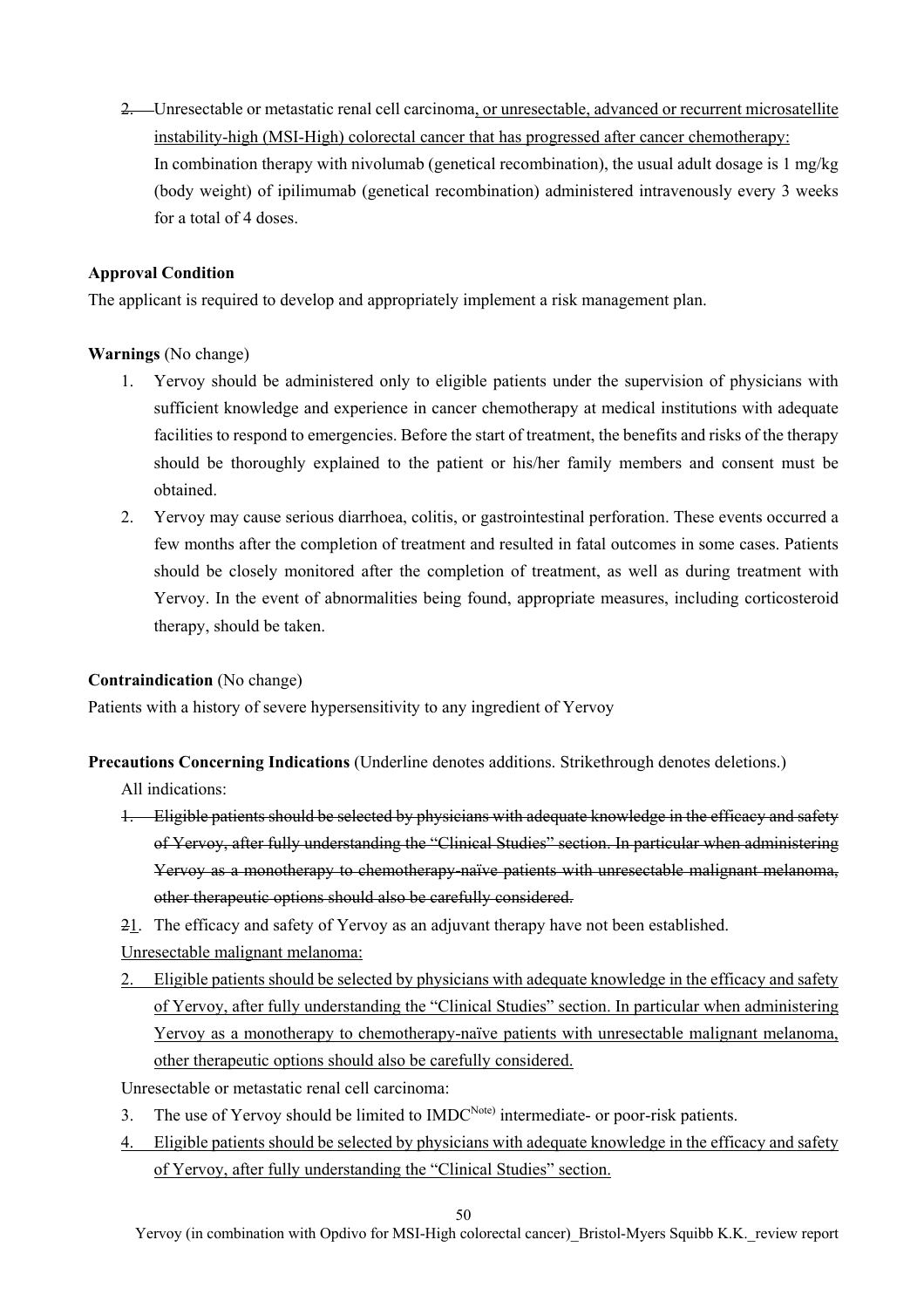2. ~~2.~~ Unresectable or metastatic renal cell carcinoma<u>, or unresectable, advanced or recurrent microsatellite instability-high (MSI-High) colorectal cancer that has progressed after cancer chemotherapy:</u>
   In combination therapy with nivolumab (genetical recombination), the usual adult dosage is 1 mg/kg (body weight) of ipilimumab (genetical recombination) administered intravenously every 3 weeks for a total of 4 doses.

**Approval Condition**

The applicant is required to develop and appropriately implement a risk management plan.

**Warnings** (No change)

1. Yervoy should be administered only to eligible patients under the supervision of physicians with sufficient knowledge and experience in cancer chemotherapy at medical institutions with adequate facilities to respond to emergencies. Before the start of treatment, the benefits and risks of the therapy should be thoroughly explained to the patient or his/her family members and consent must be obtained.
2. Yervoy may cause serious diarrhoea, colitis, or gastrointestinal perforation. These events occurred a few months after the completion of treatment and resulted in fatal outcomes in some cases. Patients should be closely monitored after the completion of treatment, as well as during treatment with Yervoy. In the event of abnormalities being found, appropriate measures, including corticosteroid therapy, should be taken.

**Contraindication** (No change)

Patients with a history of severe hypersensitivity to any ingredient of Yervoy

**Precautions Concerning Indications** (Underline denotes additions. Strikethrough denotes deletions.)

All indications:

~~1. Eligible patients should be selected by physicians with adequate knowledge in the efficacy and safety of Yervoy, after fully understanding the "Clinical Studies" section. In particular when administering Yervoy as a monotherapy to chemotherapy-naïve patients with unresectable malignant melanoma, other therapeutic options should also be carefully considered.~~

~~2~~<u>1</u>. The efficacy and safety of Yervoy as an adjuvant therapy have not been established.

<u>Unresectable malignant melanoma:</u>

<u>2. Eligible patients should be selected by physicians with adequate knowledge in the efficacy and safety of Yervoy, after fully understanding the "Clinical Studies" section. In particular when administering Yervoy as a monotherapy to chemotherapy-naïve patients with unresectable malignant melanoma, other therapeutic options should also be carefully considered.</u>

Unresectable or metastatic renal cell carcinoma:

3. The use of Yervoy should be limited to IMDC[Note)] intermediate- or poor-risk patients.

<u>4. Eligible patients should be selected by physicians with adequate knowledge in the efficacy and safety of Yervoy, after fully understanding the "Clinical Studies" section.</u>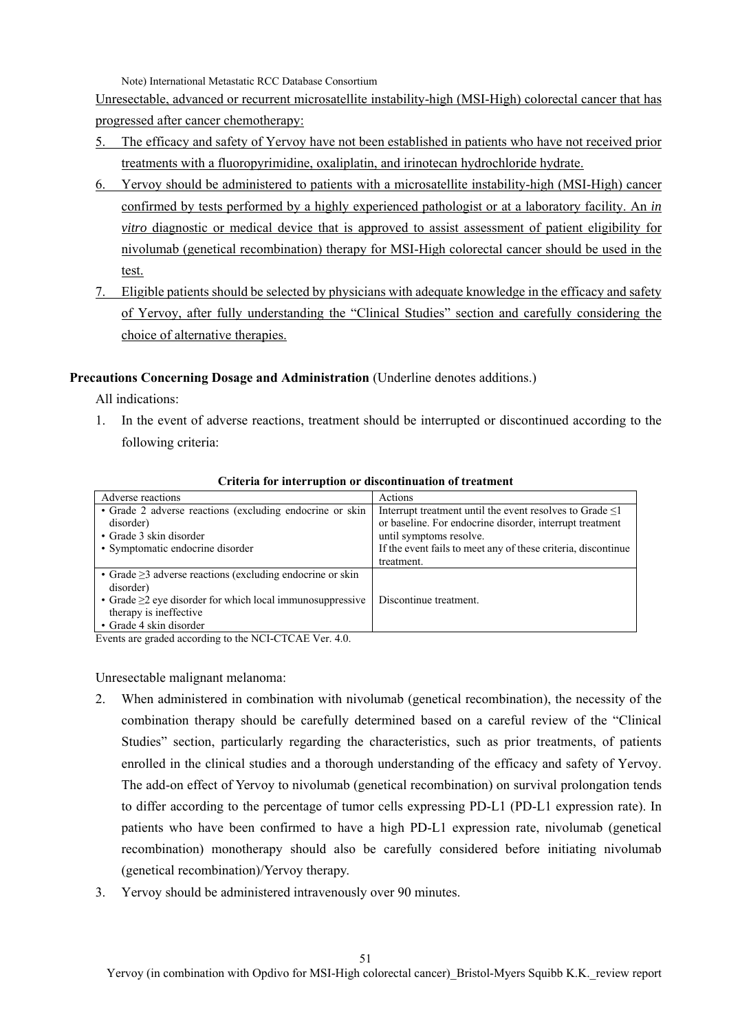Note) International Metastatic RCC Database Consortium

<u>Unresectable, advanced or recurrent microsatellite instability-high (MSI-High) colorectal cancer that has progressed after cancer chemotherapy:</u>

5. <u>The efficacy and safety of Yervoy have not been established in patients who have not received prior treatments with a fluoropyrimidine, oxaliplatin, and irinotecan hydrochloride hydrate.</u>
6. <u>Yervoy should be administered to patients with a microsatellite instability-high (MSI-High) cancer confirmed by tests performed by a highly experienced pathologist or at a laboratory facility. An *in vitro* diagnostic or medical device that is approved to assist assessment of patient eligibility for nivolumab (genetical recombination) therapy for MSI-High colorectal cancer should be used in the test.</u>
7. <u>Eligible patients should be selected by physicians with adequate knowledge in the efficacy and safety of Yervoy, after fully understanding the "Clinical Studies" section and carefully considering the choice of alternative therapies.</u>

**Precautions Concerning Dosage and Administration** (Underline denotes additions.)

All indications:

1. In the event of adverse reactions, treatment should be interrupted or discontinued according to the following criteria:

**Criteria for interruption or discontinuation of treatment**

| Adverse reactions | Actions |
|---|---|
| • Grade 2 adverse reactions (excluding endocrine or skin disorder)<br>• Grade 3 skin disorder<br>• Symptomatic endocrine disorder | Interrupt treatment until the event resolves to Grade ≤1 or baseline. For endocrine disorder, interrupt treatment until symptoms resolve.<br>If the event fails to meet any of these criteria, discontinue treatment. |
| • Grade ≥3 adverse reactions (excluding endocrine or skin disorder)<br>• Grade ≥2 eye disorder for which local immunosuppressive therapy is ineffective<br>• Grade 4 skin disorder | Discontinue treatment. |

Events are graded according to the NCI-CTCAE Ver. 4.0.

Unresectable malignant melanoma:

2. When administered in combination with nivolumab (genetical recombination), the necessity of the combination therapy should be carefully determined based on a careful review of the "Clinical Studies" section, particularly regarding the characteristics, such as prior treatments, of patients enrolled in the clinical studies and a thorough understanding of the efficacy and safety of Yervoy. The add-on effect of Yervoy to nivolumab (genetical recombination) on survival prolongation tends to differ according to the percentage of tumor cells expressing PD-L1 (PD-L1 expression rate). In patients who have been confirmed to have a high PD-L1 expression rate, nivolumab (genetical recombination) monotherapy should also be carefully considered before initiating nivolumab (genetical recombination)/Yervoy therapy.
3. Yervoy should be administered intravenously over 90 minutes.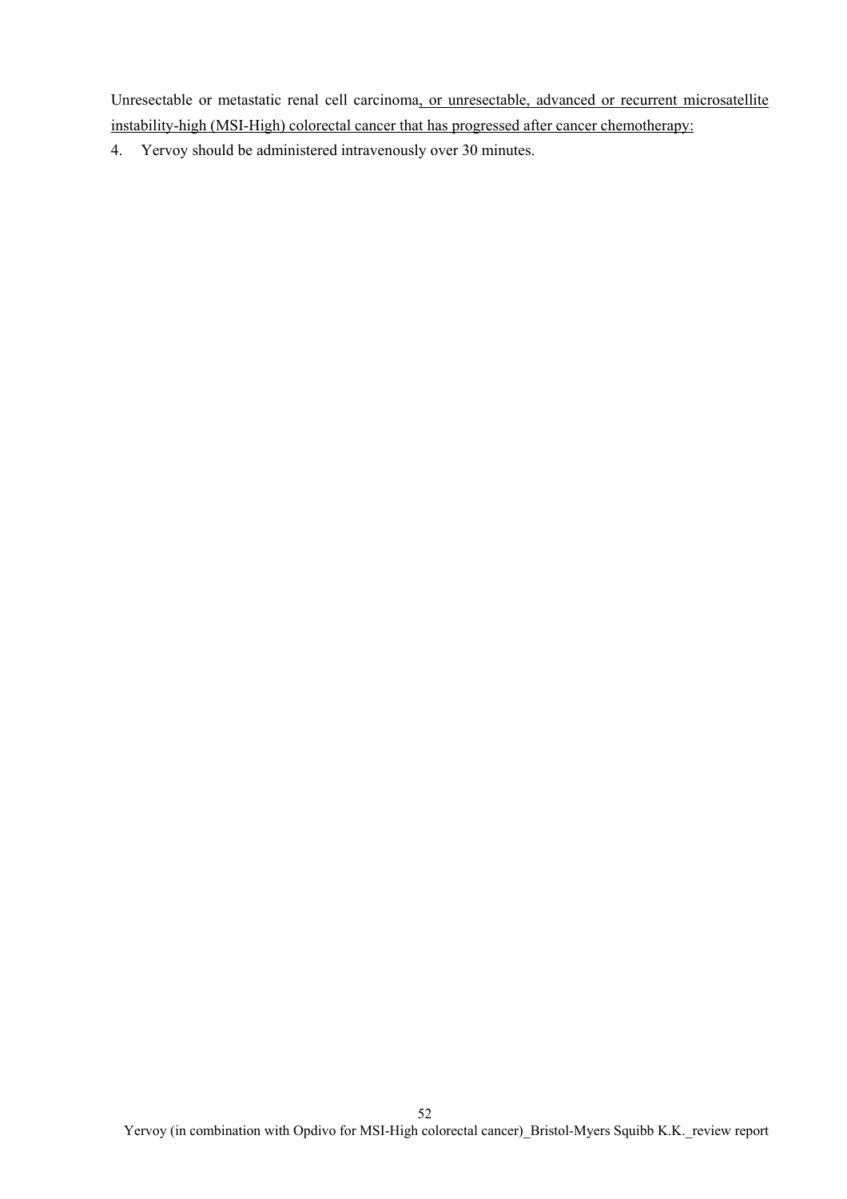Unresectable or metastatic renal cell carcinoma<u>, or unresectable, advanced or recurrent microsatellite instability-high (MSI-High) colorectal cancer that has progressed after cancer chemotherapy:</u>

4. Yervoy should be administered intravenously over 30 minutes.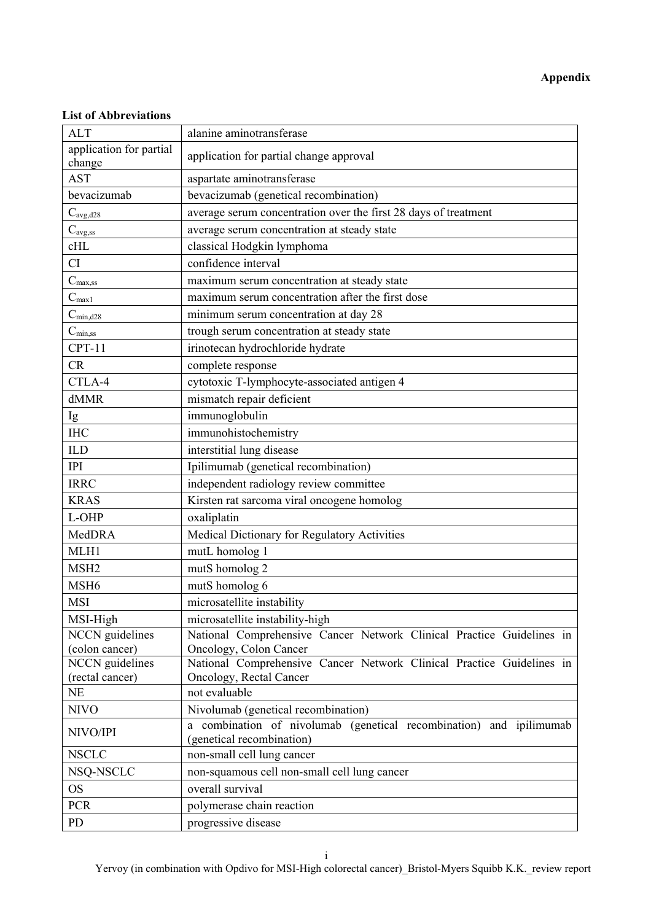**Appendix**

**List of Abbreviations**

| | |
|---|---|
| ALT | alanine aminotransferase |
| application for partial change | application for partial change approval |
| AST | aspartate aminotransferase |
| bevacizumab | bevacizumab (genetical recombination) |
| $C_{avg,d28}$ | average serum concentration over the first 28 days of treatment |
| $C_{avg,ss}$ | average serum concentration at steady state |
| cHL | classical Hodgkin lymphoma |
| CI | confidence interval |
| $C_{max,ss}$ | maximum serum concentration at steady state |
| $C_{max1}$ | maximum serum concentration after the first dose |
| $C_{min,d28}$ | minimum serum concentration at day 28 |
| $C_{min,ss}$ | trough serum concentration at steady state |
| CPT-11 | irinotecan hydrochloride hydrate |
| CR | complete response |
| CTLA-4 | cytotoxic T-lymphocyte-associated antigen 4 |
| dMMR | mismatch repair deficient |
| Ig | immunoglobulin |
| IHC | immunohistochemistry |
| ILD | interstitial lung disease |
| IPI | Ipilimumab (genetical recombination) |
| IRRC | independent radiology review committee |
| KRAS | Kirsten rat sarcoma viral oncogene homolog |
| L-OHP | oxaliplatin |
| MedDRA | Medical Dictionary for Regulatory Activities |
| MLH1 | mutL homolog 1 |
| MSH2 | mutS homolog 2 |
| MSH6 | mutS homolog 6 |
| MSI | microsatellite instability |
| MSI-High | microsatellite instability-high |
| NCCN guidelines (colon cancer) | National Comprehensive Cancer Network Clinical Practice Guidelines in Oncology, Colon Cancer |
| NCCN guidelines (rectal cancer) | National Comprehensive Cancer Network Clinical Practice Guidelines in Oncology, Rectal Cancer |
| NE | not evaluable |
| NIVO | Nivolumab (genetical recombination) |
| NIVO/IPI | a combination of nivolumab (genetical recombination) and ipilimumab (genetical recombination) |
| NSCLC | non-small cell lung cancer |
| NSQ-NSCLC | non-squamous cell non-small cell lung cancer |
| OS | overall survival |
| PCR | polymerase chain reaction |
| PD | progressive disease |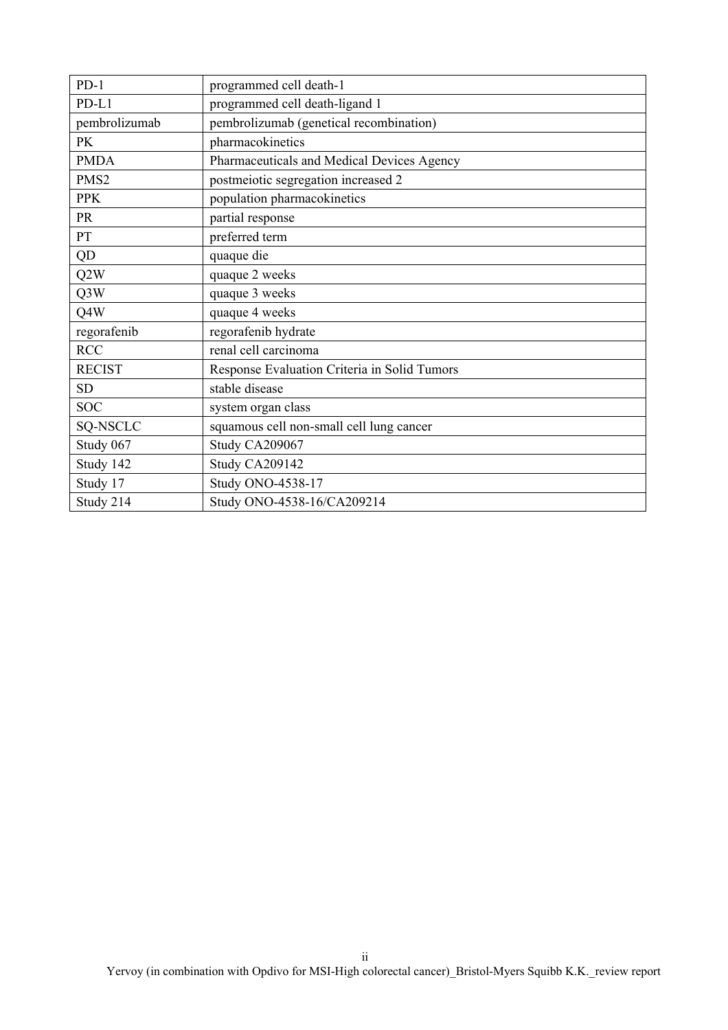| | |
|---|---|
| PD-1 | programmed cell death-1 |
| PD-L1 | programmed cell death-ligand 1 |
| pembrolizumab | pembrolizumab (genetical recombination) |
| PK | pharmacokinetics |
| PMDA | Pharmaceuticals and Medical Devices Agency |
| PMS2 | postmeiotic segregation increased 2 |
| PPK | population pharmacokinetics |
| PR | partial response |
| PT | preferred term |
| QD | quaque die |
| Q2W | quaque 2 weeks |
| Q3W | quaque 3 weeks |
| Q4W | quaque 4 weeks |
| regorafenib | regorafenib hydrate |
| RCC | renal cell carcinoma |
| RECIST | Response Evaluation Criteria in Solid Tumors |
| SD | stable disease |
| SOC | system organ class |
| SQ-NSCLC | squamous cell non-small cell lung cancer |
| Study 067 | Study CA209067 |
| Study 142 | Study CA209142 |
| Study 17 | Study ONO-4538-17 |
| Study 214 | Study ONO-4538-16/CA209214 |